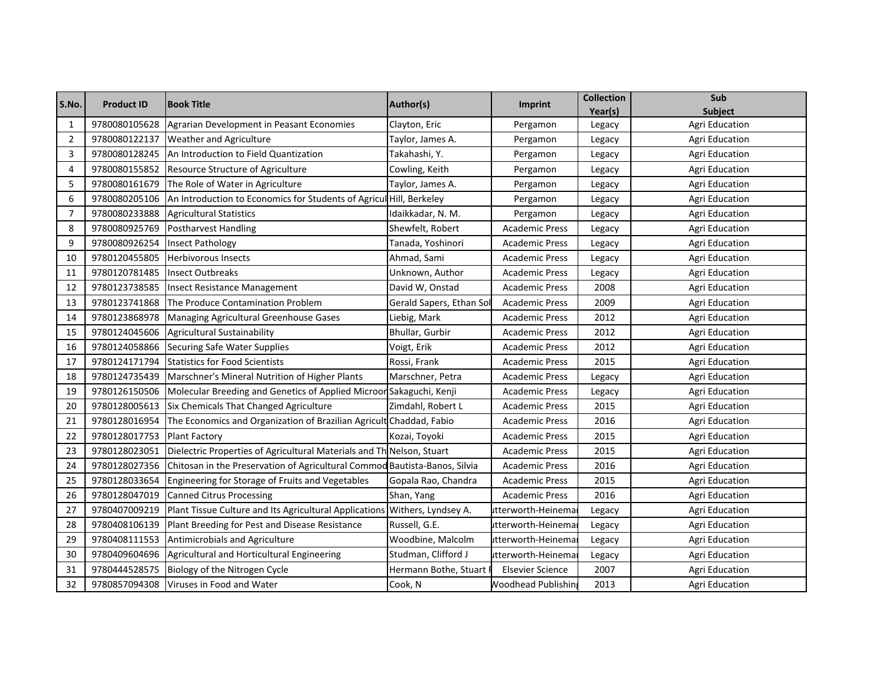| S.No. | Product ID | Book Title | Author(s) | Imprint | Collection Year(s) | Sub Subject |
|---|---|---|---|---|---|---|
| 1 | 9780080105628 | Agrarian Development in Peasant Economies | Clayton, Eric | Pergamon | Legacy | Agri Education |
| 2 | 9780080122137 | Weather and Agriculture | Taylor, James A. | Pergamon | Legacy | Agri Education |
| 3 | 9780080128245 | An Introduction to Field Quantization | Takahashi, Y. | Pergamon | Legacy | Agri Education |
| 4 | 9780080155852 | Resource Structure of Agriculture | Cowling, Keith | Pergamon | Legacy | Agri Education |
| 5 | 9780080161679 | The Role of Water in Agriculture | Taylor, James A. | Pergamon | Legacy | Agri Education |
| 6 | 9780080205106 | An Introduction to Economics for Students of Agricul | Hill, Berkeley | Pergamon | Legacy | Agri Education |
| 7 | 9780080233888 | Agricultural Statistics | Idaikkadar, N. M. | Pergamon | Legacy | Agri Education |
| 8 | 9780080925769 | Postharvest Handling | Shewfelt, Robert | Academic Press | Legacy | Agri Education |
| 9 | 9780080926254 | Insect Pathology | Tanada, Yoshinori | Academic Press | Legacy | Agri Education |
| 10 | 9780120455805 | Herbivorous Insects | Ahmad, Sami | Academic Press | Legacy | Agri Education |
| 11 | 9780120781485 | Insect Outbreaks | Unknown, Author | Academic Press | Legacy | Agri Education |
| 12 | 9780123738585 | Insect Resistance Management | David W, Onstad | Academic Press | 2008 | Agri Education |
| 13 | 9780123741868 | The Produce Contamination Problem | Gerald Sapers, Ethan Sol | Academic Press | 2009 | Agri Education |
| 14 | 9780123868978 | Managing Agricultural Greenhouse Gases | Liebig, Mark | Academic Press | 2012 | Agri Education |
| 15 | 9780124045606 | Agricultural Sustainability | Bhullar, Gurbir | Academic Press | 2012 | Agri Education |
| 16 | 9780124058866 | Securing Safe Water Supplies | Voigt, Erik | Academic Press | 2012 | Agri Education |
| 17 | 9780124171794 | Statistics for Food Scientists | Rossi, Frank | Academic Press | 2015 | Agri Education |
| 18 | 9780124735439 | Marschner's Mineral Nutrition of Higher Plants | Marschner, Petra | Academic Press | Legacy | Agri Education |
| 19 | 9780126150506 | Molecular Breeding and Genetics of Applied Microor | Sakaguchi, Kenji | Academic Press | Legacy | Agri Education |
| 20 | 9780128005613 | Six Chemicals That Changed Agriculture | Zimdahl, Robert L | Academic Press | 2015 | Agri Education |
| 21 | 9780128016954 | The Economics and Organization of Brazilian Agricult | Chaddad, Fabio | Academic Press | 2016 | Agri Education |
| 22 | 9780128017753 | Plant Factory | Kozai, Toyoki | Academic Press | 2015 | Agri Education |
| 23 | 9780128023051 | Dielectric Properties of Agricultural Materials and Th | Nelson, Stuart | Academic Press | 2015 | Agri Education |
| 24 | 9780128027356 | Chitosan in the Preservation of Agricultural Commod | Bautista-Banos, Silvia | Academic Press | 2016 | Agri Education |
| 25 | 9780128033654 | Engineering for Storage of Fruits and Vegetables | Gopala Rao, Chandra | Academic Press | 2015 | Agri Education |
| 26 | 9780128047019 | Canned Citrus Processing | Shan, Yang | Academic Press | 2016 | Agri Education |
| 27 | 9780407009219 | Plant Tissue Culture and Its Agricultural Applications | Withers, Lyndsey A. | utterworth-Heinemai | Legacy | Agri Education |
| 28 | 9780408106139 | Plant Breeding for Pest and Disease Resistance | Russell, G.E. | utterworth-Heinemai | Legacy | Agri Education |
| 29 | 9780408111553 | Antimicrobials and Agriculture | Woodbine, Malcolm | utterworth-Heinemai | Legacy | Agri Education |
| 30 | 9780409604696 | Agricultural and Horticultural Engineering | Studman, Clifford J | utterworth-Heinemai | Legacy | Agri Education |
| 31 | 9780444528575 | Biology of the Nitrogen Cycle | Hermann Bothe, Stuart F | Elsevier Science | 2007 | Agri Education |
| 32 | 9780857094308 | Viruses in Food and Water | Cook, N | Woodhead Publishing | 2013 | Agri Education |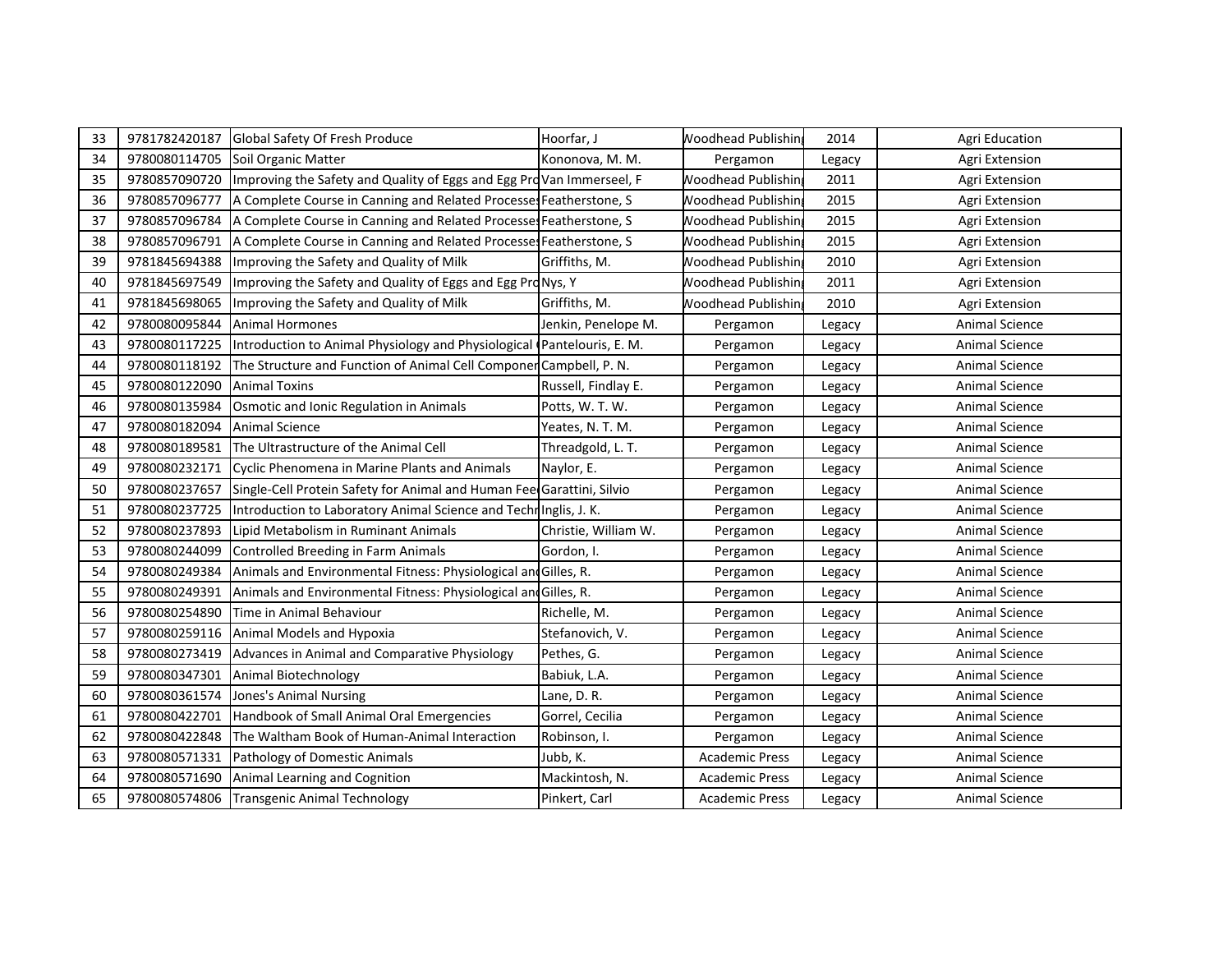| 33 | 9781782420187 | Global Safety Of Fresh Produce | Hoorfar, J | Woodhead Publishing | 2014 | Agri Education |
|---|---|---|---|---|---|---|
| 34 | 9780080114705 | Soil Organic Matter | Kononova, M. M. | Pergamon | Legacy | Agri Extension |
| 35 | 9780857090720 | Improving the Safety and Quality of Eggs and Egg Pro | Van Immerseel, F | Woodhead Publishing | 2011 | Agri Extension |
| 36 | 9780857096777 | A Complete Course in Canning and Related Processes | Featherstone, S | Woodhead Publishing | 2015 | Agri Extension |
| 37 | 9780857096784 | A Complete Course in Canning and Related Processes | Featherstone, S | Woodhead Publishing | 2015 | Agri Extension |
| 38 | 9780857096791 | A Complete Course in Canning and Related Processes | Featherstone, S | Woodhead Publishing | 2015 | Agri Extension |
| 39 | 9781845694388 | Improving the Safety and Quality of Milk | Griffiths, M. | Woodhead Publishing | 2010 | Agri Extension |
| 40 | 9781845697549 | Improving the Safety and Quality of Eggs and Egg Pro | Nys, Y | Woodhead Publishing | 2011 | Agri Extension |
| 41 | 9781845698065 | Improving the Safety and Quality of Milk | Griffiths, M. | Woodhead Publishing | 2010 | Agri Extension |
| 42 | 9780080095844 | Animal Hormones | Jenkin, Penelope M. | Pergamon | Legacy | Animal Science |
| 43 | 9780080117225 | Introduction to Animal Physiology and Physiological | Pantelouris, E. M. | Pergamon | Legacy | Animal Science |
| 44 | 9780080118192 | The Structure and Function of Animal Cell Componen | Campbell, P. N. | Pergamon | Legacy | Animal Science |
| 45 | 9780080122090 | Animal Toxins | Russell, Findlay E. | Pergamon | Legacy | Animal Science |
| 46 | 9780080135984 | Osmotic and Ionic Regulation in Animals | Potts, W. T. W. | Pergamon | Legacy | Animal Science |
| 47 | 9780080182094 | Animal Science | Yeates, N. T. M. | Pergamon | Legacy | Animal Science |
| 48 | 9780080189581 | The Ultrastructure of the Animal Cell | Threadgold, L. T. | Pergamon | Legacy | Animal Science |
| 49 | 9780080232171 | Cyclic Phenomena in Marine Plants and Animals | Naylor, E. | Pergamon | Legacy | Animal Science |
| 50 | 9780080237657 | Single-Cell Protein Safety for Animal and Human Fee | Garattini, Silvio | Pergamon | Legacy | Animal Science |
| 51 | 9780080237725 | Introduction to Laboratory Animal Science and Techn | Inglis, J. K. | Pergamon | Legacy | Animal Science |
| 52 | 9780080237893 | Lipid Metabolism in Ruminant Animals | Christie, William W. | Pergamon | Legacy | Animal Science |
| 53 | 9780080244099 | Controlled Breeding in Farm Animals | Gordon, I. | Pergamon | Legacy | Animal Science |
| 54 | 9780080249384 | Animals and Environmental Fitness: Physiological and | Gilles, R. | Pergamon | Legacy | Animal Science |
| 55 | 9780080249391 | Animals and Environmental Fitness: Physiological and | Gilles, R. | Pergamon | Legacy | Animal Science |
| 56 | 9780080254890 | Time in Animal Behaviour | Richelle, M. | Pergamon | Legacy | Animal Science |
| 57 | 9780080259116 | Animal Models and Hypoxia | Stefanovich, V. | Pergamon | Legacy | Animal Science |
| 58 | 9780080273419 | Advances in Animal and Comparative Physiology | Pethes, G. | Pergamon | Legacy | Animal Science |
| 59 | 9780080347301 | Animal Biotechnology | Babiuk, L.A. | Pergamon | Legacy | Animal Science |
| 60 | 9780080361574 | Jones's Animal Nursing | Lane, D. R. | Pergamon | Legacy | Animal Science |
| 61 | 9780080422701 | Handbook of Small Animal Oral Emergencies | Gorrel, Cecilia | Pergamon | Legacy | Animal Science |
| 62 | 9780080422848 | The Waltham Book of Human-Animal Interaction | Robinson, I. | Pergamon | Legacy | Animal Science |
| 63 | 9780080571331 | Pathology of Domestic Animals | Jubb, K. | Academic Press | Legacy | Animal Science |
| 64 | 9780080571690 | Animal Learning and Cognition | Mackintosh, N. | Academic Press | Legacy | Animal Science |
| 65 | 9780080574806 | Transgenic Animal Technology | Pinkert, Carl | Academic Press | Legacy | Animal Science |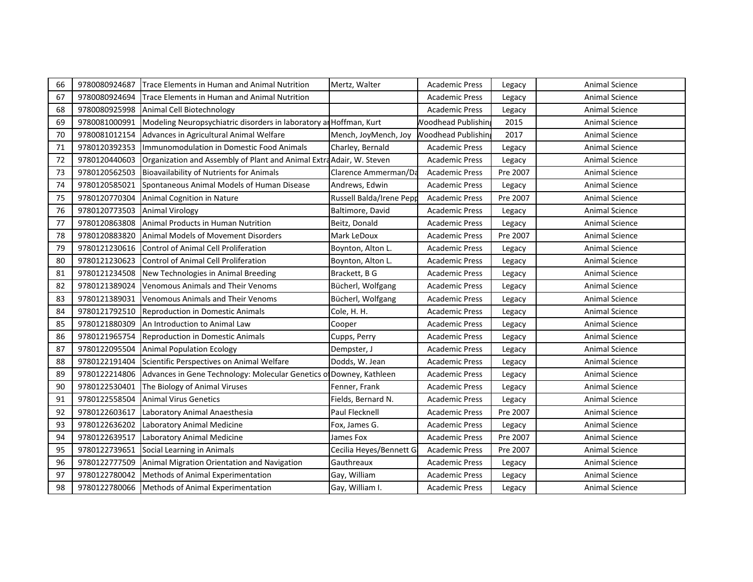| | | | | | | |
|---|---|---|---|---|---|---|
| 66 | 9780080924687 | Trace Elements in Human and Animal Nutrition | Mertz, Walter | Academic Press | Legacy | Animal Science |
| 67 | 9780080924694 | Trace Elements in Human and Animal Nutrition | | Academic Press | Legacy | Animal Science |
| 68 | 9780080925998 | Animal Cell Biotechnology | | Academic Press | Legacy | Animal Science |
| 69 | 9780081000991 | Modeling Neuropsychiatric disorders in laboratory ar | Hoffman, Kurt | Woodhead Publishing | 2015 | Animal Science |
| 70 | 9780081012154 | Advances in Agricultural Animal Welfare | Mench, JoyMench, Joy | Woodhead Publishing | 2017 | Animal Science |
| 71 | 9780120392353 | Immunomodulation in Domestic Food Animals | Charley, Bernald | Academic Press | Legacy | Animal Science |
| 72 | 9780120440603 | Organization and Assembly of Plant and Animal Extra | Adair, W. Steven | Academic Press | Legacy | Animal Science |
| 73 | 9780120562503 | Bioavailability of Nutrients for Animals | Clarence Ammerman/Da | Academic Press | Pre 2007 | Animal Science |
| 74 | 9780120585021 | Spontaneous Animal Models of Human Disease | Andrews, Edwin | Academic Press | Legacy | Animal Science |
| 75 | 9780120770304 | Animal Cognition in Nature | Russell Balda/Irene Pepp | Academic Press | Pre 2007 | Animal Science |
| 76 | 9780120773503 | Animal Virology | Baltimore, David | Academic Press | Legacy | Animal Science |
| 77 | 9780120863808 | Animal Products in Human Nutrition | Beitz, Donald | Academic Press | Legacy | Animal Science |
| 78 | 9780120883820 | Animal Models of Movement Disorders | Mark LeDoux | Academic Press | Pre 2007 | Animal Science |
| 79 | 9780121230616 | Control of Animal Cell Proliferation | Boynton, Alton L. | Academic Press | Legacy | Animal Science |
| 80 | 9780121230623 | Control of Animal Cell Proliferation | Boynton, Alton L. | Academic Press | Legacy | Animal Science |
| 81 | 9780121234508 | New Technologies in Animal Breeding | Brackett, B G | Academic Press | Legacy | Animal Science |
| 82 | 9780121389024 | Venomous Animals and Their Venoms | Bücherl, Wolfgang | Academic Press | Legacy | Animal Science |
| 83 | 9780121389031 | Venomous Animals and Their Venoms | Bücherl, Wolfgang | Academic Press | Legacy | Animal Science |
| 84 | 9780121792510 | Reproduction in Domestic Animals | Cole, H. H. | Academic Press | Legacy | Animal Science |
| 85 | 9780121880309 | An Introduction to Animal Law | Cooper | Academic Press | Legacy | Animal Science |
| 86 | 9780121965754 | Reproduction in Domestic Animals | Cupps, Perry | Academic Press | Legacy | Animal Science |
| 87 | 9780122095504 | Animal Population Ecology | Dempster, J | Academic Press | Legacy | Animal Science |
| 88 | 9780122191404 | Scientific Perspectives on Animal Welfare | Dodds, W. Jean | Academic Press | Legacy | Animal Science |
| 89 | 9780122214806 | Advances in Gene Technology: Molecular Genetics of | Downey, Kathleen | Academic Press | Legacy | Animal Science |
| 90 | 9780122530401 | The Biology of Animal Viruses | Fenner, Frank | Academic Press | Legacy | Animal Science |
| 91 | 9780122558504 | Animal Virus Genetics | Fields, Bernard N. | Academic Press | Legacy | Animal Science |
| 92 | 9780122603617 | Laboratory Animal Anaesthesia | Paul Flecknell | Academic Press | Pre 2007 | Animal Science |
| 93 | 9780122636202 | Laboratory Animal Medicine | Fox, James G. | Academic Press | Legacy | Animal Science |
| 94 | 9780122639517 | Laboratory Animal Medicine | James Fox | Academic Press | Pre 2007 | Animal Science |
| 95 | 9780122739651 | Social Learning in Animals | Cecilia Heyes/Bennett G | Academic Press | Pre 2007 | Animal Science |
| 96 | 9780122777509 | Animal Migration Orientation and Navigation | Gauthreaux | Academic Press | Legacy | Animal Science |
| 97 | 9780122780042 | Methods of Animal Experimentation | Gay, William | Academic Press | Legacy | Animal Science |
| 98 | 9780122780066 | Methods of Animal Experimentation | Gay, William I. | Academic Press | Legacy | Animal Science |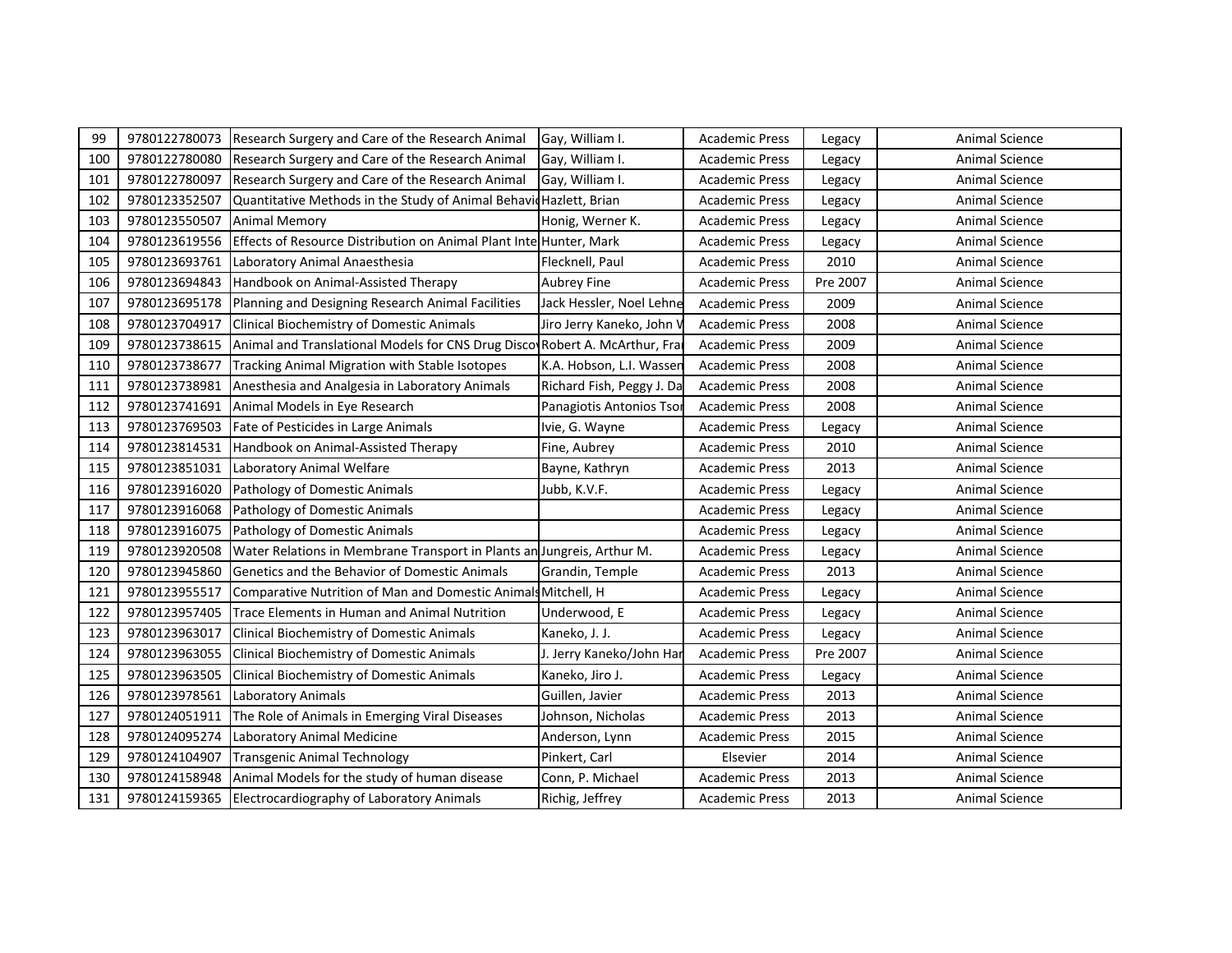| | | | | | | |
|---|---|---|---|---|---|---|
| 99 | 9780122780073 | Research Surgery and Care of the Research Animal | Gay, William I. | Academic Press | Legacy | Animal Science |
| 100 | 9780122780080 | Research Surgery and Care of the Research Animal | Gay, William I. | Academic Press | Legacy | Animal Science |
| 101 | 9780122780097 | Research Surgery and Care of the Research Animal | Gay, William I. | Academic Press | Legacy | Animal Science |
| 102 | 9780123352507 | Quantitative Methods in the Study of Animal Behavio | Hazlett, Brian | Academic Press | Legacy | Animal Science |
| 103 | 9780123550507 | Animal Memory | Honig, Werner K. | Academic Press | Legacy | Animal Science |
| 104 | 9780123619556 | Effects of Resource Distribution on Animal Plant Inte | Hunter, Mark | Academic Press | Legacy | Animal Science |
| 105 | 9780123693761 | Laboratory Animal Anaesthesia | Flecknell, Paul | Academic Press | 2010 | Animal Science |
| 106 | 9780123694843 | Handbook on Animal-Assisted Therapy | Aubrey Fine | Academic Press | Pre 2007 | Animal Science |
| 107 | 9780123695178 | Planning and Designing Research Animal Facilities | Jack Hessler, Noel Lehne | Academic Press | 2009 | Animal Science |
| 108 | 9780123704917 | Clinical Biochemistry of Domestic Animals | Jiro Jerry Kaneko, John V | Academic Press | 2008 | Animal Science |
| 109 | 9780123738615 | Animal and Translational Models for CNS Drug Disco | Robert A. McArthur, Fra | Academic Press | 2009 | Animal Science |
| 110 | 9780123738677 | Tracking Animal Migration with Stable Isotopes | K.A. Hobson, L.I. Wassen | Academic Press | 2008 | Animal Science |
| 111 | 9780123738981 | Anesthesia and Analgesia in Laboratory Animals | Richard Fish, Peggy J. Da | Academic Press | 2008 | Animal Science |
| 112 | 9780123741691 | Animal Models in Eye Research | Panagiotis Antonios Tsor | Academic Press | 2008 | Animal Science |
| 113 | 9780123769503 | Fate of Pesticides in Large Animals | Ivie, G. Wayne | Academic Press | Legacy | Animal Science |
| 114 | 9780123814531 | Handbook on Animal-Assisted Therapy | Fine, Aubrey | Academic Press | 2010 | Animal Science |
| 115 | 9780123851031 | Laboratory Animal Welfare | Bayne, Kathryn | Academic Press | 2013 | Animal Science |
| 116 | 9780123916020 | Pathology of Domestic Animals | Jubb, K.V.F. | Academic Press | Legacy | Animal Science |
| 117 | 9780123916068 | Pathology of Domestic Animals | | Academic Press | Legacy | Animal Science |
| 118 | 9780123916075 | Pathology of Domestic Animals | | Academic Press | Legacy | Animal Science |
| 119 | 9780123920508 | Water Relations in Membrane Transport in Plants an | Jungreis, Arthur M. | Academic Press | Legacy | Animal Science |
| 120 | 9780123945860 | Genetics and the Behavior of Domestic Animals | Grandin, Temple | Academic Press | 2013 | Animal Science |
| 121 | 9780123955517 | Comparative Nutrition of Man and Domestic Animals | Mitchell, H | Academic Press | Legacy | Animal Science |
| 122 | 9780123957405 | Trace Elements in Human and Animal Nutrition | Underwood, E | Academic Press | Legacy | Animal Science |
| 123 | 9780123963017 | Clinical Biochemistry of Domestic Animals | Kaneko, J. J. | Academic Press | Legacy | Animal Science |
| 124 | 9780123963055 | Clinical Biochemistry of Domestic Animals | J. Jerry Kaneko/John Har | Academic Press | Pre 2007 | Animal Science |
| 125 | 9780123963505 | Clinical Biochemistry of Domestic Animals | Kaneko, Jiro J. | Academic Press | Legacy | Animal Science |
| 126 | 9780123978561 | Laboratory Animals | Guillen, Javier | Academic Press | 2013 | Animal Science |
| 127 | 9780124051911 | The Role of Animals in Emerging Viral Diseases | Johnson, Nicholas | Academic Press | 2013 | Animal Science |
| 128 | 9780124095274 | Laboratory Animal Medicine | Anderson, Lynn | Academic Press | 2015 | Animal Science |
| 129 | 9780124104907 | Transgenic Animal Technology | Pinkert, Carl | Elsevier | 2014 | Animal Science |
| 130 | 9780124158948 | Animal Models for the study of human disease | Conn, P. Michael | Academic Press | 2013 | Animal Science |
| 131 | 9780124159365 | Electrocardiography of Laboratory Animals | Richig, Jeffrey | Academic Press | 2013 | Animal Science |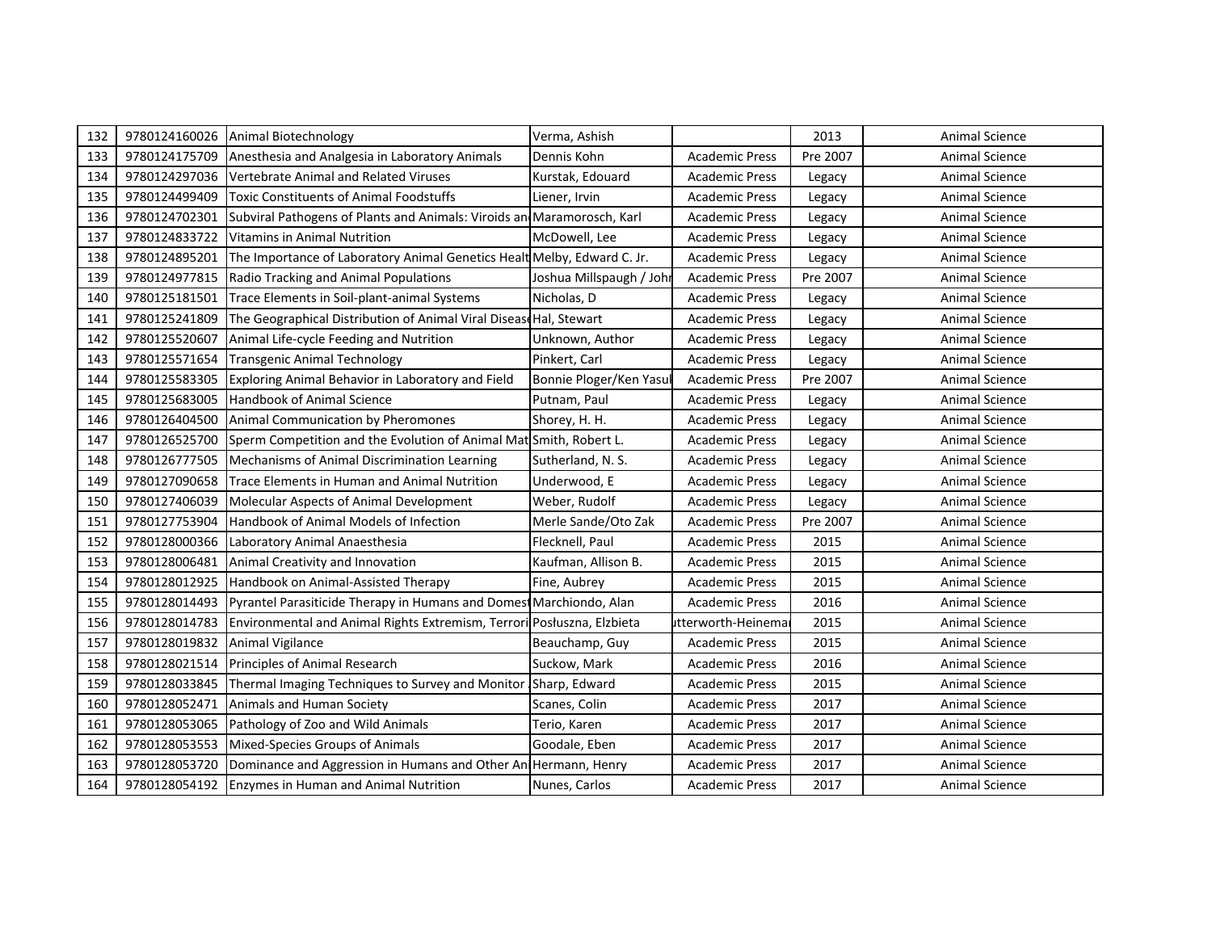| | | | | | | |
|---|---|---|---|---|---|---|
| 132 | 9780124160026 | Animal Biotechnology | Verma, Ashish | | 2013 | Animal Science |
| 133 | 9780124175709 | Anesthesia and Analgesia in Laboratory Animals | Dennis Kohn | Academic Press | Pre 2007 | Animal Science |
| 134 | 9780124297036 | Vertebrate Animal and Related Viruses | Kurstak, Edouard | Academic Press | Legacy | Animal Science |
| 135 | 9780124499409 | Toxic Constituents of Animal Foodstuffs | Liener, Irvin | Academic Press | Legacy | Animal Science |
| 136 | 9780124702301 | Subviral Pathogens of Plants and Animals: Viroids an | Maramorosch, Karl | Academic Press | Legacy | Animal Science |
| 137 | 9780124833722 | Vitamins in Animal Nutrition | McDowell, Lee | Academic Press | Legacy | Animal Science |
| 138 | 9780124895201 | The Importance of Laboratory Animal Genetics Healt | Melby, Edward C. Jr. | Academic Press | Legacy | Animal Science |
| 139 | 9780124977815 | Radio Tracking and Animal Populations | Joshua Millspaugh / Johr | Academic Press | Pre 2007 | Animal Science |
| 140 | 9780125181501 | Trace Elements in Soil-plant-animal Systems | Nicholas, D | Academic Press | Legacy | Animal Science |
| 141 | 9780125241809 | The Geographical Distribution of Animal Viral Diseas | Hal, Stewart | Academic Press | Legacy | Animal Science |
| 142 | 9780125520607 | Animal Life-cycle Feeding and Nutrition | Unknown, Author | Academic Press | Legacy | Animal Science |
| 143 | 9780125571654 | Transgenic Animal Technology | Pinkert, Carl | Academic Press | Legacy | Animal Science |
| 144 | 9780125583305 | Exploring Animal Behavior in Laboratory and Field | Bonnie Ploger/Ken Yasul | Academic Press | Pre 2007 | Animal Science |
| 145 | 9780125683005 | Handbook of Animal Science | Putnam, Paul | Academic Press | Legacy | Animal Science |
| 146 | 9780126404500 | Animal Communication by Pheromones | Shorey, H. H. | Academic Press | Legacy | Animal Science |
| 147 | 9780126525700 | Sperm Competition and the Evolution of Animal Mat | Smith, Robert L. | Academic Press | Legacy | Animal Science |
| 148 | 9780126777505 | Mechanisms of Animal Discrimination Learning | Sutherland, N. S. | Academic Press | Legacy | Animal Science |
| 149 | 9780127090658 | Trace Elements in Human and Animal Nutrition | Underwood, E | Academic Press | Legacy | Animal Science |
| 150 | 9780127406039 | Molecular Aspects of Animal Development | Weber, Rudolf | Academic Press | Legacy | Animal Science |
| 151 | 9780127753904 | Handbook of Animal Models of Infection | Merle Sande/Oto Zak | Academic Press | Pre 2007 | Animal Science |
| 152 | 9780128000366 | Laboratory Animal Anaesthesia | Flecknell, Paul | Academic Press | 2015 | Animal Science |
| 153 | 9780128006481 | Animal Creativity and Innovation | Kaufman, Allison B. | Academic Press | 2015 | Animal Science |
| 154 | 9780128012925 | Handbook on Animal-Assisted Therapy | Fine, Aubrey | Academic Press | 2015 | Animal Science |
| 155 | 9780128014493 | Pyrantel Parasiticide Therapy in Humans and Domest | Marchiondo, Alan | Academic Press | 2016 | Animal Science |
| 156 | 9780128014783 | Environmental and Animal Rights Extremism, Terrori | Posłuszna, Elzbieta | utterworth-Heinemai | 2015 | Animal Science |
| 157 | 9780128019832 | Animal Vigilance | Beauchamp, Guy | Academic Press | 2015 | Animal Science |
| 158 | 9780128021514 | Principles of Animal Research | Suckow, Mark | Academic Press | 2016 | Animal Science |
| 159 | 9780128033845 | Thermal Imaging Techniques to Survey and Monitor | Sharp, Edward | Academic Press | 2015 | Animal Science |
| 160 | 9780128052471 | Animals and Human Society | Scanes, Colin | Academic Press | 2017 | Animal Science |
| 161 | 9780128053065 | Pathology of Zoo and Wild Animals | Terio, Karen | Academic Press | 2017 | Animal Science |
| 162 | 9780128053553 | Mixed-Species Groups of Animals | Goodale, Eben | Academic Press | 2017 | Animal Science |
| 163 | 9780128053720 | Dominance and Aggression in Humans and Other An | Hermann, Henry | Academic Press | 2017 | Animal Science |
| 164 | 9780128054192 | Enzymes in Human and Animal Nutrition | Nunes, Carlos | Academic Press | 2017 | Animal Science |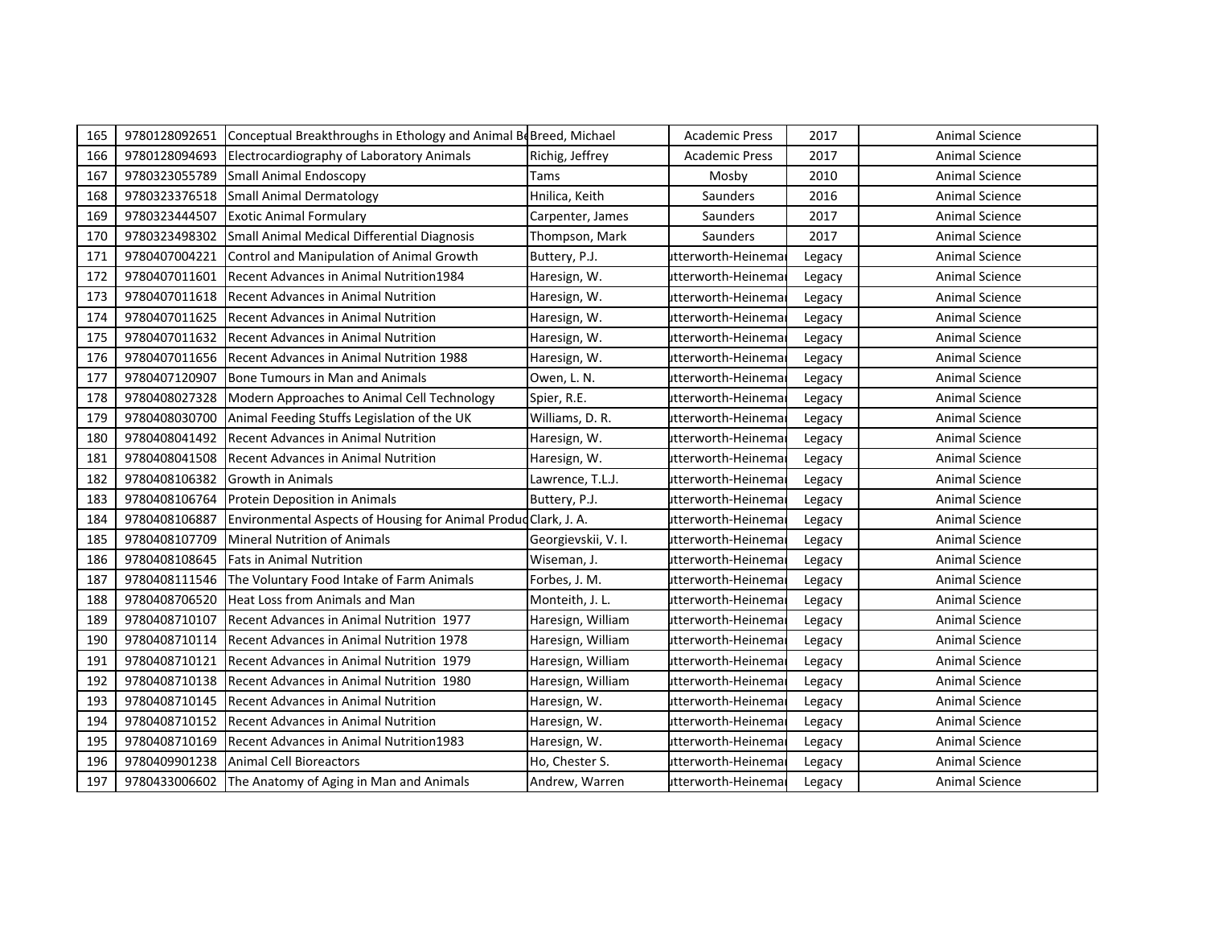| 165 | 9780128092651 | Conceptual Breakthroughs in Ethology and Animal Be | Breed, Michael | Academic Press | 2017 | Animal Science |
|---|---|---|---|---|---|---|
| 166 | 9780128094693 | Electrocardiography of Laboratory Animals | Richig, Jeffrey | Academic Press | 2017 | Animal Science |
| 167 | 9780323055789 | Small Animal Endoscopy | Tams | Mosby | 2010 | Animal Science |
| 168 | 9780323376518 | Small Animal Dermatology | Hnilica, Keith | Saunders | 2016 | Animal Science |
| 169 | 9780323444507 | Exotic Animal Formulary | Carpenter, James | Saunders | 2017 | Animal Science |
| 170 | 9780323498302 | Small Animal Medical Differential Diagnosis | Thompson, Mark | Saunders | 2017 | Animal Science |
| 171 | 9780407004221 | Control and Manipulation of Animal Growth | Buttery, P.J. | utterworth-Heinema | Legacy | Animal Science |
| 172 | 9780407011601 | Recent Advances in Animal Nutrition1984 | Haresign, W. | utterworth-Heinema | Legacy | Animal Science |
| 173 | 9780407011618 | Recent Advances in Animal Nutrition | Haresign, W. | utterworth-Heinema | Legacy | Animal Science |
| 174 | 9780407011625 | Recent Advances in Animal Nutrition | Haresign, W. | utterworth-Heinema | Legacy | Animal Science |
| 175 | 9780407011632 | Recent Advances in Animal Nutrition | Haresign, W. | utterworth-Heinema | Legacy | Animal Science |
| 176 | 9780407011656 | Recent Advances in Animal Nutrition 1988 | Haresign, W. | utterworth-Heinema | Legacy | Animal Science |
| 177 | 9780407120907 | Bone Tumours in Man and Animals | Owen, L. N. | utterworth-Heinema | Legacy | Animal Science |
| 178 | 9780408027328 | Modern Approaches to Animal Cell Technology | Spier, R.E. | utterworth-Heinema | Legacy | Animal Science |
| 179 | 9780408030700 | Animal Feeding Stuffs Legislation of the UK | Williams, D. R. | utterworth-Heinema | Legacy | Animal Science |
| 180 | 9780408041492 | Recent Advances in Animal Nutrition | Haresign, W. | utterworth-Heinema | Legacy | Animal Science |
| 181 | 9780408041508 | Recent Advances in Animal Nutrition | Haresign, W. | utterworth-Heinema | Legacy | Animal Science |
| 182 | 9780408106382 | Growth in Animals | Lawrence, T.L.J. | utterworth-Heinema | Legacy | Animal Science |
| 183 | 9780408106764 | Protein Deposition in Animals | Buttery, P.J. | utterworth-Heinema | Legacy | Animal Science |
| 184 | 9780408106887 | Environmental Aspects of Housing for Animal Produc | Clark, J. A. | utterworth-Heinema | Legacy | Animal Science |
| 185 | 9780408107709 | Mineral Nutrition of Animals | Georgievskii, V. I. | utterworth-Heinema | Legacy | Animal Science |
| 186 | 9780408108645 | Fats in Animal Nutrition | Wiseman, J. | utterworth-Heinema | Legacy | Animal Science |
| 187 | 9780408111546 | The Voluntary Food Intake of Farm Animals | Forbes, J. M. | utterworth-Heinema | Legacy | Animal Science |
| 188 | 9780408706520 | Heat Loss from Animals and Man | Monteith, J. L. | utterworth-Heinema | Legacy | Animal Science |
| 189 | 9780408710107 | Recent Advances in Animal Nutrition 1977 | Haresign, William | utterworth-Heinema | Legacy | Animal Science |
| 190 | 9780408710114 | Recent Advances in Animal Nutrition 1978 | Haresign, William | utterworth-Heinema | Legacy | Animal Science |
| 191 | 9780408710121 | Recent Advances in Animal Nutrition 1979 | Haresign, William | utterworth-Heinema | Legacy | Animal Science |
| 192 | 9780408710138 | Recent Advances in Animal Nutrition 1980 | Haresign, William | utterworth-Heinema | Legacy | Animal Science |
| 193 | 9780408710145 | Recent Advances in Animal Nutrition | Haresign, W. | utterworth-Heinema | Legacy | Animal Science |
| 194 | 9780408710152 | Recent Advances in Animal Nutrition | Haresign, W. | utterworth-Heinema | Legacy | Animal Science |
| 195 | 9780408710169 | Recent Advances in Animal Nutrition1983 | Haresign, W. | utterworth-Heinema | Legacy | Animal Science |
| 196 | 9780409901238 | Animal Cell Bioreactors | Ho, Chester S. | utterworth-Heinema | Legacy | Animal Science |
| 197 | 9780433006602 | The Anatomy of Aging in Man and Animals | Andrew, Warren | utterworth-Heinema | Legacy | Animal Science |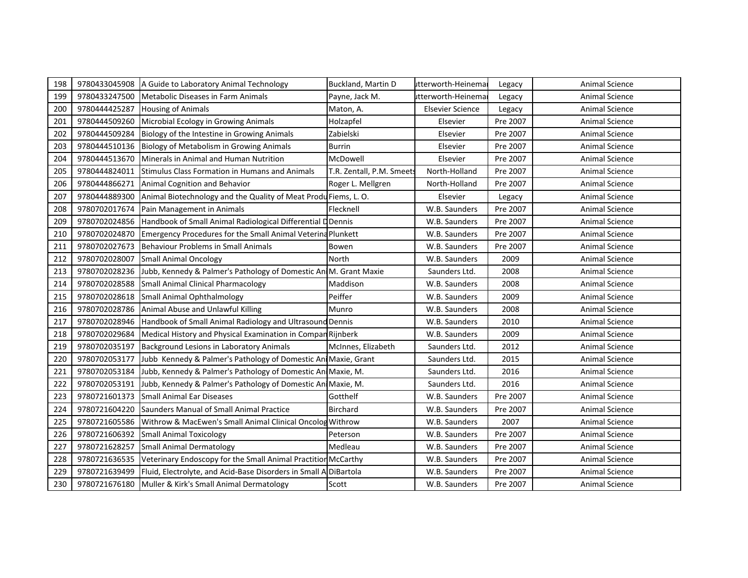| 198 | 9780433045908 | A Guide to Laboratory Animal Technology | Buckland, Martin D | utterworth-Heinema | Legacy | Animal Science |
|---|---|---|---|---|---|---|
| 199 | 9780433247500 | Metabolic Diseases in Farm Animals | Payne, Jack M. | utterworth-Heinema | Legacy | Animal Science |
| 200 | 9780444425287 | Housing of Animals | Maton, A. | Elsevier Science | Legacy | Animal Science |
| 201 | 9780444509260 | Microbial Ecology in Growing Animals | Holzapfel | Elsevier | Pre 2007 | Animal Science |
| 202 | 9780444509284 | Biology of the Intestine in Growing Animals | Zabielski | Elsevier | Pre 2007 | Animal Science |
| 203 | 9780444510136 | Biology of Metabolism in Growing Animals | Burrin | Elsevier | Pre 2007 | Animal Science |
| 204 | 9780444513670 | Minerals in Animal and Human Nutrition | McDowell | Elsevier | Pre 2007 | Animal Science |
| 205 | 9780444824011 | Stimulus Class Formation in Humans and Animals | T.R. Zentall, P.M. Smeets | North-Holland | Pre 2007 | Animal Science |
| 206 | 9780444866271 | Animal Cognition and Behavior | Roger L. Mellgren | North-Holland | Pre 2007 | Animal Science |
| 207 | 9780444889300 | Animal Biotechnology and the Quality of Meat Produ | Fiems, L. O. | Elsevier | Legacy | Animal Science |
| 208 | 9780702017674 | Pain Management in Animals | Flecknell | W.B. Saunders | Pre 2007 | Animal Science |
| 209 | 9780702024856 | Handbook of Small Animal Radiological Differential D | Dennis | W.B. Saunders | Pre 2007 | Animal Science |
| 210 | 9780702024870 | Emergency Procedures for the Small Animal Veterina | Plunkett | W.B. Saunders | Pre 2007 | Animal Science |
| 211 | 9780702027673 | Behaviour Problems in Small Animals | Bowen | W.B. Saunders | Pre 2007 | Animal Science |
| 212 | 9780702028007 | Small Animal Oncology | North | W.B. Saunders | 2009 | Animal Science |
| 213 | 9780702028236 | Jubb, Kennedy & Palmer's Pathology of Domestic Ani | M. Grant Maxie | Saunders Ltd. | 2008 | Animal Science |
| 214 | 9780702028588 | Small Animal Clinical Pharmacology | Maddison | W.B. Saunders | 2008 | Animal Science |
| 215 | 9780702028618 | Small Animal Ophthalmology | Peiffer | W.B. Saunders | 2009 | Animal Science |
| 216 | 9780702028786 | Animal Abuse and Unlawful Killing | Munro | W.B. Saunders | 2008 | Animal Science |
| 217 | 9780702028946 | Handbook of Small Animal Radiology and Ultrasound | Dennis | W.B. Saunders | 2010 | Animal Science |
| 218 | 9780702029684 | Medical History and Physical Examination in Compan | Rijnberk | W.B. Saunders | 2009 | Animal Science |
| 219 | 9780702035197 | Background Lesions in Laboratory Animals | McInnes, Elizabeth | Saunders Ltd. | 2012 | Animal Science |
| 220 | 9780702053177 | Jubb Kennedy & Palmer's Pathology of Domestic Ani | Maxie, Grant | Saunders Ltd. | 2015 | Animal Science |
| 221 | 9780702053184 | Jubb, Kennedy & Palmer's Pathology of Domestic Ani | Maxie, M. | Saunders Ltd. | 2016 | Animal Science |
| 222 | 9780702053191 | Jubb, Kennedy & Palmer's Pathology of Domestic Ani | Maxie, M. | Saunders Ltd. | 2016 | Animal Science |
| 223 | 9780721601373 | Small Animal Ear Diseases | Gotthelf | W.B. Saunders | Pre 2007 | Animal Science |
| 224 | 9780721604220 | Saunders Manual of Small Animal Practice | Birchard | W.B. Saunders | Pre 2007 | Animal Science |
| 225 | 9780721605586 | Withrow & MacEwen's Small Animal Clinical Oncolog | Withrow | W.B. Saunders | 2007 | Animal Science |
| 226 | 9780721606392 | Small Animal Toxicology | Peterson | W.B. Saunders | Pre 2007 | Animal Science |
| 227 | 9780721628257 | Small Animal Dermatology | Medleau | W.B. Saunders | Pre 2007 | Animal Science |
| 228 | 9780721636535 | Veterinary Endoscopy for the Small Animal Practition | McCarthy | W.B. Saunders | Pre 2007 | Animal Science |
| 229 | 9780721639499 | Fluid, Electrolyte, and Acid-Base Disorders in Small A | DiBartola | W.B. Saunders | Pre 2007 | Animal Science |
| 230 | 9780721676180 | Muller & Kirk's Small Animal Dermatology | Scott | W.B. Saunders | Pre 2007 | Animal Science |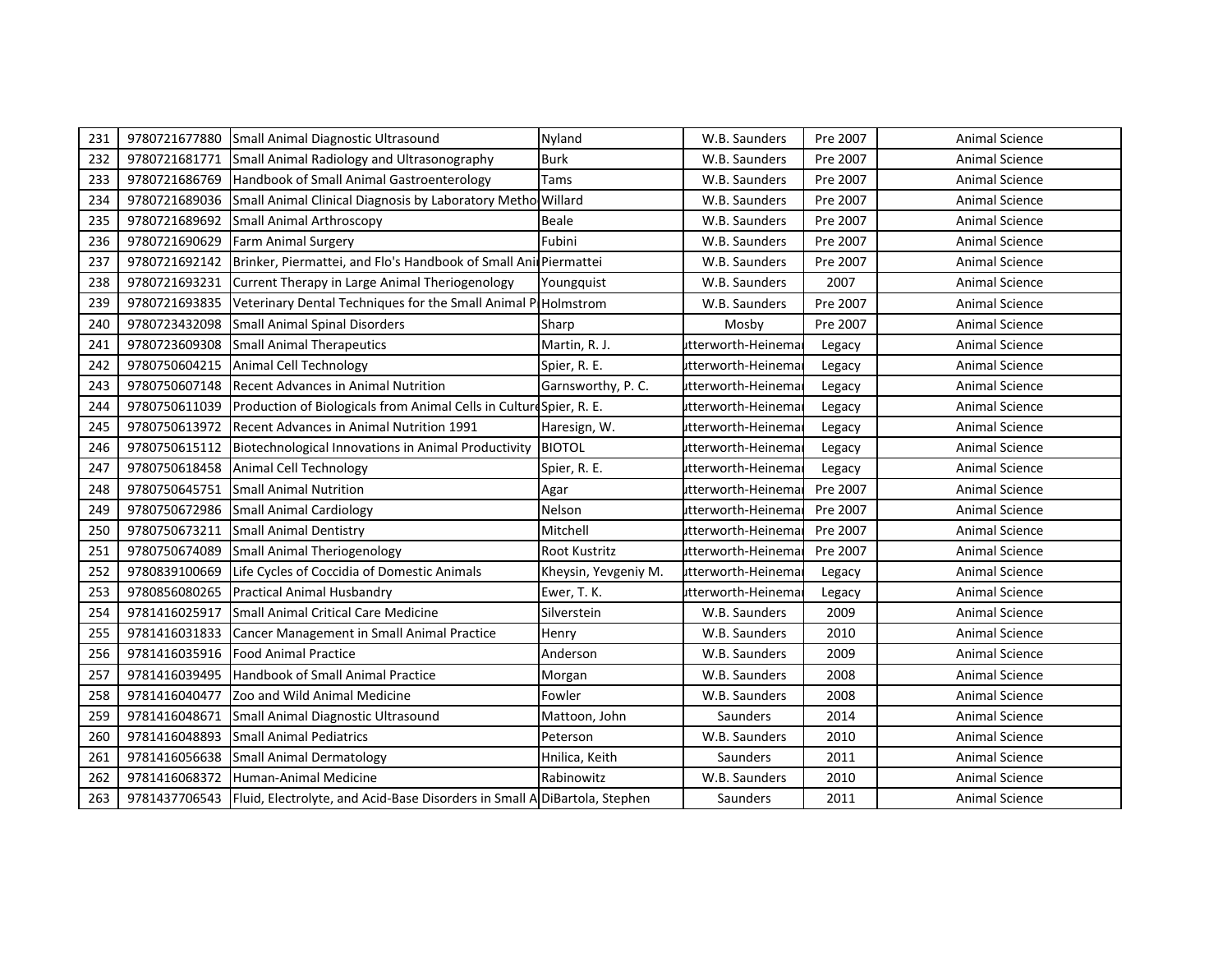| 231 | 9780721677880 | Small Animal Diagnostic Ultrasound | Nyland | W.B. Saunders | Pre 2007 | Animal Science |
|---|---|---|---|---|---|---|
| 232 | 9780721681771 | Small Animal Radiology and Ultrasonography | Burk | W.B. Saunders | Pre 2007 | Animal Science |
| 233 | 9780721686769 | Handbook of Small Animal Gastroenterology | Tams | W.B. Saunders | Pre 2007 | Animal Science |
| 234 | 9780721689036 | Small Animal Clinical Diagnosis by Laboratory Metho | Willard | W.B. Saunders | Pre 2007 | Animal Science |
| 235 | 9780721689692 | Small Animal Arthroscopy | Beale | W.B. Saunders | Pre 2007 | Animal Science |
| 236 | 9780721690629 | Farm Animal Surgery | Fubini | W.B. Saunders | Pre 2007 | Animal Science |
| 237 | 9780721692142 | Brinker, Piermattei, and Flo's Handbook of Small Ani | Piermattei | W.B. Saunders | Pre 2007 | Animal Science |
| 238 | 9780721693231 | Current Therapy in Large Animal Theriogenology | Youngquist | W.B. Saunders | 2007 | Animal Science |
| 239 | 9780721693835 | Veterinary Dental Techniques for the Small Animal P | Holmstrom | W.B. Saunders | Pre 2007 | Animal Science |
| 240 | 9780723432098 | Small Animal Spinal Disorders | Sharp | Mosby | Pre 2007 | Animal Science |
| 241 | 9780723609308 | Small Animal Therapeutics | Martin, R. J. | utterworth-Heinema | Legacy | Animal Science |
| 242 | 9780750604215 | Animal Cell Technology | Spier, R. E. | utterworth-Heinema | Legacy | Animal Science |
| 243 | 9780750607148 | Recent Advances in Animal Nutrition | Garnsworthy, P. C. | utterworth-Heinema | Legacy | Animal Science |
| 244 | 9780750611039 | Production of Biologicals from Animal Cells in Culture | Spier, R. E. | utterworth-Heinema | Legacy | Animal Science |
| 245 | 9780750613972 | Recent Advances in Animal Nutrition 1991 | Haresign, W. | utterworth-Heinema | Legacy | Animal Science |
| 246 | 9780750615112 | Biotechnological Innovations in Animal Productivity | BIOTOL | utterworth-Heinema | Legacy | Animal Science |
| 247 | 9780750618458 | Animal Cell Technology | Spier, R. E. | utterworth-Heinema | Legacy | Animal Science |
| 248 | 9780750645751 | Small Animal Nutrition | Agar | utterworth-Heinema | Pre 2007 | Animal Science |
| 249 | 9780750672986 | Small Animal Cardiology | Nelson | utterworth-Heinema | Pre 2007 | Animal Science |
| 250 | 9780750673211 | Small Animal Dentistry | Mitchell | utterworth-Heinema | Pre 2007 | Animal Science |
| 251 | 9780750674089 | Small Animal Theriogenology | Root Kustritz | utterworth-Heinema | Pre 2007 | Animal Science |
| 252 | 9780839100669 | Life Cycles of Coccidia of Domestic Animals | Kheysin, Yevgeniy M. | utterworth-Heinema | Legacy | Animal Science |
| 253 | 9780856080265 | Practical Animal Husbandry | Ewer, T. K. | utterworth-Heinema | Legacy | Animal Science |
| 254 | 9781416025917 | Small Animal Critical Care Medicine | Silverstein | W.B. Saunders | 2009 | Animal Science |
| 255 | 9781416031833 | Cancer Management in Small Animal Practice | Henry | W.B. Saunders | 2010 | Animal Science |
| 256 | 9781416035916 | Food Animal Practice | Anderson | W.B. Saunders | 2009 | Animal Science |
| 257 | 9781416039495 | Handbook of Small Animal Practice | Morgan | W.B. Saunders | 2008 | Animal Science |
| 258 | 9781416040477 | Zoo and Wild Animal Medicine | Fowler | W.B. Saunders | 2008 | Animal Science |
| 259 | 9781416048671 | Small Animal Diagnostic Ultrasound | Mattoon, John | Saunders | 2014 | Animal Science |
| 260 | 9781416048893 | Small Animal Pediatrics | Peterson | W.B. Saunders | 2010 | Animal Science |
| 261 | 9781416056638 | Small Animal Dermatology | Hnilica, Keith | Saunders | 2011 | Animal Science |
| 262 | 9781416068372 | Human-Animal Medicine | Rabinowitz | W.B. Saunders | 2010 | Animal Science |
| 263 | 9781437706543 | Fluid, Electrolyte, and Acid-Base Disorders in Small A | DiBartola, Stephen | Saunders | 2011 | Animal Science |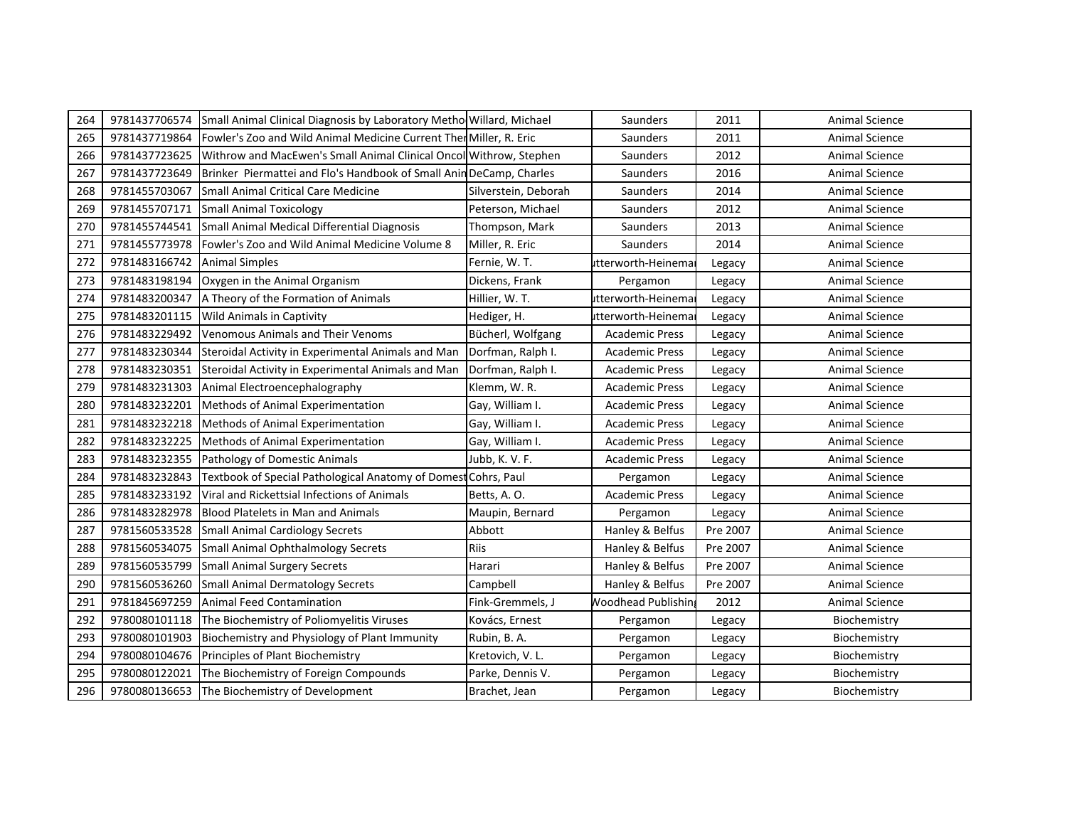| 264 | 9781437706574 | Small Animal Clinical Diagnosis by Laboratory Metho | Willard, Michael | Saunders | 2011 | Animal Science |
|---|---|---|---|---|---|---|
| 265 | 9781437719864 | Fowler's Zoo and Wild Animal Medicine Current Ther | Miller, R. Eric | Saunders | 2011 | Animal Science |
| 266 | 9781437723625 | Withrow and MacEwen's Small Animal Clinical Oncol | Withrow, Stephen | Saunders | 2012 | Animal Science |
| 267 | 9781437723649 | Brinker Piermattei and Flo's Handbook of Small Anin | DeCamp, Charles | Saunders | 2016 | Animal Science |
| 268 | 9781455703067 | Small Animal Critical Care Medicine | Silverstein, Deborah | Saunders | 2014 | Animal Science |
| 269 | 9781455707171 | Small Animal Toxicology | Peterson, Michael | Saunders | 2012 | Animal Science |
| 270 | 9781455744541 | Small Animal Medical Differential Diagnosis | Thompson, Mark | Saunders | 2013 | Animal Science |
| 271 | 9781455773978 | Fowler's Zoo and Wild Animal Medicine Volume 8 | Miller, R. Eric | Saunders | 2014 | Animal Science |
| 272 | 9781483166742 | Animal Simples | Fernie, W. T. | utterworth-Heinemai | Legacy | Animal Science |
| 273 | 9781483198194 | Oxygen in the Animal Organism | Dickens, Frank | Pergamon | Legacy | Animal Science |
| 274 | 9781483200347 | A Theory of the Formation of Animals | Hillier, W. T. | utterworth-Heinemai | Legacy | Animal Science |
| 275 | 9781483201115 | Wild Animals in Captivity | Hediger, H. | utterworth-Heinemai | Legacy | Animal Science |
| 276 | 9781483229492 | Venomous Animals and Their Venoms | Bücherl, Wolfgang | Academic Press | Legacy | Animal Science |
| 277 | 9781483230344 | Steroidal Activity in Experimental Animals and Man | Dorfman, Ralph I. | Academic Press | Legacy | Animal Science |
| 278 | 9781483230351 | Steroidal Activity in Experimental Animals and Man | Dorfman, Ralph I. | Academic Press | Legacy | Animal Science |
| 279 | 9781483231303 | Animal Electroencephalography | Klemm, W. R. | Academic Press | Legacy | Animal Science |
| 280 | 9781483232201 | Methods of Animal Experimentation | Gay, William I. | Academic Press | Legacy | Animal Science |
| 281 | 9781483232218 | Methods of Animal Experimentation | Gay, William I. | Academic Press | Legacy | Animal Science |
| 282 | 9781483232225 | Methods of Animal Experimentation | Gay, William I. | Academic Press | Legacy | Animal Science |
| 283 | 9781483232355 | Pathology of Domestic Animals | Jubb, K. V. F. | Academic Press | Legacy | Animal Science |
| 284 | 9781483232843 | Textbook of Special Pathological Anatomy of Domest | Cohrs, Paul | Pergamon | Legacy | Animal Science |
| 285 | 9781483233192 | Viral and Rickettsial Infections of Animals | Betts, A. O. | Academic Press | Legacy | Animal Science |
| 286 | 9781483282978 | Blood Platelets in Man and Animals | Maupin, Bernard | Pergamon | Legacy | Animal Science |
| 287 | 9781560533528 | Small Animal Cardiology Secrets | Abbott | Hanley & Belfus | Pre 2007 | Animal Science |
| 288 | 9781560534075 | Small Animal Ophthalmology Secrets | Riis | Hanley & Belfus | Pre 2007 | Animal Science |
| 289 | 9781560535799 | Small Animal Surgery Secrets | Harari | Hanley & Belfus | Pre 2007 | Animal Science |
| 290 | 9781560536260 | Small Animal Dermatology Secrets | Campbell | Hanley & Belfus | Pre 2007 | Animal Science |
| 291 | 9781845697259 | Animal Feed Contamination | Fink-Gremmels, J | Woodhead Publishin | 2012 | Animal Science |
| 292 | 9780080101118 | The Biochemistry of Poliomyelitis Viruses | Kovács, Ernest | Pergamon | Legacy | Biochemistry |
| 293 | 9780080101903 | Biochemistry and Physiology of Plant Immunity | Rubin, B. A. | Pergamon | Legacy | Biochemistry |
| 294 | 9780080104676 | Principles of Plant Biochemistry | Kretovich, V. L. | Pergamon | Legacy | Biochemistry |
| 295 | 9780080122021 | The Biochemistry of Foreign Compounds | Parke, Dennis V. | Pergamon | Legacy | Biochemistry |
| 296 | 9780080136653 | The Biochemistry of Development | Brachet, Jean | Pergamon | Legacy | Biochemistry |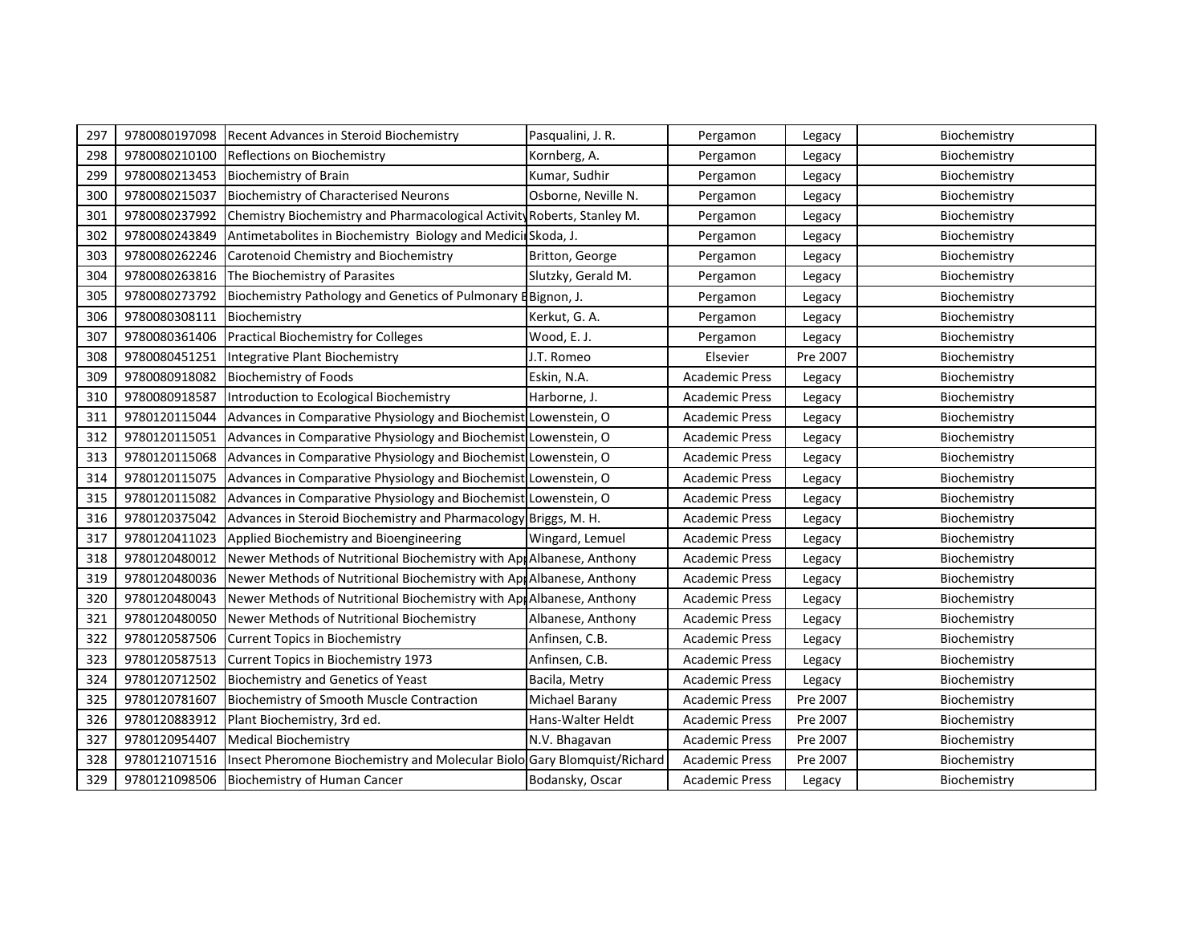| 297 | 9780080197098 | Recent Advances in Steroid Biochemistry | Pasqualini, J. R. | Pergamon | Legacy | Biochemistry |
|---|---|---|---|---|---|---|
| 298 | 9780080210100 | Reflections on Biochemistry | Kornberg, A. | Pergamon | Legacy | Biochemistry |
| 299 | 9780080213453 | Biochemistry of Brain | Kumar, Sudhir | Pergamon | Legacy | Biochemistry |
| 300 | 9780080215037 | Biochemistry of Characterised Neurons | Osborne, Neville N. | Pergamon | Legacy | Biochemistry |
| 301 | 9780080237992 | Chemistry Biochemistry and Pharmacological Activity | Roberts, Stanley M. | Pergamon | Legacy | Biochemistry |
| 302 | 9780080243849 | Antimetabolites in Biochemistry Biology and Medici | Skoda, J. | Pergamon | Legacy | Biochemistry |
| 303 | 9780080262246 | Carotenoid Chemistry and Biochemistry | Britton, George | Pergamon | Legacy | Biochemistry |
| 304 | 9780080263816 | The Biochemistry of Parasites | Slutzky, Gerald M. | Pergamon | Legacy | Biochemistry |
| 305 | 9780080273792 | Biochemistry Pathology and Genetics of Pulmonary E | Bignon, J. | Pergamon | Legacy | Biochemistry |
| 306 | 9780080308111 | Biochemistry | Kerkut, G. A. | Pergamon | Legacy | Biochemistry |
| 307 | 9780080361406 | Practical Biochemistry for Colleges | Wood, E. J. | Pergamon | Legacy | Biochemistry |
| 308 | 9780080451251 | Integrative Plant Biochemistry | J.T. Romeo | Elsevier | Pre 2007 | Biochemistry |
| 309 | 9780080918082 | Biochemistry of Foods | Eskin, N.A. | Academic Press | Legacy | Biochemistry |
| 310 | 9780080918587 | Introduction to Ecological Biochemistry | Harborne, J. | Academic Press | Legacy | Biochemistry |
| 311 | 9780120115044 | Advances in Comparative Physiology and Biochemist | Lowenstein, O | Academic Press | Legacy | Biochemistry |
| 312 | 9780120115051 | Advances in Comparative Physiology and Biochemist | Lowenstein, O | Academic Press | Legacy | Biochemistry |
| 313 | 9780120115068 | Advances in Comparative Physiology and Biochemist | Lowenstein, O | Academic Press | Legacy | Biochemistry |
| 314 | 9780120115075 | Advances in Comparative Physiology and Biochemist | Lowenstein, O | Academic Press | Legacy | Biochemistry |
| 315 | 9780120115082 | Advances in Comparative Physiology and Biochemist | Lowenstein, O | Academic Press | Legacy | Biochemistry |
| 316 | 9780120375042 | Advances in Steroid Biochemistry and Pharmacology | Briggs, M. H. | Academic Press | Legacy | Biochemistry |
| 317 | 9780120411023 | Applied Biochemistry and Bioengineering | Wingard, Lemuel | Academic Press | Legacy | Biochemistry |
| 318 | 9780120480012 | Newer Methods of Nutritional Biochemistry with Ap | Albanese, Anthony | Academic Press | Legacy | Biochemistry |
| 319 | 9780120480036 | Newer Methods of Nutritional Biochemistry with Ap | Albanese, Anthony | Academic Press | Legacy | Biochemistry |
| 320 | 9780120480043 | Newer Methods of Nutritional Biochemistry with Ap | Albanese, Anthony | Academic Press | Legacy | Biochemistry |
| 321 | 9780120480050 | Newer Methods of Nutritional Biochemistry | Albanese, Anthony | Academic Press | Legacy | Biochemistry |
| 322 | 9780120587506 | Current Topics in Biochemistry | Anfinsen, C.B. | Academic Press | Legacy | Biochemistry |
| 323 | 9780120587513 | Current Topics in Biochemistry 1973 | Anfinsen, C.B. | Academic Press | Legacy | Biochemistry |
| 324 | 9780120712502 | Biochemistry and Genetics of Yeast | Bacila, Metry | Academic Press | Legacy | Biochemistry |
| 325 | 9780120781607 | Biochemistry of Smooth Muscle Contraction | Michael Barany | Academic Press | Pre 2007 | Biochemistry |
| 326 | 9780120883912 | Plant Biochemistry, 3rd ed. | Hans-Walter Heldt | Academic Press | Pre 2007 | Biochemistry |
| 327 | 9780120954407 | Medical Biochemistry | N.V. Bhagavan | Academic Press | Pre 2007 | Biochemistry |
| 328 | 9780121071516 | Insect Pheromone Biochemistry and Molecular Biolo | Gary Blomquist/Richard | Academic Press | Pre 2007 | Biochemistry |
| 329 | 9780121098506 | Biochemistry of Human Cancer | Bodansky, Oscar | Academic Press | Legacy | Biochemistry |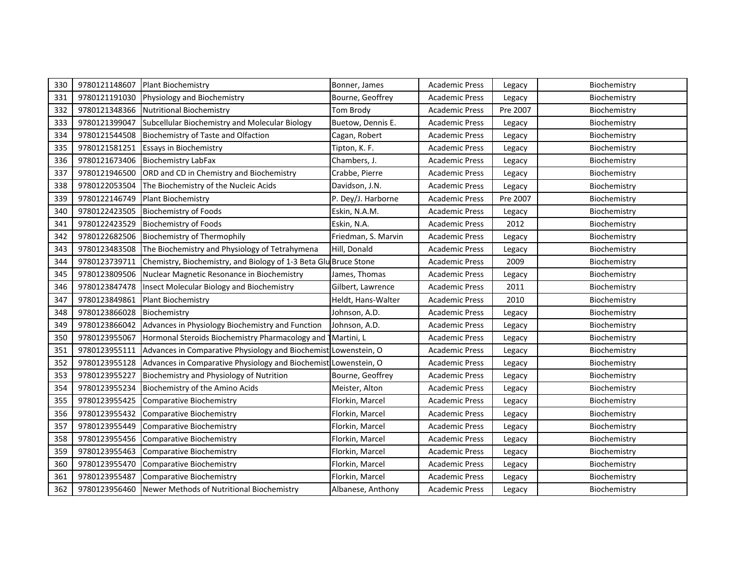| 330 | 9780121148607 | Plant Biochemistry | Bonner, James | Academic Press | Legacy | Biochemistry |
|---|---|---|---|---|---|---|
| 331 | 9780121191030 | Physiology and Biochemistry | Bourne, Geoffrey | Academic Press | Legacy | Biochemistry |
| 332 | 9780121348366 | Nutritional Biochemistry | Tom Brody | Academic Press | Pre 2007 | Biochemistry |
| 333 | 9780121399047 | Subcellular Biochemistry and Molecular Biology | Buetow, Dennis E. | Academic Press | Legacy | Biochemistry |
| 334 | 9780121544508 | Biochemistry of Taste and Olfaction | Cagan, Robert | Academic Press | Legacy | Biochemistry |
| 335 | 9780121581251 | Essays in Biochemistry | Tipton, K. F. | Academic Press | Legacy | Biochemistry |
| 336 | 9780121673406 | Biochemistry LabFax | Chambers, J. | Academic Press | Legacy | Biochemistry |
| 337 | 9780121946500 | ORD and CD in Chemistry and Biochemistry | Crabbe, Pierre | Academic Press | Legacy | Biochemistry |
| 338 | 9780122053504 | The Biochemistry of the Nucleic Acids | Davidson, J.N. | Academic Press | Legacy | Biochemistry |
| 339 | 9780122146749 | Plant Biochemistry | P. Dey/J. Harborne | Academic Press | Pre 2007 | Biochemistry |
| 340 | 9780122423505 | Biochemistry of Foods | Eskin, N.A.M. | Academic Press | Legacy | Biochemistry |
| 341 | 9780122423529 | Biochemistry of Foods | Eskin, N.A. | Academic Press | 2012 | Biochemistry |
| 342 | 9780122682506 | Biochemistry of Thermophily | Friedman, S. Marvin | Academic Press | Legacy | Biochemistry |
| 343 | 9780123483508 | The Biochemistry and Physiology of Tetrahymena | Hill, Donald | Academic Press | Legacy | Biochemistry |
| 344 | 9780123739711 | Chemistry, Biochemistry, and Biology of 1-3 Beta Glu | Bruce Stone | Academic Press | 2009 | Biochemistry |
| 345 | 9780123809506 | Nuclear Magnetic Resonance in Biochemistry | James, Thomas | Academic Press | Legacy | Biochemistry |
| 346 | 9780123847478 | Insect Molecular Biology and Biochemistry | Gilbert, Lawrence | Academic Press | 2011 | Biochemistry |
| 347 | 9780123849861 | Plant Biochemistry | Heldt, Hans-Walter | Academic Press | 2010 | Biochemistry |
| 348 | 9780123866028 | Biochemistry | Johnson, A.D. | Academic Press | Legacy | Biochemistry |
| 349 | 9780123866042 | Advances in Physiology Biochemistry and Function | Johnson, A.D. | Academic Press | Legacy | Biochemistry |
| 350 | 9780123955067 | Hormonal Steroids Biochemistry Pharmacology and T | Martini, L | Academic Press | Legacy | Biochemistry |
| 351 | 9780123955111 | Advances in Comparative Physiology and Biochemist | Lowenstein, O | Academic Press | Legacy | Biochemistry |
| 352 | 9780123955128 | Advances in Comparative Physiology and Biochemist | Lowenstein, O | Academic Press | Legacy | Biochemistry |
| 353 | 9780123955227 | Biochemistry and Physiology of Nutrition | Bourne, Geoffrey | Academic Press | Legacy | Biochemistry |
| 354 | 9780123955234 | Biochemistry of the Amino Acids | Meister, Alton | Academic Press | Legacy | Biochemistry |
| 355 | 9780123955425 | Comparative Biochemistry | Florkin, Marcel | Academic Press | Legacy | Biochemistry |
| 356 | 9780123955432 | Comparative Biochemistry | Florkin, Marcel | Academic Press | Legacy | Biochemistry |
| 357 | 9780123955449 | Comparative Biochemistry | Florkin, Marcel | Academic Press | Legacy | Biochemistry |
| 358 | 9780123955456 | Comparative Biochemistry | Florkin, Marcel | Academic Press | Legacy | Biochemistry |
| 359 | 9780123955463 | Comparative Biochemistry | Florkin, Marcel | Academic Press | Legacy | Biochemistry |
| 360 | 9780123955470 | Comparative Biochemistry | Florkin, Marcel | Academic Press | Legacy | Biochemistry |
| 361 | 9780123955487 | Comparative Biochemistry | Florkin, Marcel | Academic Press | Legacy | Biochemistry |
| 362 | 9780123956460 | Newer Methods of Nutritional Biochemistry | Albanese, Anthony | Academic Press | Legacy | Biochemistry |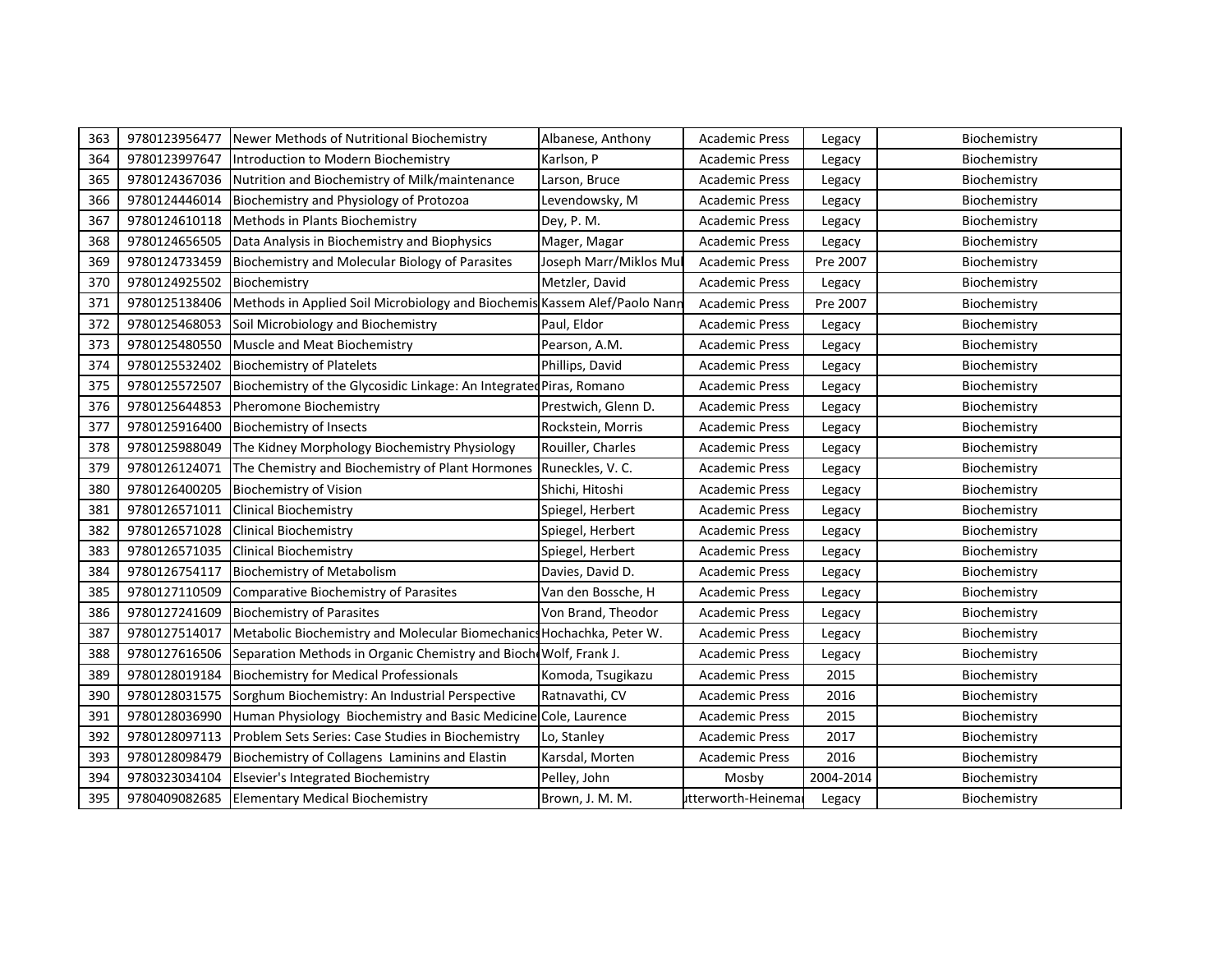| 363 | 9780123956477 | Newer Methods of Nutritional Biochemistry | Albanese, Anthony | Academic Press | Legacy | Biochemistry |
|---|---|---|---|---|---|---|
| 364 | 9780123997647 | Introduction to Modern Biochemistry | Karlson, P | Academic Press | Legacy | Biochemistry |
| 365 | 9780124367036 | Nutrition and Biochemistry of Milk/maintenance | Larson, Bruce | Academic Press | Legacy | Biochemistry |
| 366 | 9780124446014 | Biochemistry and Physiology of Protozoa | Levendowsky, M | Academic Press | Legacy | Biochemistry |
| 367 | 9780124610118 | Methods in Plants Biochemistry | Dey, P. M. | Academic Press | Legacy | Biochemistry |
| 368 | 9780124656505 | Data Analysis in Biochemistry and Biophysics | Mager, Magar | Academic Press | Legacy | Biochemistry |
| 369 | 9780124733459 | Biochemistry and Molecular Biology of Parasites | Joseph Marr/Miklos Mul | Academic Press | Pre 2007 | Biochemistry |
| 370 | 9780124925502 | Biochemistry | Metzler, David | Academic Press | Legacy | Biochemistry |
| 371 | 9780125138406 | Methods in Applied Soil Microbiology and Biochemis | Kassem Alef/Paolo Nann | Academic Press | Pre 2007 | Biochemistry |
| 372 | 9780125468053 | Soil Microbiology and Biochemistry | Paul, Eldor | Academic Press | Legacy | Biochemistry |
| 373 | 9780125480550 | Muscle and Meat Biochemistry | Pearson, A.M. | Academic Press | Legacy | Biochemistry |
| 374 | 9780125532402 | Biochemistry of Platelets | Phillips, David | Academic Press | Legacy | Biochemistry |
| 375 | 9780125572507 | Biochemistry of the Glycosidic Linkage: An Integrated | Piras, Romano | Academic Press | Legacy | Biochemistry |
| 376 | 9780125644853 | Pheromone Biochemistry | Prestwich, Glenn D. | Academic Press | Legacy | Biochemistry |
| 377 | 9780125916400 | Biochemistry of Insects | Rockstein, Morris | Academic Press | Legacy | Biochemistry |
| 378 | 9780125988049 | The Kidney Morphology Biochemistry Physiology | Rouiller, Charles | Academic Press | Legacy | Biochemistry |
| 379 | 9780126124071 | The Chemistry and Biochemistry of Plant Hormones | Runeckles, V. C. | Academic Press | Legacy | Biochemistry |
| 380 | 9780126400205 | Biochemistry of Vision | Shichi, Hitoshi | Academic Press | Legacy | Biochemistry |
| 381 | 9780126571011 | Clinical Biochemistry | Spiegel, Herbert | Academic Press | Legacy | Biochemistry |
| 382 | 9780126571028 | Clinical Biochemistry | Spiegel, Herbert | Academic Press | Legacy | Biochemistry |
| 383 | 9780126571035 | Clinical Biochemistry | Spiegel, Herbert | Academic Press | Legacy | Biochemistry |
| 384 | 9780126754117 | Biochemistry of Metabolism | Davies, David D. | Academic Press | Legacy | Biochemistry |
| 385 | 9780127110509 | Comparative Biochemistry of Parasites | Van den Bossche, H | Academic Press | Legacy | Biochemistry |
| 386 | 9780127241609 | Biochemistry of Parasites | Von Brand, Theodor | Academic Press | Legacy | Biochemistry |
| 387 | 9780127514017 | Metabolic Biochemistry and Molecular Biomechanics | Hochachka, Peter W. | Academic Press | Legacy | Biochemistry |
| 388 | 9780127616506 | Separation Methods in Organic Chemistry and Bioch | Wolf, Frank J. | Academic Press | Legacy | Biochemistry |
| 389 | 9780128019184 | Biochemistry for Medical Professionals | Komoda, Tsugikazu | Academic Press | 2015 | Biochemistry |
| 390 | 9780128031575 | Sorghum Biochemistry: An Industrial Perspective | Ratnavathi, CV | Academic Press | 2016 | Biochemistry |
| 391 | 9780128036990 | Human Physiology Biochemistry and Basic Medicine | Cole, Laurence | Academic Press | 2015 | Biochemistry |
| 392 | 9780128097113 | Problem Sets Series: Case Studies in Biochemistry | Lo, Stanley | Academic Press | 2017 | Biochemistry |
| 393 | 9780128098479 | Biochemistry of Collagens Laminins and Elastin | Karsdal, Morten | Academic Press | 2016 | Biochemistry |
| 394 | 9780323034104 | Elsevier's Integrated Biochemistry | Pelley, John | Mosby | 2004-2014 | Biochemistry |
| 395 | 9780409082685 | Elementary Medical Biochemistry | Brown, J. M. M. | ıtterworth-Heinemaı | Legacy | Biochemistry |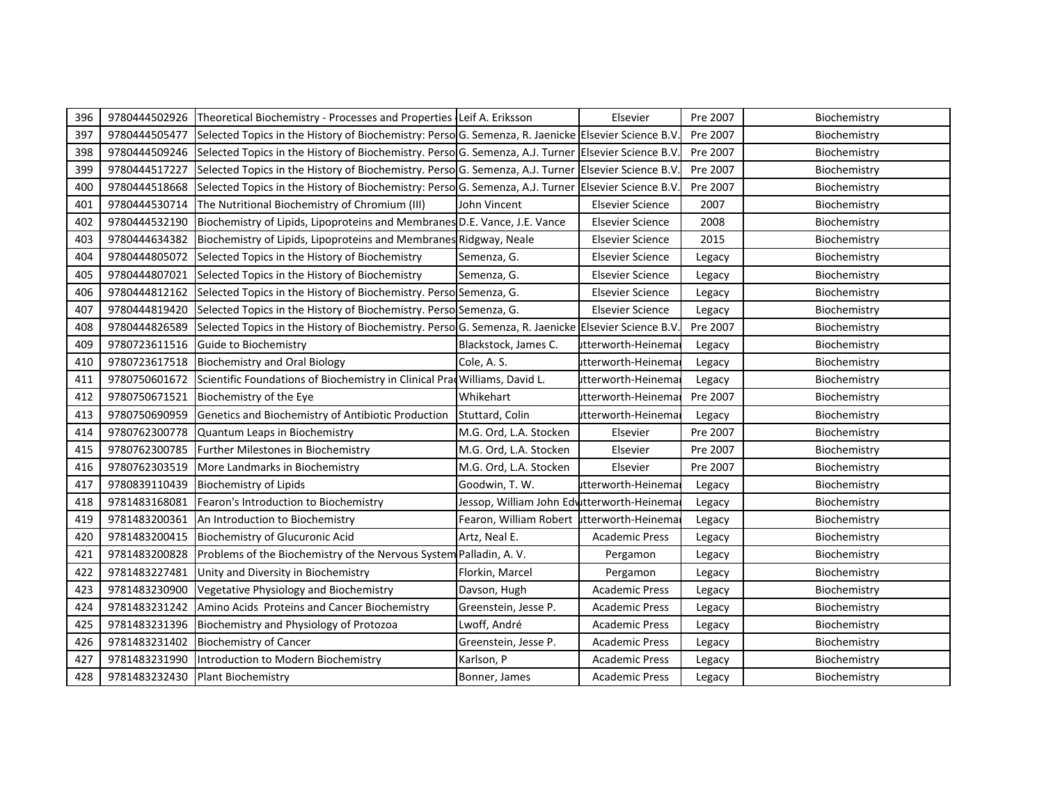| 396 | 9780444502926 | Theoretical Biochemistry - Processes and Properties | Leif A. Eriksson | Elsevier | Pre 2007 | Biochemistry |
|---|---|---|---|---|---|---|
| 397 | 9780444505477 | Selected Topics in the History of Biochemistry: Perso | G. Semenza, R. Jaenicke | Elsevier Science B.V. | Pre 2007 | Biochemistry |
| 398 | 9780444509246 | Selected Topics in the History of Biochemistry. Perso | G. Semenza, A.J. Turner | Elsevier Science B.V. | Pre 2007 | Biochemistry |
| 399 | 9780444517227 | Selected Topics in the History of Biochemistry. Perso | G. Semenza, A.J. Turner | Elsevier Science B.V. | Pre 2007 | Biochemistry |
| 400 | 9780444518668 | Selected Topics in the History of Biochemistry: Perso | G. Semenza, A.J. Turner | Elsevier Science B.V. | Pre 2007 | Biochemistry |
| 401 | 9780444530714 | The Nutritional Biochemistry of Chromium (III) | John Vincent | Elsevier Science | 2007 | Biochemistry |
| 402 | 9780444532190 | Biochemistry of Lipids, Lipoproteins and Membranes | D.E. Vance, J.E. Vance | Elsevier Science | 2008 | Biochemistry |
| 403 | 9780444634382 | Biochemistry of Lipids, Lipoproteins and Membranes | Ridgway, Neale | Elsevier Science | 2015 | Biochemistry |
| 404 | 9780444805072 | Selected Topics in the History of Biochemistry | Semenza, G. | Elsevier Science | Legacy | Biochemistry |
| 405 | 9780444807021 | Selected Topics in the History of Biochemistry | Semenza, G. | Elsevier Science | Legacy | Biochemistry |
| 406 | 9780444812162 | Selected Topics in the History of Biochemistry. Perso | Semenza, G. | Elsevier Science | Legacy | Biochemistry |
| 407 | 9780444819420 | Selected Topics in the History of Biochemistry. Perso | Semenza, G. | Elsevier Science | Legacy | Biochemistry |
| 408 | 9780444826589 | Selected Topics in the History of Biochemistry. Perso | G. Semenza, R. Jaenicke | Elsevier Science B.V. | Pre 2007 | Biochemistry |
| 409 | 9780723611516 | Guide to Biochemistry | Blackstock, James C. | utterworth-Heinema | Legacy | Biochemistry |
| 410 | 9780723617518 | Biochemistry and Oral Biology | Cole, A. S. | utterworth-Heinema | Legacy | Biochemistry |
| 411 | 9780750601672 | Scientific Foundations of Biochemistry in Clinical Pra | Williams, David L. | utterworth-Heinema | Legacy | Biochemistry |
| 412 | 9780750671521 | Biochemistry of the Eye | Whikehart | utterworth-Heinema | Pre 2007 | Biochemistry |
| 413 | 9780750690959 | Genetics and Biochemistry of Antibiotic Production | Stuttard, Colin | utterworth-Heinema | Legacy | Biochemistry |
| 414 | 9780762300778 | Quantum Leaps in Biochemistry | M.G. Ord, L.A. Stocken | Elsevier | Pre 2007 | Biochemistry |
| 415 | 9780762300785 | Further Milestones in Biochemistry | M.G. Ord, L.A. Stocken | Elsevier | Pre 2007 | Biochemistry |
| 416 | 9780762303519 | More Landmarks in Biochemistry | M.G. Ord, L.A. Stocken | Elsevier | Pre 2007 | Biochemistry |
| 417 | 9780839110439 | Biochemistry of Lipids | Goodwin, T. W. | utterworth-Heinema | Legacy | Biochemistry |
| 418 | 9781483168081 | Fearon's Introduction to Biochemistry | Jessop, William John Ed | utterworth-Heinema | Legacy | Biochemistry |
| 419 | 9781483200361 | An Introduction to Biochemistry | Fearon, William Robert | utterworth-Heinema | Legacy | Biochemistry |
| 420 | 9781483200415 | Biochemistry of Glucuronic Acid | Artz, Neal E. | Academic Press | Legacy | Biochemistry |
| 421 | 9781483200828 | Problems of the Biochemistry of the Nervous System | Palladin, A. V. | Pergamon | Legacy | Biochemistry |
| 422 | 9781483227481 | Unity and Diversity in Biochemistry | Florkin, Marcel | Pergamon | Legacy | Biochemistry |
| 423 | 9781483230900 | Vegetative Physiology and Biochemistry | Davson, Hugh | Academic Press | Legacy | Biochemistry |
| 424 | 9781483231242 | Amino Acids Proteins and Cancer Biochemistry | Greenstein, Jesse P. | Academic Press | Legacy | Biochemistry |
| 425 | 9781483231396 | Biochemistry and Physiology of Protozoa | Lwoff, André | Academic Press | Legacy | Biochemistry |
| 426 | 9781483231402 | Biochemistry of Cancer | Greenstein, Jesse P. | Academic Press | Legacy | Biochemistry |
| 427 | 9781483231990 | Introduction to Modern Biochemistry | Karlson, P | Academic Press | Legacy | Biochemistry |
| 428 | 9781483232430 | Plant Biochemistry | Bonner, James | Academic Press | Legacy | Biochemistry |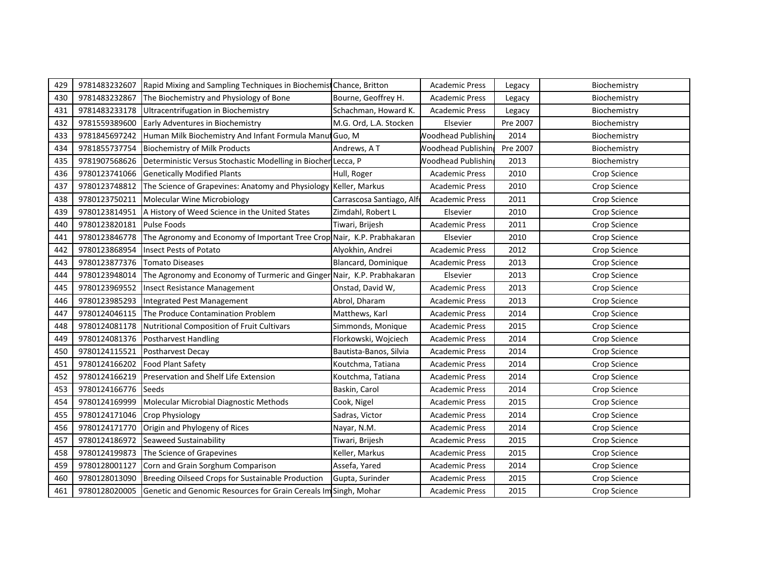| 429 | 9781483232607 | Rapid Mixing and Sampling Techniques in Biochemist | Chance, Britton | Academic Press | Legacy | Biochemistry |
|---|---|---|---|---|---|---|
| 430 | 9781483232867 | The Biochemistry and Physiology of Bone | Bourne, Geoffrey H. | Academic Press | Legacy | Biochemistry |
| 431 | 9781483233178 | Ultracentrifugation in Biochemistry | Schachman, Howard K. | Academic Press | Legacy | Biochemistry |
| 432 | 9781559389600 | Early Adventures in Biochemistry | M.G. Ord, L.A. Stocken | Elsevier | Pre 2007 | Biochemistry |
| 433 | 9781845697242 | Human Milk Biochemistry And Infant Formula Manuf | Guo, M | Woodhead Publishing | 2014 | Biochemistry |
| 434 | 9781855737754 | Biochemistry of Milk Products | Andrews, A T | Woodhead Publishing | Pre 2007 | Biochemistry |
| 435 | 9781907568626 | Deterministic Versus Stochastic Modelling in Biochem | Lecca, P | Woodhead Publishing | 2013 | Biochemistry |
| 436 | 9780123741066 | Genetically Modified Plants | Hull, Roger | Academic Press | 2010 | Crop Science |
| 437 | 9780123748812 | The Science of Grapevines: Anatomy and Physiology | Keller, Markus | Academic Press | 2010 | Crop Science |
| 438 | 9780123750211 | Molecular Wine Microbiology | Carrascosa Santiago, Alf | Academic Press | 2011 | Crop Science |
| 439 | 9780123814951 | A History of Weed Science in the United States | Zimdahl, Robert L | Elsevier | 2010 | Crop Science |
| 440 | 9780123820181 | Pulse Foods | Tiwari, Brijesh | Academic Press | 2011 | Crop Science |
| 441 | 9780123846778 | The Agronomy and Economy of Important Tree Crop | Nair, K.P. Prabhakaran | Elsevier | 2010 | Crop Science |
| 442 | 9780123868954 | Insect Pests of Potato | Alyokhin, Andrei | Academic Press | 2012 | Crop Science |
| 443 | 9780123877376 | Tomato Diseases | Blancard, Dominique | Academic Press | 2013 | Crop Science |
| 444 | 9780123948014 | The Agronomy and Economy of Turmeric and Ginger | Nair, K.P. Prabhakaran | Elsevier | 2013 | Crop Science |
| 445 | 9780123969552 | Insect Resistance Management | Onstad, David W, | Academic Press | 2013 | Crop Science |
| 446 | 9780123985293 | Integrated Pest Management | Abrol, Dharam | Academic Press | 2013 | Crop Science |
| 447 | 9780124046115 | The Produce Contamination Problem | Matthews, Karl | Academic Press | 2014 | Crop Science |
| 448 | 9780124081178 | Nutritional Composition of Fruit Cultivars | Simmonds, Monique | Academic Press | 2015 | Crop Science |
| 449 | 9780124081376 | Postharvest Handling | Florkowski, Wojciech | Academic Press | 2014 | Crop Science |
| 450 | 9780124115521 | Postharvest Decay | Bautista-Banos, Silvia | Academic Press | 2014 | Crop Science |
| 451 | 9780124166202 | Food Plant Safety | Koutchma, Tatiana | Academic Press | 2014 | Crop Science |
| 452 | 9780124166219 | Preservation and Shelf Life Extension | Koutchma, Tatiana | Academic Press | 2014 | Crop Science |
| 453 | 9780124166776 | Seeds | Baskin, Carol | Academic Press | 2014 | Crop Science |
| 454 | 9780124169999 | Molecular Microbial Diagnostic Methods | Cook, Nigel | Academic Press | 2015 | Crop Science |
| 455 | 9780124171046 | Crop Physiology | Sadras, Victor | Academic Press | 2014 | Crop Science |
| 456 | 9780124171770 | Origin and Phylogeny of Rices | Nayar, N.M. | Academic Press | 2014 | Crop Science |
| 457 | 9780124186972 | Seaweed Sustainability | Tiwari, Brijesh | Academic Press | 2015 | Crop Science |
| 458 | 9780124199873 | The Science of Grapevines | Keller, Markus | Academic Press | 2015 | Crop Science |
| 459 | 9780128001127 | Corn and Grain Sorghum Comparison | Assefa, Yared | Academic Press | 2014 | Crop Science |
| 460 | 9780128013090 | Breeding Oilseed Crops for Sustainable Production | Gupta, Surinder | Academic Press | 2015 | Crop Science |
| 461 | 9780128020005 | Genetic and Genomic Resources for Grain Cereals Im | Singh, Mohar | Academic Press | 2015 | Crop Science |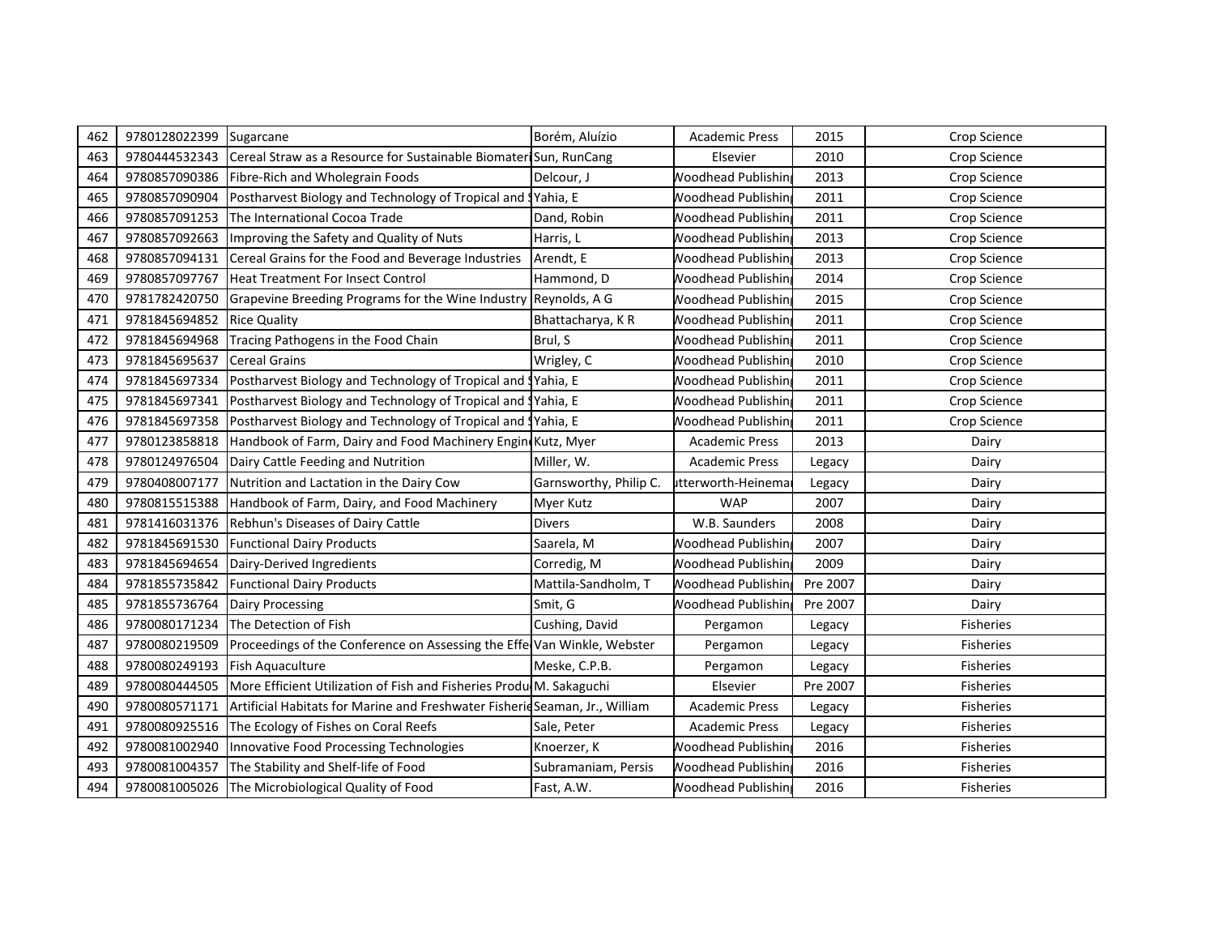| 462 | 9780128022399 | Sugarcane | Borém, Aluízio | Academic Press | 2015 | Crop Science |
|---|---|---|---|---|---|---|
| 463 | 9780444532343 | Cereal Straw as a Resource for Sustainable Biomateri | Sun, RunCang | Elsevier | 2010 | Crop Science |
| 464 | 9780857090386 | Fibre-Rich and Wholegrain Foods | Delcour, J | Woodhead Publishing | 2013 | Crop Science |
| 465 | 9780857090904 | Postharvest Biology and Technology of Tropical and S | Yahia, E | Woodhead Publishing | 2011 | Crop Science |
| 466 | 9780857091253 | The International Cocoa Trade | Dand, Robin | Woodhead Publishing | 2011 | Crop Science |
| 467 | 9780857092663 | Improving the Safety and Quality of Nuts | Harris, L | Woodhead Publishing | 2013 | Crop Science |
| 468 | 9780857094131 | Cereal Grains for the Food and Beverage Industries | Arendt, E | Woodhead Publishing | 2013 | Crop Science |
| 469 | 9780857097767 | Heat Treatment For Insect Control | Hammond, D | Woodhead Publishing | 2014 | Crop Science |
| 470 | 9781782420750 | Grapevine Breeding Programs for the Wine Industry | Reynolds, A G | Woodhead Publishing | 2015 | Crop Science |
| 471 | 9781845694852 | Rice Quality | Bhattacharya, K R | Woodhead Publishing | 2011 | Crop Science |
| 472 | 9781845694968 | Tracing Pathogens in the Food Chain | Brul, S | Woodhead Publishing | 2011 | Crop Science |
| 473 | 9781845695637 | Cereal Grains | Wrigley, C | Woodhead Publishing | 2010 | Crop Science |
| 474 | 9781845697334 | Postharvest Biology and Technology of Tropical and S | Yahia, E | Woodhead Publishing | 2011 | Crop Science |
| 475 | 9781845697341 | Postharvest Biology and Technology of Tropical and S | Yahia, E | Woodhead Publishing | 2011 | Crop Science |
| 476 | 9781845697358 | Postharvest Biology and Technology of Tropical and S | Yahia, E | Woodhead Publishing | 2011 | Crop Science |
| 477 | 9780123858818 | Handbook of Farm, Dairy and Food Machinery Engin | Kutz, Myer | Academic Press | 2013 | Dairy |
| 478 | 9780124976504 | Dairy Cattle Feeding and Nutrition | Miller, W. | Academic Press | Legacy | Dairy |
| 479 | 9780408007177 | Nutrition and Lactation in the Dairy Cow | Garnsworthy, Philip C. | Butterworth-Heinemann | Legacy | Dairy |
| 480 | 9780815515388 | Handbook of Farm, Dairy, and Food Machinery | Myer Kutz | WAP | 2007 | Dairy |
| 481 | 9781416031376 | Rebhun's Diseases of Dairy Cattle | Divers | W.B. Saunders | 2008 | Dairy |
| 482 | 9781845691530 | Functional Dairy Products | Saarela, M | Woodhead Publishing | 2007 | Dairy |
| 483 | 9781845694654 | Dairy-Derived Ingredients | Corredig, M | Woodhead Publishing | 2009 | Dairy |
| 484 | 9781855735842 | Functional Dairy Products | Mattila-Sandholm, T | Woodhead Publishing | Pre 2007 | Dairy |
| 485 | 9781855736764 | Dairy Processing | Smit, G | Woodhead Publishing | Pre 2007 | Dairy |
| 486 | 9780080171234 | The Detection of Fish | Cushing, David | Pergamon | Legacy | Fisheries |
| 487 | 9780080219509 | Proceedings of the Conference on Assessing the Effe | Van Winkle, Webster | Pergamon | Legacy | Fisheries |
| 488 | 9780080249193 | Fish Aquaculture | Meske, C.P.B. | Pergamon | Legacy | Fisheries |
| 489 | 9780080444505 | More Efficient Utilization of Fish and Fisheries Produ | M. Sakaguchi | Elsevier | Pre 2007 | Fisheries |
| 490 | 9780080571171 | Artificial Habitats for Marine and Freshwater Fisherie | Seaman, Jr., William | Academic Press | Legacy | Fisheries |
| 491 | 9780080925516 | The Ecology of Fishes on Coral Reefs | Sale, Peter | Academic Press | Legacy | Fisheries |
| 492 | 9780081002940 | Innovative Food Processing Technologies | Knoerzer, K | Woodhead Publishing | 2016 | Fisheries |
| 493 | 9780081004357 | The Stability and Shelf-life of Food | Subramaniam, Persis | Woodhead Publishing | 2016 | Fisheries |
| 494 | 9780081005026 | The Microbiological Quality of Food | Fast, A.W. | Woodhead Publishing | 2016 | Fisheries |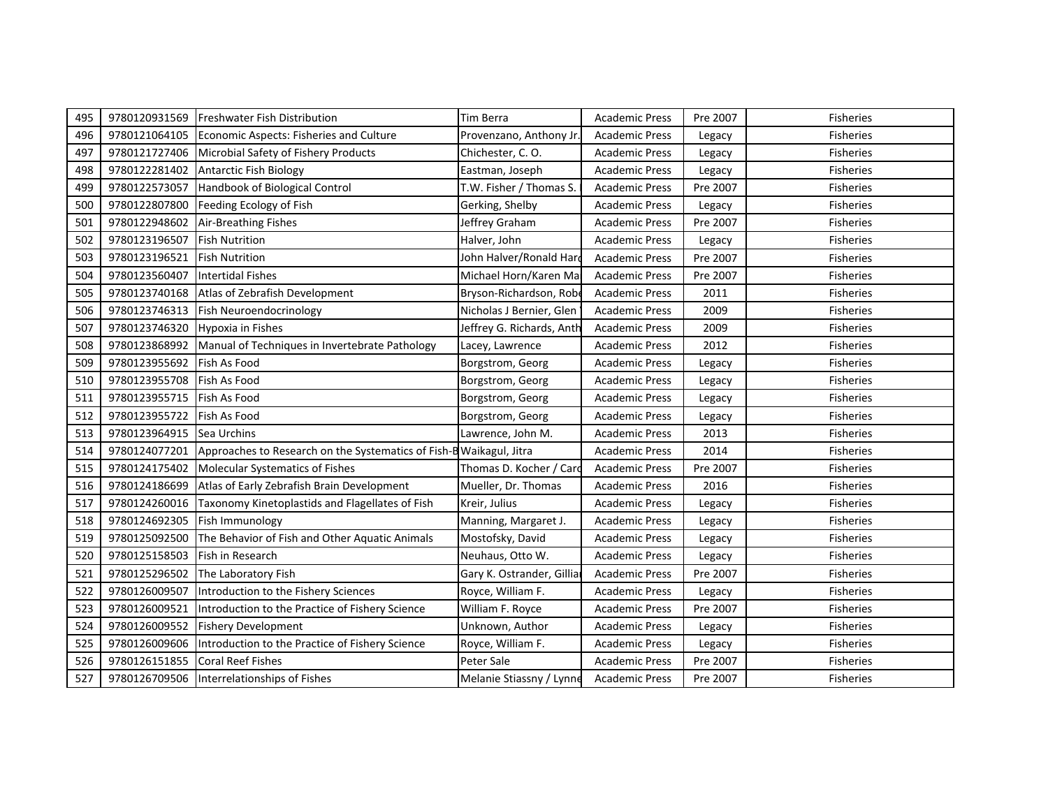| 495 | 9780120931569 | Freshwater Fish Distribution | Tim Berra | Academic Press | Pre 2007 | Fisheries |
|---|---|---|---|---|---|---|
| 496 | 9780121064105 | Economic Aspects: Fisheries and Culture | Provenzano, Anthony Jr. | Academic Press | Legacy | Fisheries |
| 497 | 9780121727406 | Microbial Safety of Fishery Products | Chichester, C. O. | Academic Press | Legacy | Fisheries |
| 498 | 9780122281402 | Antarctic Fish Biology | Eastman, Joseph | Academic Press | Legacy | Fisheries |
| 499 | 9780122573057 | Handbook of Biological Control | T.W. Fisher / Thomas S. | Academic Press | Pre 2007 | Fisheries |
| 500 | 9780122807800 | Feeding Ecology of Fish | Gerking, Shelby | Academic Press | Legacy | Fisheries |
| 501 | 9780122948602 | Air-Breathing Fishes | Jeffrey Graham | Academic Press | Pre 2007 | Fisheries |
| 502 | 9780123196507 | Fish Nutrition | Halver, John | Academic Press | Legacy | Fisheries |
| 503 | 9780123196521 | Fish Nutrition | John Halver/Ronald Hard | Academic Press | Pre 2007 | Fisheries |
| 504 | 9780123560407 | Intertidal Fishes | Michael Horn/Karen Ma | Academic Press | Pre 2007 | Fisheries |
| 505 | 9780123740168 | Atlas of Zebrafish Development | Bryson-Richardson, Robe | Academic Press | 2011 | Fisheries |
| 506 | 9780123746313 | Fish Neuroendocrinology | Nicholas J Bernier, Glen | Academic Press | 2009 | Fisheries |
| 507 | 9780123746320 | Hypoxia in Fishes | Jeffrey G. Richards, Anth | Academic Press | 2009 | Fisheries |
| 508 | 9780123868992 | Manual of Techniques in Invertebrate Pathology | Lacey, Lawrence | Academic Press | 2012 | Fisheries |
| 509 | 9780123955692 | Fish As Food | Borgstrom, Georg | Academic Press | Legacy | Fisheries |
| 510 | 9780123955708 | Fish As Food | Borgstrom, Georg | Academic Press | Legacy | Fisheries |
| 511 | 9780123955715 | Fish As Food | Borgstrom, Georg | Academic Press | Legacy | Fisheries |
| 512 | 9780123955722 | Fish As Food | Borgstrom, Georg | Academic Press | Legacy | Fisheries |
| 513 | 9780123964915 | Sea Urchins | Lawrence, John M. | Academic Press | 2013 | Fisheries |
| 514 | 9780124077201 | Approaches to Research on the Systematics of Fish-B | Waikagul, Jitra | Academic Press | 2014 | Fisheries |
| 515 | 9780124175402 | Molecular Systematics of Fishes | Thomas D. Kocher / Caro | Academic Press | Pre 2007 | Fisheries |
| 516 | 9780124186699 | Atlas of Early Zebrafish Brain Development | Mueller, Dr. Thomas | Academic Press | 2016 | Fisheries |
| 517 | 9780124260016 | Taxonomy Kinetoplastids and Flagellates of Fish | Kreir, Julius | Academic Press | Legacy | Fisheries |
| 518 | 9780124692305 | Fish Immunology | Manning, Margaret J. | Academic Press | Legacy | Fisheries |
| 519 | 9780125092500 | The Behavior of Fish and Other Aquatic Animals | Mostofsky, David | Academic Press | Legacy | Fisheries |
| 520 | 9780125158503 | Fish in Research | Neuhaus, Otto W. | Academic Press | Legacy | Fisheries |
| 521 | 9780125296502 | The Laboratory Fish | Gary K. Ostrander, Gillia | Academic Press | Pre 2007 | Fisheries |
| 522 | 9780126009507 | Introduction to the Fishery Sciences | Royce, William F. | Academic Press | Legacy | Fisheries |
| 523 | 9780126009521 | Introduction to the Practice of Fishery Science | William F. Royce | Academic Press | Pre 2007 | Fisheries |
| 524 | 9780126009552 | Fishery Development | Unknown, Author | Academic Press | Legacy | Fisheries |
| 525 | 9780126009606 | Introduction to the Practice of Fishery Science | Royce, William F. | Academic Press | Legacy | Fisheries |
| 526 | 9780126151855 | Coral Reef Fishes | Peter Sale | Academic Press | Pre 2007 | Fisheries |
| 527 | 9780126709506 | Interrelationships of Fishes | Melanie Stiassny / Lynne | Academic Press | Pre 2007 | Fisheries |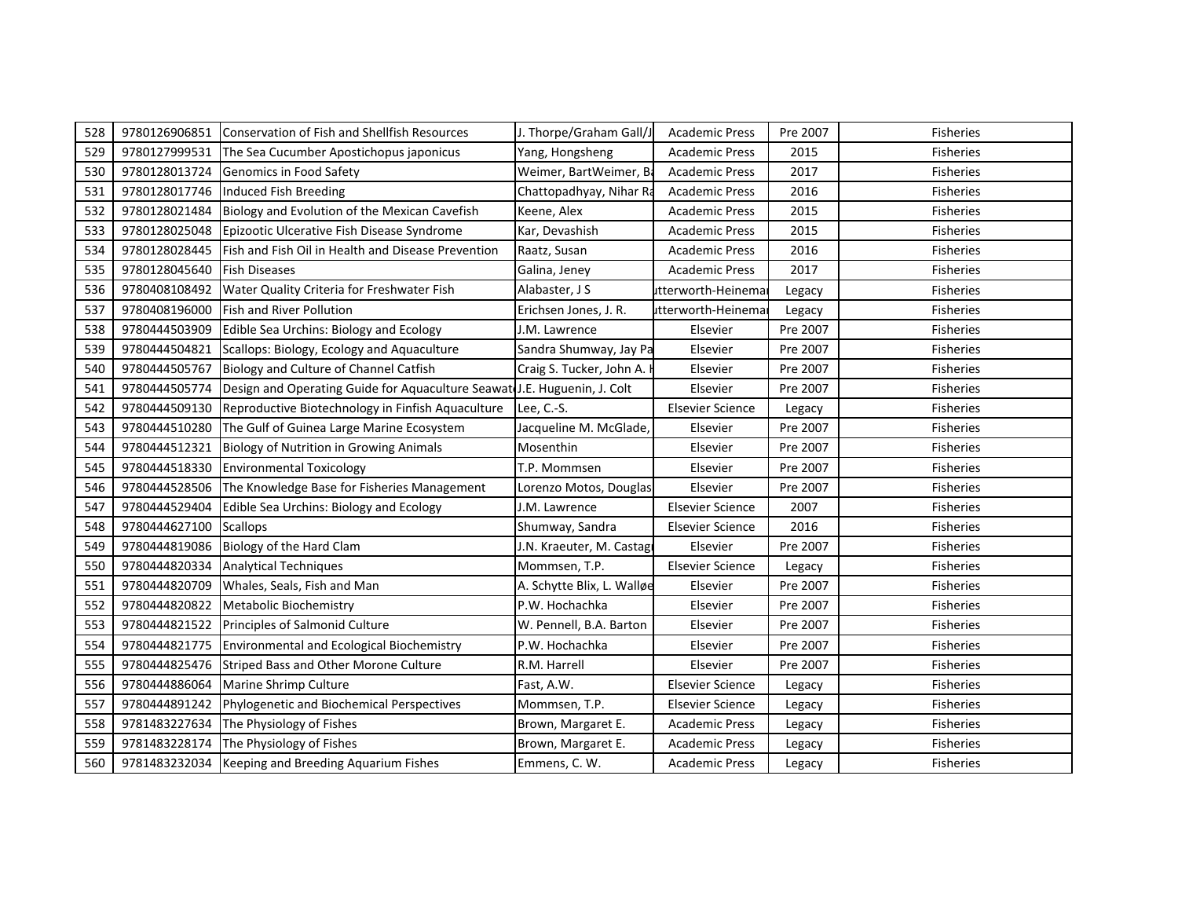| 528 | 9780126906851 | Conservation of Fish and Shellfish Resources | J. Thorpe/Graham Gall/J | Academic Press | Pre 2007 | Fisheries |
|---|---|---|---|---|---|---|
| 529 | 9780127999531 | The Sea Cucumber Apostichopus japonicus | Yang, Hongsheng | Academic Press | 2015 | Fisheries |
| 530 | 9780128013724 | Genomics in Food Safety | Weimer, BartWeimer, Ba | Academic Press | 2017 | Fisheries |
| 531 | 9780128017746 | Induced Fish Breeding | Chattopadhyay, Nihar Ra | Academic Press | 2016 | Fisheries |
| 532 | 9780128021484 | Biology and Evolution of the Mexican Cavefish | Keene, Alex | Academic Press | 2015 | Fisheries |
| 533 | 9780128025048 | Epizootic Ulcerative Fish Disease Syndrome | Kar, Devashish | Academic Press | 2015 | Fisheries |
| 534 | 9780128028445 | Fish and Fish Oil in Health and Disease Prevention | Raatz, Susan | Academic Press | 2016 | Fisheries |
| 535 | 9780128045640 | Fish Diseases | Galina, Jeney | Academic Press | 2017 | Fisheries |
| 536 | 9780408108492 | Water Quality Criteria for Freshwater Fish | Alabaster, J S | utterworth-Heinemar | Legacy | Fisheries |
| 537 | 9780408196000 | Fish and River Pollution | Erichsen Jones, J. R. | utterworth-Heinemar | Legacy | Fisheries |
| 538 | 9780444503909 | Edible Sea Urchins: Biology and Ecology | J.M. Lawrence | Elsevier | Pre 2007 | Fisheries |
| 539 | 9780444504821 | Scallops: Biology, Ecology and Aquaculture | Sandra Shumway, Jay Pa | Elsevier | Pre 2007 | Fisheries |
| 540 | 9780444505767 | Biology and Culture of Channel Catfish | Craig S. Tucker, John A. H | Elsevier | Pre 2007 | Fisheries |
| 541 | 9780444505774 | Design and Operating Guide for Aquaculture Seawat | J.E. Huguenin, J. Colt | Elsevier | Pre 2007 | Fisheries |
| 542 | 9780444509130 | Reproductive Biotechnology in Finfish Aquaculture | Lee, C.-S. | Elsevier Science | Legacy | Fisheries |
| 543 | 9780444510280 | The Gulf of Guinea Large Marine Ecosystem | Jacqueline M. McGlade, | Elsevier | Pre 2007 | Fisheries |
| 544 | 9780444512321 | Biology of Nutrition in Growing Animals | Mosenthin | Elsevier | Pre 2007 | Fisheries |
| 545 | 9780444518330 | Environmental Toxicology | T.P. Mommsen | Elsevier | Pre 2007 | Fisheries |
| 546 | 9780444528506 | The Knowledge Base for Fisheries Management | Lorenzo Motos, Douglas | Elsevier | Pre 2007 | Fisheries |
| 547 | 9780444529404 | Edible Sea Urchins: Biology and Ecology | J.M. Lawrence | Elsevier Science | 2007 | Fisheries |
| 548 | 9780444627100 | Scallops | Shumway, Sandra | Elsevier Science | 2016 | Fisheries |
| 549 | 9780444819086 | Biology of the Hard Clam | J.N. Kraeuter, M. Castag | Elsevier | Pre 2007 | Fisheries |
| 550 | 9780444820334 | Analytical Techniques | Mommsen, T.P. | Elsevier Science | Legacy | Fisheries |
| 551 | 9780444820709 | Whales, Seals, Fish and Man | A. Schytte Blix, L. Walløe | Elsevier | Pre 2007 | Fisheries |
| 552 | 9780444820822 | Metabolic Biochemistry | P.W. Hochachka | Elsevier | Pre 2007 | Fisheries |
| 553 | 9780444821522 | Principles of Salmonid Culture | W. Pennell, B.A. Barton | Elsevier | Pre 2007 | Fisheries |
| 554 | 9780444821775 | Environmental and Ecological Biochemistry | P.W. Hochachka | Elsevier | Pre 2007 | Fisheries |
| 555 | 9780444825476 | Striped Bass and Other Morone Culture | R.M. Harrell | Elsevier | Pre 2007 | Fisheries |
| 556 | 9780444886064 | Marine Shrimp Culture | Fast, A.W. | Elsevier Science | Legacy | Fisheries |
| 557 | 9780444891242 | Phylogenetic and Biochemical Perspectives | Mommsen, T.P. | Elsevier Science | Legacy | Fisheries |
| 558 | 9781483227634 | The Physiology of Fishes | Brown, Margaret E. | Academic Press | Legacy | Fisheries |
| 559 | 9781483228174 | The Physiology of Fishes | Brown, Margaret E. | Academic Press | Legacy | Fisheries |
| 560 | 9781483232034 | Keeping and Breeding Aquarium Fishes | Emmens, C. W. | Academic Press | Legacy | Fisheries |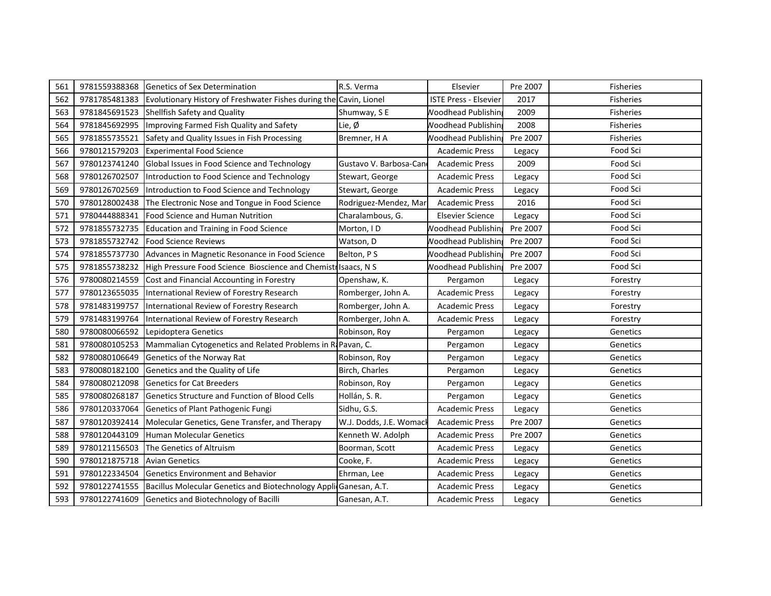| 561 | 9781559388368 | Genetics of Sex Determination | R.S. Verma | Elsevier | Pre 2007 | Fisheries |
|---|---|---|---|---|---|---|
| 562 | 9781785481383 | Evolutionary History of Freshwater Fishes during the | Cavin, Lionel | ISTE Press - Elsevier | 2017 | Fisheries |
| 563 | 9781845691523 | Shellfish Safety and Quality | Shumway, S E | Woodhead Publishing | 2009 | Fisheries |
| 564 | 9781845692995 | Improving Farmed Fish Quality and Safety | Lie, Ø | Woodhead Publishing | 2008 | Fisheries |
| 565 | 9781855735521 | Safety and Quality Issues in Fish Processing | Bremner, H A | Woodhead Publishing | Pre 2007 | Fisheries |
| 566 | 9780121579203 | Experimental Food Science | | Academic Press | Legacy | Food Sci |
| 567 | 9780123741240 | Global Issues in Food Science and Technology | Gustavo V. Barbosa-Can | Academic Press | 2009 | Food Sci |
| 568 | 9780126702507 | Introduction to Food Science and Technology | Stewart, George | Academic Press | Legacy | Food Sci |
| 569 | 9780126702569 | Introduction to Food Science and Technology | Stewart, George | Academic Press | Legacy | Food Sci |
| 570 | 9780128002438 | The Electronic Nose and Tongue in Food Science | Rodriguez-Mendez, Mar | Academic Press | 2016 | Food Sci |
| 571 | 9780444888341 | Food Science and Human Nutrition | Charalambous, G. | Elsevier Science | Legacy | Food Sci |
| 572 | 9781855732735 | Education and Training in Food Science | Morton, I D | Woodhead Publishing | Pre 2007 | Food Sci |
| 573 | 9781855732742 | Food Science Reviews | Watson, D | Woodhead Publishing | Pre 2007 | Food Sci |
| 574 | 9781855737730 | Advances in Magnetic Resonance in Food Science | Belton, P S | Woodhead Publishing | Pre 2007 | Food Sci |
| 575 | 9781855738232 | High Pressure Food Science Bioscience and Chemistr | Isaacs, N S | Woodhead Publishing | Pre 2007 | Food Sci |
| 576 | 9780080214559 | Cost and Financial Accounting in Forestry | Openshaw, K. | Pergamon | Legacy | Forestry |
| 577 | 9780123655035 | International Review of Forestry Research | Romberger, John A. | Academic Press | Legacy | Forestry |
| 578 | 9781483199757 | International Review of Forestry Research | Romberger, John A. | Academic Press | Legacy | Forestry |
| 579 | 9781483199764 | International Review of Forestry Research | Romberger, John A. | Academic Press | Legacy | Forestry |
| 580 | 9780080066592 | Lepidoptera Genetics | Robinson, Roy | Pergamon | Legacy | Genetics |
| 581 | 9780080105253 | Mammalian Cytogenetics and Related Problems in R | Pavan, C. | Pergamon | Legacy | Genetics |
| 582 | 9780080106649 | Genetics of the Norway Rat | Robinson, Roy | Pergamon | Legacy | Genetics |
| 583 | 9780080182100 | Genetics and the Quality of Life | Birch, Charles | Pergamon | Legacy | Genetics |
| 584 | 9780080212098 | Genetics for Cat Breeders | Robinson, Roy | Pergamon | Legacy | Genetics |
| 585 | 9780080268187 | Genetics Structure and Function of Blood Cells | Hollán, S. R. | Pergamon | Legacy | Genetics |
| 586 | 9780120337064 | Genetics of Plant Pathogenic Fungi | Sidhu, G.S. | Academic Press | Legacy | Genetics |
| 587 | 9780120392414 | Molecular Genetics, Gene Transfer, and Therapy | W.J. Dodds, J.E. Womack | Academic Press | Pre 2007 | Genetics |
| 588 | 9780120443109 | Human Molecular Genetics | Kenneth W. Adolph | Academic Press | Pre 2007 | Genetics |
| 589 | 9780121156503 | The Genetics of Altruism | Boorman, Scott | Academic Press | Legacy | Genetics |
| 590 | 9780121875718 | Avian Genetics | Cooke, F. | Academic Press | Legacy | Genetics |
| 591 | 9780122334504 | Genetics Environment and Behavior | Ehrman, Lee | Academic Press | Legacy | Genetics |
| 592 | 9780122741555 | Bacillus Molecular Genetics and Biotechnology Appli | Ganesan, A.T. | Academic Press | Legacy | Genetics |
| 593 | 9780122741609 | Genetics and Biotechnology of Bacilli | Ganesan, A.T. | Academic Press | Legacy | Genetics |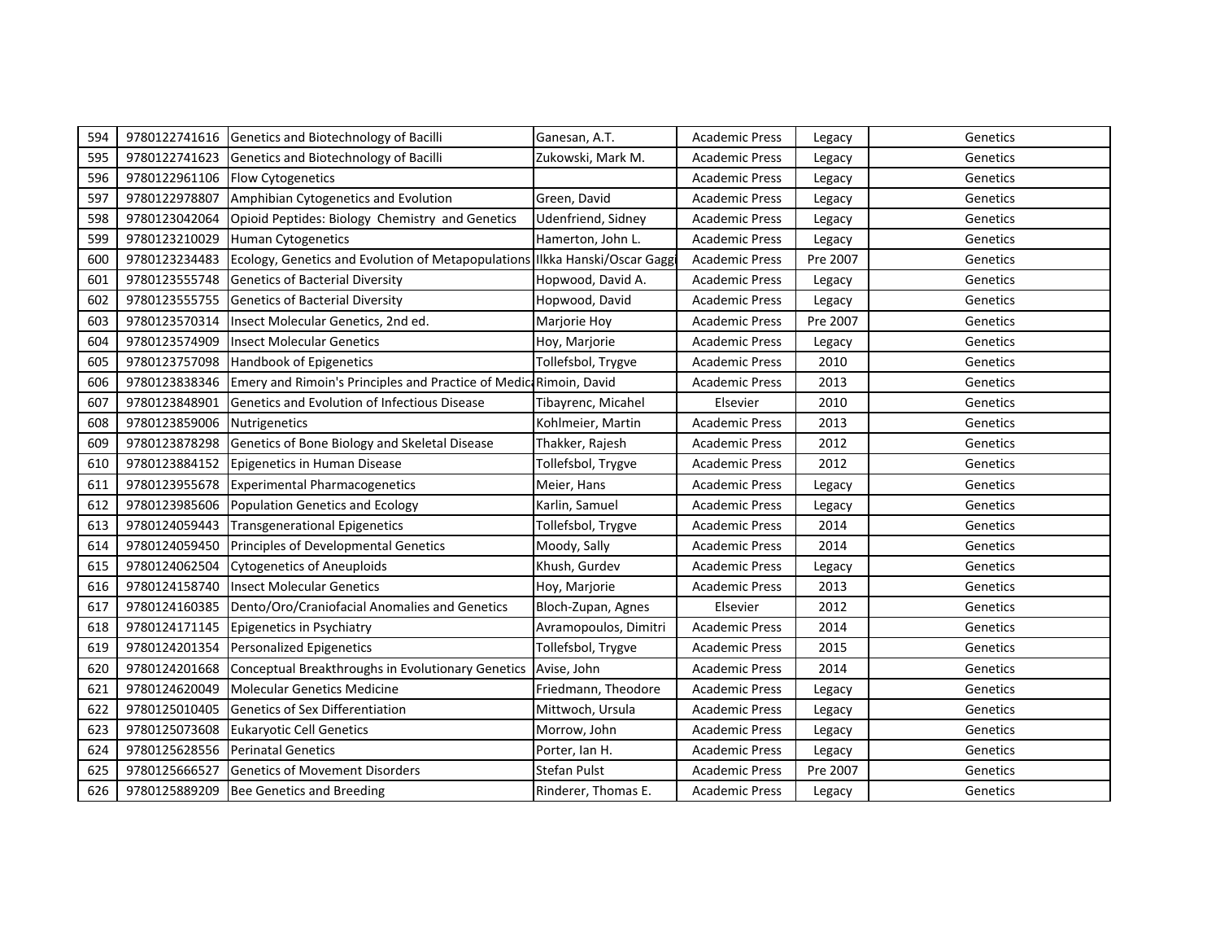| 594 | 9780122741616 | Genetics and Biotechnology of Bacilli | Ganesan, A.T. | Academic Press | Legacy | Genetics |
|---|---|---|---|---|---|---|
| 595 | 9780122741623 | Genetics and Biotechnology of Bacilli | Zukowski, Mark M. | Academic Press | Legacy | Genetics |
| 596 | 9780122961106 | Flow Cytogenetics | | Academic Press | Legacy | Genetics |
| 597 | 9780122978807 | Amphibian Cytogenetics and Evolution | Green, David | Academic Press | Legacy | Genetics |
| 598 | 9780123042064 | Opioid Peptides: Biology Chemistry and Genetics | Udenfriend, Sidney | Academic Press | Legacy | Genetics |
| 599 | 9780123210029 | Human Cytogenetics | Hamerton, John L. | Academic Press | Legacy | Genetics |
| 600 | 9780123234483 | Ecology, Genetics and Evolution of Metapopulations | Ilkka Hanski/Oscar Gaggi | Academic Press | Pre 2007 | Genetics |
| 601 | 9780123555748 | Genetics of Bacterial Diversity | Hopwood, David A. | Academic Press | Legacy | Genetics |
| 602 | 9780123555755 | Genetics of Bacterial Diversity | Hopwood, David | Academic Press | Legacy | Genetics |
| 603 | 9780123570314 | Insect Molecular Genetics, 2nd ed. | Marjorie Hoy | Academic Press | Pre 2007 | Genetics |
| 604 | 9780123574909 | Insect Molecular Genetics | Hoy, Marjorie | Academic Press | Legacy | Genetics |
| 605 | 9780123757098 | Handbook of Epigenetics | Tollefsbol, Trygve | Academic Press | 2010 | Genetics |
| 606 | 9780123838346 | Emery and Rimoin's Principles and Practice of Medica | Rimoin, David | Academic Press | 2013 | Genetics |
| 607 | 9780123848901 | Genetics and Evolution of Infectious Disease | Tibayrenc, Micahel | Elsevier | 2010 | Genetics |
| 608 | 9780123859006 | Nutrigenetics | Kohlmeier, Martin | Academic Press | 2013 | Genetics |
| 609 | 9780123878298 | Genetics of Bone Biology and Skeletal Disease | Thakker, Rajesh | Academic Press | 2012 | Genetics |
| 610 | 9780123884152 | Epigenetics in Human Disease | Tollefsbol, Trygve | Academic Press | 2012 | Genetics |
| 611 | 9780123955678 | Experimental Pharmacogenetics | Meier, Hans | Academic Press | Legacy | Genetics |
| 612 | 9780123985606 | Population Genetics and Ecology | Karlin, Samuel | Academic Press | Legacy | Genetics |
| 613 | 9780124059443 | Transgenerational Epigenetics | Tollefsbol, Trygve | Academic Press | 2014 | Genetics |
| 614 | 9780124059450 | Principles of Developmental Genetics | Moody, Sally | Academic Press | 2014 | Genetics |
| 615 | 9780124062504 | Cytogenetics of Aneuploids | Khush, Gurdev | Academic Press | Legacy | Genetics |
| 616 | 9780124158740 | Insect Molecular Genetics | Hoy, Marjorie | Academic Press | 2013 | Genetics |
| 617 | 9780124160385 | Dento/Oro/Craniofacial Anomalies and Genetics | Bloch-Zupan, Agnes | Elsevier | 2012 | Genetics |
| 618 | 9780124171145 | Epigenetics in Psychiatry | Avramopoulos, Dimitri | Academic Press | 2014 | Genetics |
| 619 | 9780124201354 | Personalized Epigenetics | Tollefsbol, Trygve | Academic Press | 2015 | Genetics |
| 620 | 9780124201668 | Conceptual Breakthroughs in Evolutionary Genetics | Avise, John | Academic Press | 2014 | Genetics |
| 621 | 9780124620049 | Molecular Genetics Medicine | Friedmann, Theodore | Academic Press | Legacy | Genetics |
| 622 | 9780125010405 | Genetics of Sex Differentiation | Mittwoch, Ursula | Academic Press | Legacy | Genetics |
| 623 | 9780125073608 | Eukaryotic Cell Genetics | Morrow, John | Academic Press | Legacy | Genetics |
| 624 | 9780125628556 | Perinatal Genetics | Porter, Ian H. | Academic Press | Legacy | Genetics |
| 625 | 9780125666527 | Genetics of Movement Disorders | Stefan Pulst | Academic Press | Pre 2007 | Genetics |
| 626 | 9780125889209 | Bee Genetics and Breeding | Rinderer, Thomas E. | Academic Press | Legacy | Genetics |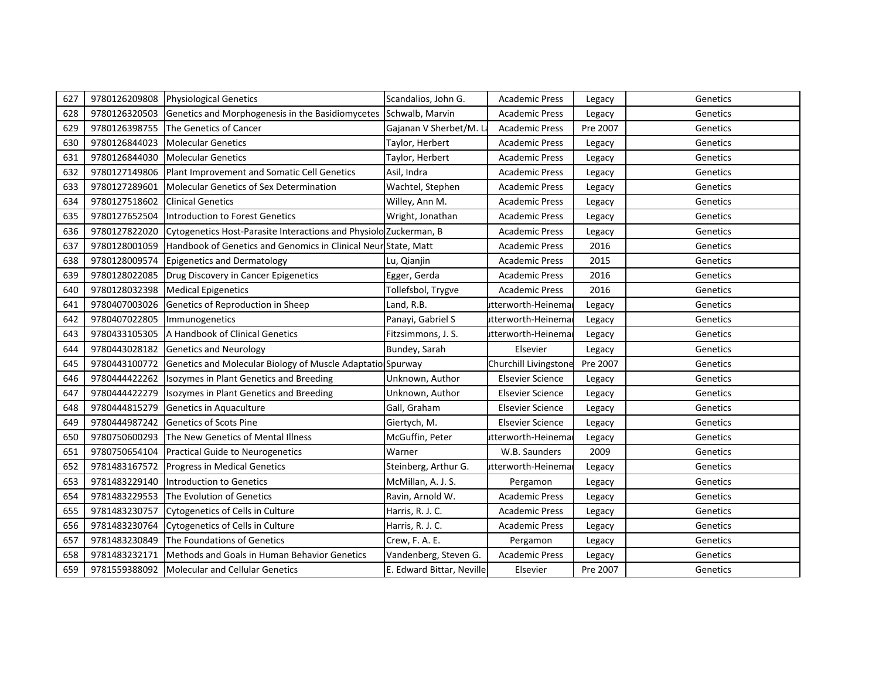| 627 | 9780126209808 | Physiological Genetics | Scandalios, John G. | Academic Press | Legacy | Genetics |
|---|---|---|---|---|---|---|
| 628 | 9780126320503 | Genetics and Morphogenesis in the Basidiomycetes | Schwalb, Marvin | Academic Press | Legacy | Genetics |
| 629 | 9780126398755 | The Genetics of Cancer | Gajanan V Sherbet/M. La | Academic Press | Pre 2007 | Genetics |
| 630 | 9780126844023 | Molecular Genetics | Taylor, Herbert | Academic Press | Legacy | Genetics |
| 631 | 9780126844030 | Molecular Genetics | Taylor, Herbert | Academic Press | Legacy | Genetics |
| 632 | 9780127149806 | Plant Improvement and Somatic Cell Genetics | Asil, Indra | Academic Press | Legacy | Genetics |
| 633 | 9780127289601 | Molecular Genetics of Sex Determination | Wachtel, Stephen | Academic Press | Legacy | Genetics |
| 634 | 9780127518602 | Clinical Genetics | Willey, Ann M. | Academic Press | Legacy | Genetics |
| 635 | 9780127652504 | Introduction to Forest Genetics | Wright, Jonathan | Academic Press | Legacy | Genetics |
| 636 | 9780127822020 | Cytogenetics Host-Parasite Interactions and Physiolo | Zuckerman, B | Academic Press | Legacy | Genetics |
| 637 | 9780128001059 | Handbook of Genetics and Genomics in Clinical Neur | State, Matt | Academic Press | 2016 | Genetics |
| 638 | 9780128009574 | Epigenetics and Dermatology | Lu, Qianjin | Academic Press | 2015 | Genetics |
| 639 | 9780128022085 | Drug Discovery in Cancer Epigenetics | Egger, Gerda | Academic Press | 2016 | Genetics |
| 640 | 9780128032398 | Medical Epigenetics | Tollefsbol, Trygve | Academic Press | 2016 | Genetics |
| 641 | 9780407003026 | Genetics of Reproduction in Sheep | Land, R.B. | utterworth-Heinemar | Legacy | Genetics |
| 642 | 9780407022805 | Immunogenetics | Panayi, Gabriel S | utterworth-Heinemar | Legacy | Genetics |
| 643 | 9780433105305 | A Handbook of Clinical Genetics | Fitzsimmons, J. S. | utterworth-Heinemar | Legacy | Genetics |
| 644 | 9780443028182 | Genetics and Neurology | Bundey, Sarah | Elsevier | Legacy | Genetics |
| 645 | 9780443100772 | Genetics and Molecular Biology of Muscle Adaptatio | Spurway | Churchill Livingstone | Pre 2007 | Genetics |
| 646 | 9780444422262 | Isozymes in Plant Genetics and Breeding | Unknown, Author | Elsevier Science | Legacy | Genetics |
| 647 | 9780444422279 | Isozymes in Plant Genetics and Breeding | Unknown, Author | Elsevier Science | Legacy | Genetics |
| 648 | 9780444815279 | Genetics in Aquaculture | Gall, Graham | Elsevier Science | Legacy | Genetics |
| 649 | 9780444987242 | Genetics of Scots Pine | Giertych, M. | Elsevier Science | Legacy | Genetics |
| 650 | 9780750600293 | The New Genetics of Mental Illness | McGuffin, Peter | utterworth-Heinemar | Legacy | Genetics |
| 651 | 9780750654104 | Practical Guide to Neurogenetics | Warner | W.B. Saunders | 2009 | Genetics |
| 652 | 9781483167572 | Progress in Medical Genetics | Steinberg, Arthur G. | utterworth-Heinemar | Legacy | Genetics |
| 653 | 9781483229140 | Introduction to Genetics | McMillan, A. J. S. | Pergamon | Legacy | Genetics |
| 654 | 9781483229553 | The Evolution of Genetics | Ravin, Arnold W. | Academic Press | Legacy | Genetics |
| 655 | 9781483230757 | Cytogenetics of Cells in Culture | Harris, R. J. C. | Academic Press | Legacy | Genetics |
| 656 | 9781483230764 | Cytogenetics of Cells in Culture | Harris, R. J. C. | Academic Press | Legacy | Genetics |
| 657 | 9781483230849 | The Foundations of Genetics | Crew, F. A. E. | Pergamon | Legacy | Genetics |
| 658 | 9781483232171 | Methods and Goals in Human Behavior Genetics | Vandenberg, Steven G. | Academic Press | Legacy | Genetics |
| 659 | 9781559388092 | Molecular and Cellular Genetics | E. Edward Bittar, Neville | Elsevier | Pre 2007 | Genetics |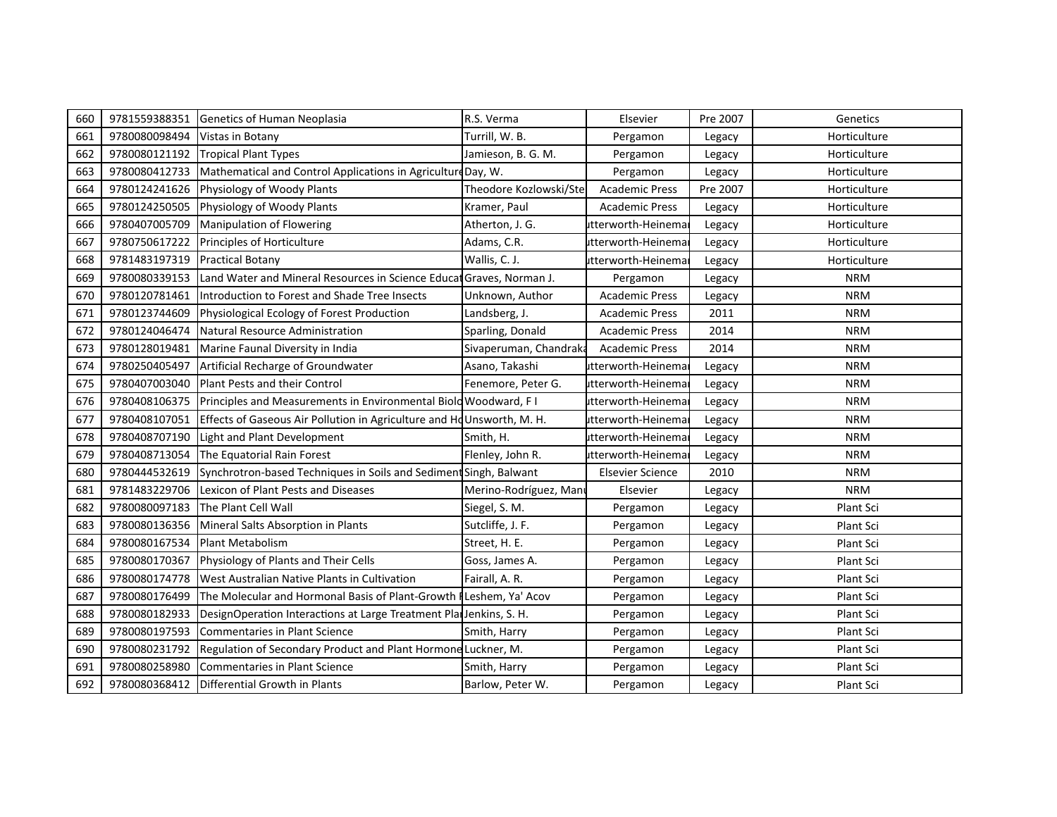| 660 | 9781559388351 | Genetics of Human Neoplasia | R.S. Verma | Elsevier | Pre 2007 | Genetics |
|---|---|---|---|---|---|---|
| 661 | 9780080098494 | Vistas in Botany | Turrill, W. B. | Pergamon | Legacy | Horticulture |
| 662 | 9780080121192 | Tropical Plant Types | Jamieson, B. G. M. | Pergamon | Legacy | Horticulture |
| 663 | 9780080412733 | Mathematical and Control Applications in Agriculture | Day, W. | Pergamon | Legacy | Horticulture |
| 664 | 9780124241626 | Physiology of Woody Plants | Theodore Kozlowski/Ste | Academic Press | Pre 2007 | Horticulture |
| 665 | 9780124250505 | Physiology of Woody Plants | Kramer, Paul | Academic Press | Legacy | Horticulture |
| 666 | 9780407005709 | Manipulation of Flowering | Atherton, J. G. | utterworth-Heinemai | Legacy | Horticulture |
| 667 | 9780750617222 | Principles of Horticulture | Adams, C.R. | utterworth-Heinemai | Legacy | Horticulture |
| 668 | 9781483197319 | Practical Botany | Wallis, C. J. | utterworth-Heinemai | Legacy | Horticulture |
| 669 | 9780080339153 | Land Water and Mineral Resources in Science Educat | Graves, Norman J. | Pergamon | Legacy | NRM |
| 670 | 9780120781461 | Introduction to Forest and Shade Tree Insects | Unknown, Author | Academic Press | Legacy | NRM |
| 671 | 9780123744609 | Physiological Ecology of Forest Production | Landsberg, J. | Academic Press | 2011 | NRM |
| 672 | 9780124046474 | Natural Resource Administration | Sparling, Donald | Academic Press | 2014 | NRM |
| 673 | 9780128019481 | Marine Faunal Diversity in India | Sivaperuman, Chandraka | Academic Press | 2014 | NRM |
| 674 | 9780250405497 | Artificial Recharge of Groundwater | Asano, Takashi | utterworth-Heinemai | Legacy | NRM |
| 675 | 9780407003040 | Plant Pests and their Control | Fenemore, Peter G. | utterworth-Heinemai | Legacy | NRM |
| 676 | 9780408106375 | Principles and Measurements in Environmental Biolo | Woodward, F I | utterworth-Heinemai | Legacy | NRM |
| 677 | 9780408107051 | Effects of Gaseous Air Pollution in Agriculture and Ho | Unsworth, M. H. | utterworth-Heinemai | Legacy | NRM |
| 678 | 9780408707190 | Light and Plant Development | Smith, H. | utterworth-Heinemai | Legacy | NRM |
| 679 | 9780408713054 | The Equatorial Rain Forest | Flenley, John R. | utterworth-Heinemai | Legacy | NRM |
| 680 | 9780444532619 | Synchrotron-based Techniques in Soils and Sediment | Singh, Balwant | Elsevier Science | 2010 | NRM |
| 681 | 9781483229706 | Lexicon of Plant Pests and Diseases | Merino-Rodríguez, Manu | Elsevier | Legacy | NRM |
| 682 | 9780080097183 | The Plant Cell Wall | Siegel, S. M. | Pergamon | Legacy | Plant Sci |
| 683 | 9780080136356 | Mineral Salts Absorption in Plants | Sutcliffe, J. F. | Pergamon | Legacy | Plant Sci |
| 684 | 9780080167534 | Plant Metabolism | Street, H. E. | Pergamon | Legacy | Plant Sci |
| 685 | 9780080170367 | Physiology of Plants and Their Cells | Goss, James A. | Pergamon | Legacy | Plant Sci |
| 686 | 9780080174778 | West Australian Native Plants in Cultivation | Fairall, A. R. | Pergamon | Legacy | Plant Sci |
| 687 | 9780080176499 | The Molecular and Hormonal Basis of Plant-Growth F | Leshem, Ya' Acov | Pergamon | Legacy | Plant Sci |
| 688 | 9780080182933 | DesignOperation Interactions at Large Treatment Pla | Jenkins, S. H. | Pergamon | Legacy | Plant Sci |
| 689 | 9780080197593 | Commentaries in Plant Science | Smith, Harry | Pergamon | Legacy | Plant Sci |
| 690 | 9780080231792 | Regulation of Secondary Product and Plant Hormone | Luckner, M. | Pergamon | Legacy | Plant Sci |
| 691 | 9780080258980 | Commentaries in Plant Science | Smith, Harry | Pergamon | Legacy | Plant Sci |
| 692 | 9780080368412 | Differential Growth in Plants | Barlow, Peter W. | Pergamon | Legacy | Plant Sci |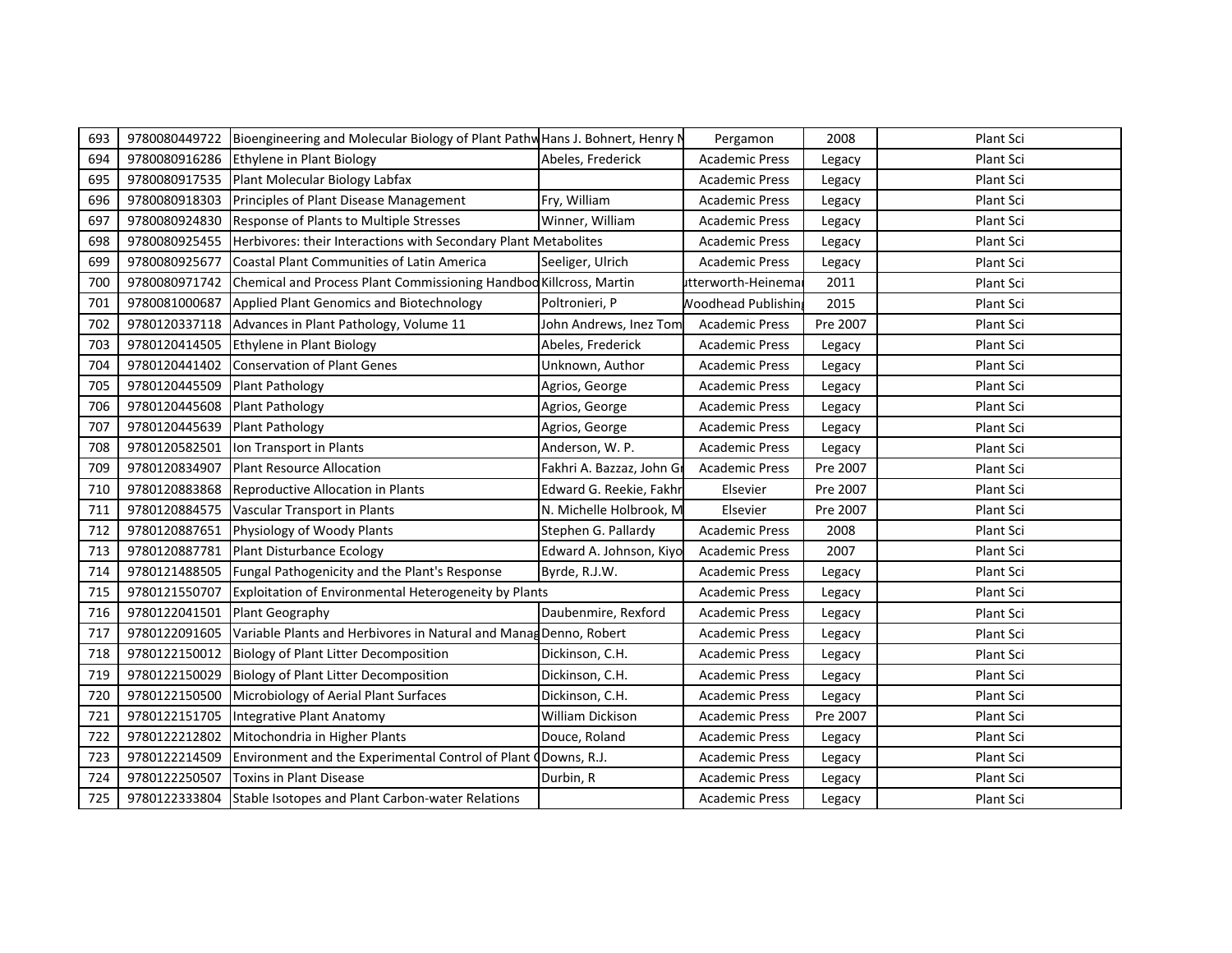| 693 | 9780080449722 | Bioengineering and Molecular Biology of Plant Pathw | Hans J. Bohnert, Henry N | Pergamon | 2008 | Plant Sci |
|---|---|---|---|---|---|---|
| 694 | 9780080916286 | Ethylene in Plant Biology | Abeles, Frederick | Academic Press | Legacy | Plant Sci |
| 695 | 9780080917535 | Plant Molecular Biology Labfax | | Academic Press | Legacy | Plant Sci |
| 696 | 9780080918303 | Principles of Plant Disease Management | Fry, William | Academic Press | Legacy | Plant Sci |
| 697 | 9780080924830 | Response of Plants to Multiple Stresses | Winner, William | Academic Press | Legacy | Plant Sci |
| 698 | 9780080925455 | Herbivores: their Interactions with Secondary Plant Metabolites | | Academic Press | Legacy | Plant Sci |
| 699 | 9780080925677 | Coastal Plant Communities of Latin America | Seeliger, Ulrich | Academic Press | Legacy | Plant Sci |
| 700 | 9780080971742 | Chemical and Process Plant Commissioning Handboo | Killcross, Martin | utterworth-Heinemar | 2011 | Plant Sci |
| 701 | 9780081000687 | Applied Plant Genomics and Biotechnology | Poltronieri, P | Woodhead Publishin | 2015 | Plant Sci |
| 702 | 9780120337118 | Advances in Plant Pathology, Volume 11 | John Andrews, Inez Tom | Academic Press | Pre 2007 | Plant Sci |
| 703 | 9780120414505 | Ethylene in Plant Biology | Abeles, Frederick | Academic Press | Legacy | Plant Sci |
| 704 | 9780120441402 | Conservation of Plant Genes | Unknown, Author | Academic Press | Legacy | Plant Sci |
| 705 | 9780120445509 | Plant Pathology | Agrios, George | Academic Press | Legacy | Plant Sci |
| 706 | 9780120445608 | Plant Pathology | Agrios, George | Academic Press | Legacy | Plant Sci |
| 707 | 9780120445639 | Plant Pathology | Agrios, George | Academic Press | Legacy | Plant Sci |
| 708 | 9780120582501 | Ion Transport in Plants | Anderson, W. P. | Academic Press | Legacy | Plant Sci |
| 709 | 9780120834907 | Plant Resource Allocation | Fakhri A. Bazzaz, John Gr | Academic Press | Pre 2007 | Plant Sci |
| 710 | 9780120883868 | Reproductive Allocation in Plants | Edward G. Reekie, Fakhr | Elsevier | Pre 2007 | Plant Sci |
| 711 | 9780120884575 | Vascular Transport in Plants | N. Michelle Holbrook, M | Elsevier | Pre 2007 | Plant Sci |
| 712 | 9780120887651 | Physiology of Woody Plants | Stephen G. Pallardy | Academic Press | 2008 | Plant Sci |
| 713 | 9780120887781 | Plant Disturbance Ecology | Edward A. Johnson, Kiyo | Academic Press | 2007 | Plant Sci |
| 714 | 9780121488505 | Fungal Pathogenicity and the Plant's Response | Byrde, R.J.W. | Academic Press | Legacy | Plant Sci |
| 715 | 9780121550707 | Exploitation of Environmental Heterogeneity by Plants | | Academic Press | Legacy | Plant Sci |
| 716 | 9780122041501 | Plant Geography | Daubenmire, Rexford | Academic Press | Legacy | Plant Sci |
| 717 | 9780122091605 | Variable Plants and Herbivores in Natural and Manag | Denno, Robert | Academic Press | Legacy | Plant Sci |
| 718 | 9780122150012 | Biology of Plant Litter Decomposition | Dickinson, C.H. | Academic Press | Legacy | Plant Sci |
| 719 | 9780122150029 | Biology of Plant Litter Decomposition | Dickinson, C.H. | Academic Press | Legacy | Plant Sci |
| 720 | 9780122150500 | Microbiology of Aerial Plant Surfaces | Dickinson, C.H. | Academic Press | Legacy | Plant Sci |
| 721 | 9780122151705 | Integrative Plant Anatomy | William Dickison | Academic Press | Pre 2007 | Plant Sci |
| 722 | 9780122212802 | Mitochondria in Higher Plants | Douce, Roland | Academic Press | Legacy | Plant Sci |
| 723 | 9780122214509 | Environment and the Experimental Control of Plant ( | Downs, R.J. | Academic Press | Legacy | Plant Sci |
| 724 | 9780122250507 | Toxins in Plant Disease | Durbin, R | Academic Press | Legacy | Plant Sci |
| 725 | 9780122333804 | Stable Isotopes and Plant Carbon-water Relations | | Academic Press | Legacy | Plant Sci |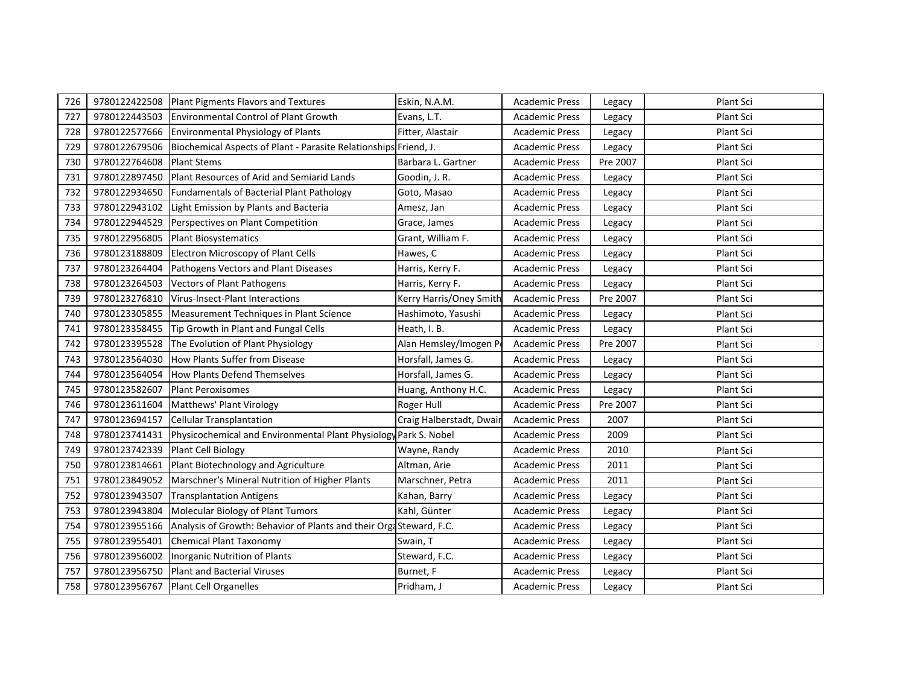| | | | | | | |
|---|---|---|---|---|---|---|
| 726 | 9780122422508 | Plant Pigments Flavors and Textures | Eskin, N.A.M. | Academic Press | Legacy | Plant Sci |
| 727 | 9780122443503 | Environmental Control of Plant Growth | Evans, L.T. | Academic Press | Legacy | Plant Sci |
| 728 | 9780122577666 | Environmental Physiology of Plants | Fitter, Alastair | Academic Press | Legacy | Plant Sci |
| 729 | 9780122679506 | Biochemical Aspects of Plant - Parasite Relationships | Friend, J. | Academic Press | Legacy | Plant Sci |
| 730 | 9780122764608 | Plant Stems | Barbara L. Gartner | Academic Press | Pre 2007 | Plant Sci |
| 731 | 9780122897450 | Plant Resources of Arid and Semiarid Lands | Goodin, J. R. | Academic Press | Legacy | Plant Sci |
| 732 | 9780122934650 | Fundamentals of Bacterial Plant Pathology | Goto, Masao | Academic Press | Legacy | Plant Sci |
| 733 | 9780122943102 | Light Emission by Plants and Bacteria | Amesz, Jan | Academic Press | Legacy | Plant Sci |
| 734 | 9780122944529 | Perspectives on Plant Competition | Grace, James | Academic Press | Legacy | Plant Sci |
| 735 | 9780122956805 | Plant Biosystematics | Grant, William F. | Academic Press | Legacy | Plant Sci |
| 736 | 9780123188809 | Electron Microscopy of Plant Cells | Hawes, C | Academic Press | Legacy | Plant Sci |
| 737 | 9780123264404 | Pathogens Vectors and Plant Diseases | Harris, Kerry F. | Academic Press | Legacy | Plant Sci |
| 738 | 9780123264503 | Vectors of Plant Pathogens | Harris, Kerry F. | Academic Press | Legacy | Plant Sci |
| 739 | 9780123276810 | Virus-Insect-Plant Interactions | Kerry Harris/Oney Smith | Academic Press | Pre 2007 | Plant Sci |
| 740 | 9780123305855 | Measurement Techniques in Plant Science | Hashimoto, Yasushi | Academic Press | Legacy | Plant Sci |
| 741 | 9780123358455 | Tip Growth in Plant and Fungal Cells | Heath, I. B. | Academic Press | Legacy | Plant Sci |
| 742 | 9780123395528 | The Evolution of Plant Physiology | Alan Hemsley/Imogen P | Academic Press | Pre 2007 | Plant Sci |
| 743 | 9780123564030 | How Plants Suffer from Disease | Horsfall, James G. | Academic Press | Legacy | Plant Sci |
| 744 | 9780123564054 | How Plants Defend Themselves | Horsfall, James G. | Academic Press | Legacy | Plant Sci |
| 745 | 9780123582607 | Plant Peroxisomes | Huang, Anthony H.C. | Academic Press | Legacy | Plant Sci |
| 746 | 9780123611604 | Matthews' Plant Virology | Roger Hull | Academic Press | Pre 2007 | Plant Sci |
| 747 | 9780123694157 | Cellular Transplantation | Craig Halberstadt, Dwair | Academic Press | 2007 | Plant Sci |
| 748 | 9780123741431 | Physicochemical and Environmental Plant Physiology | Park S. Nobel | Academic Press | 2009 | Plant Sci |
| 749 | 9780123742339 | Plant Cell Biology | Wayne, Randy | Academic Press | 2010 | Plant Sci |
| 750 | 9780123814661 | Plant Biotechnology and Agriculture | Altman, Arie | Academic Press | 2011 | Plant Sci |
| 751 | 9780123849052 | Marschner's Mineral Nutrition of Higher Plants | Marschner, Petra | Academic Press | 2011 | Plant Sci |
| 752 | 9780123943507 | Transplantation Antigens | Kahan, Barry | Academic Press | Legacy | Plant Sci |
| 753 | 9780123943804 | Molecular Biology of Plant Tumors | Kahl, Günter | Academic Press | Legacy | Plant Sci |
| 754 | 9780123955166 | Analysis of Growth: Behavior of Plants and their Orga | Steward, F.C. | Academic Press | Legacy | Plant Sci |
| 755 | 9780123955401 | Chemical Plant Taxonomy | Swain, T | Academic Press | Legacy | Plant Sci |
| 756 | 9780123956002 | Inorganic Nutrition of Plants | Steward, F.C. | Academic Press | Legacy | Plant Sci |
| 757 | 9780123956750 | Plant and Bacterial Viruses | Burnet, F | Academic Press | Legacy | Plant Sci |
| 758 | 9780123956767 | Plant Cell Organelles | Pridham, J | Academic Press | Legacy | Plant Sci |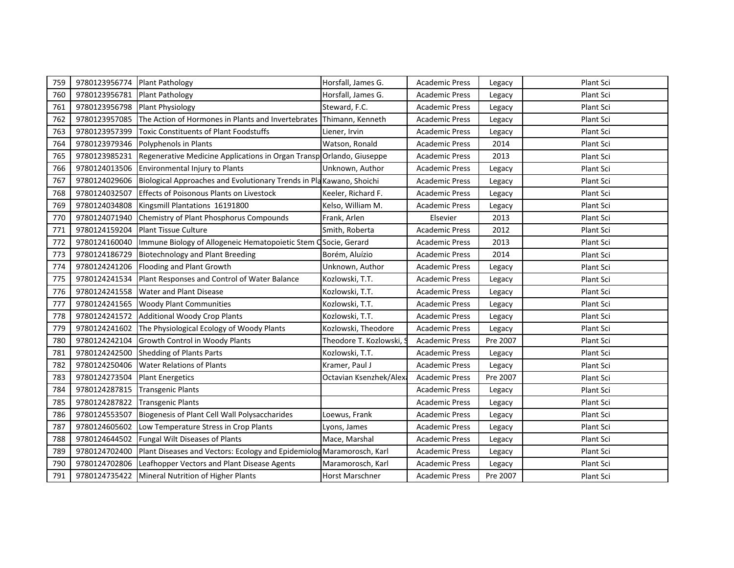| 759 | 9780123956774 | Plant Pathology | Horsfall, James G. | Academic Press | Legacy | Plant Sci |
|---|---|---|---|---|---|---|
| 760 | 9780123956781 | Plant Pathology | Horsfall, James G. | Academic Press | Legacy | Plant Sci |
| 761 | 9780123956798 | Plant Physiology | Steward, F.C. | Academic Press | Legacy | Plant Sci |
| 762 | 9780123957085 | The Action of Hormones in Plants and Invertebrates | Thimann, Kenneth | Academic Press | Legacy | Plant Sci |
| 763 | 9780123957399 | Toxic Constituents of Plant Foodstuffs | Liener, Irvin | Academic Press | Legacy | Plant Sci |
| 764 | 9780123979346 | Polyphenols in Plants | Watson, Ronald | Academic Press | 2014 | Plant Sci |
| 765 | 9780123985231 | Regenerative Medicine Applications in Organ Transp | Orlando, Giuseppe | Academic Press | 2013 | Plant Sci |
| 766 | 9780124013506 | Environmental Injury to Plants | Unknown, Author | Academic Press | Legacy | Plant Sci |
| 767 | 9780124029606 | Biological Approaches and Evolutionary Trends in Pla | Kawano, Shoichi | Academic Press | Legacy | Plant Sci |
| 768 | 9780124032507 | Effects of Poisonous Plants on Livestock | Keeler, Richard F. | Academic Press | Legacy | Plant Sci |
| 769 | 9780124034808 | Kingsmill Plantations 16191800 | Kelso, William M. | Academic Press | Legacy | Plant Sci |
| 770 | 9780124071940 | Chemistry of Plant Phosphorus Compounds | Frank, Arlen | Elsevier | 2013 | Plant Sci |
| 771 | 9780124159204 | Plant Tissue Culture | Smith, Roberta | Academic Press | 2012 | Plant Sci |
| 772 | 9780124160040 | Immune Biology of Allogeneic Hematopoietic Stem C | Socie, Gerard | Academic Press | 2013 | Plant Sci |
| 773 | 9780124186729 | Biotechnology and Plant Breeding | Borém, Aluízio | Academic Press | 2014 | Plant Sci |
| 774 | 9780124241206 | Flooding and Plant Growth | Unknown, Author | Academic Press | Legacy | Plant Sci |
| 775 | 9780124241534 | Plant Responses and Control of Water Balance | Kozlowski, T.T. | Academic Press | Legacy | Plant Sci |
| 776 | 9780124241558 | Water and Plant Disease | Kozlowski, T.T. | Academic Press | Legacy | Plant Sci |
| 777 | 9780124241565 | Woody Plant Communities | Kozlowski, T.T. | Academic Press | Legacy | Plant Sci |
| 778 | 9780124241572 | Additional Woody Crop Plants | Kozlowski, T.T. | Academic Press | Legacy | Plant Sci |
| 779 | 9780124241602 | The Physiological Ecology of Woody Plants | Kozlowski, Theodore | Academic Press | Legacy | Plant Sci |
| 780 | 9780124242104 | Growth Control in Woody Plants | Theodore T. Kozlowski, S | Academic Press | Pre 2007 | Plant Sci |
| 781 | 9780124242500 | Shedding of Plants Parts | Kozlowski, T.T. | Academic Press | Legacy | Plant Sci |
| 782 | 9780124250406 | Water Relations of Plants | Kramer, Paul J | Academic Press | Legacy | Plant Sci |
| 783 | 9780124273504 | Plant Energetics | Octavian Ksenzhek/Alexa | Academic Press | Pre 2007 | Plant Sci |
| 784 | 9780124287815 | Transgenic Plants | | Academic Press | Legacy | Plant Sci |
| 785 | 9780124287822 | Transgenic Plants | | Academic Press | Legacy | Plant Sci |
| 786 | 9780124553507 | Biogenesis of Plant Cell Wall Polysaccharides | Loewus, Frank | Academic Press | Legacy | Plant Sci |
| 787 | 9780124605602 | Low Temperature Stress in Crop Plants | Lyons, James | Academic Press | Legacy | Plant Sci |
| 788 | 9780124644502 | Fungal Wilt Diseases of Plants | Mace, Marshal | Academic Press | Legacy | Plant Sci |
| 789 | 9780124702400 | Plant Diseases and Vectors: Ecology and Epidemiolog | Maramorosch, Karl | Academic Press | Legacy | Plant Sci |
| 790 | 9780124702806 | Leafhopper Vectors and Plant Disease Agents | Maramorosch, Karl | Academic Press | Legacy | Plant Sci |
| 791 | 9780124735422 | Mineral Nutrition of Higher Plants | Horst Marschner | Academic Press | Pre 2007 | Plant Sci |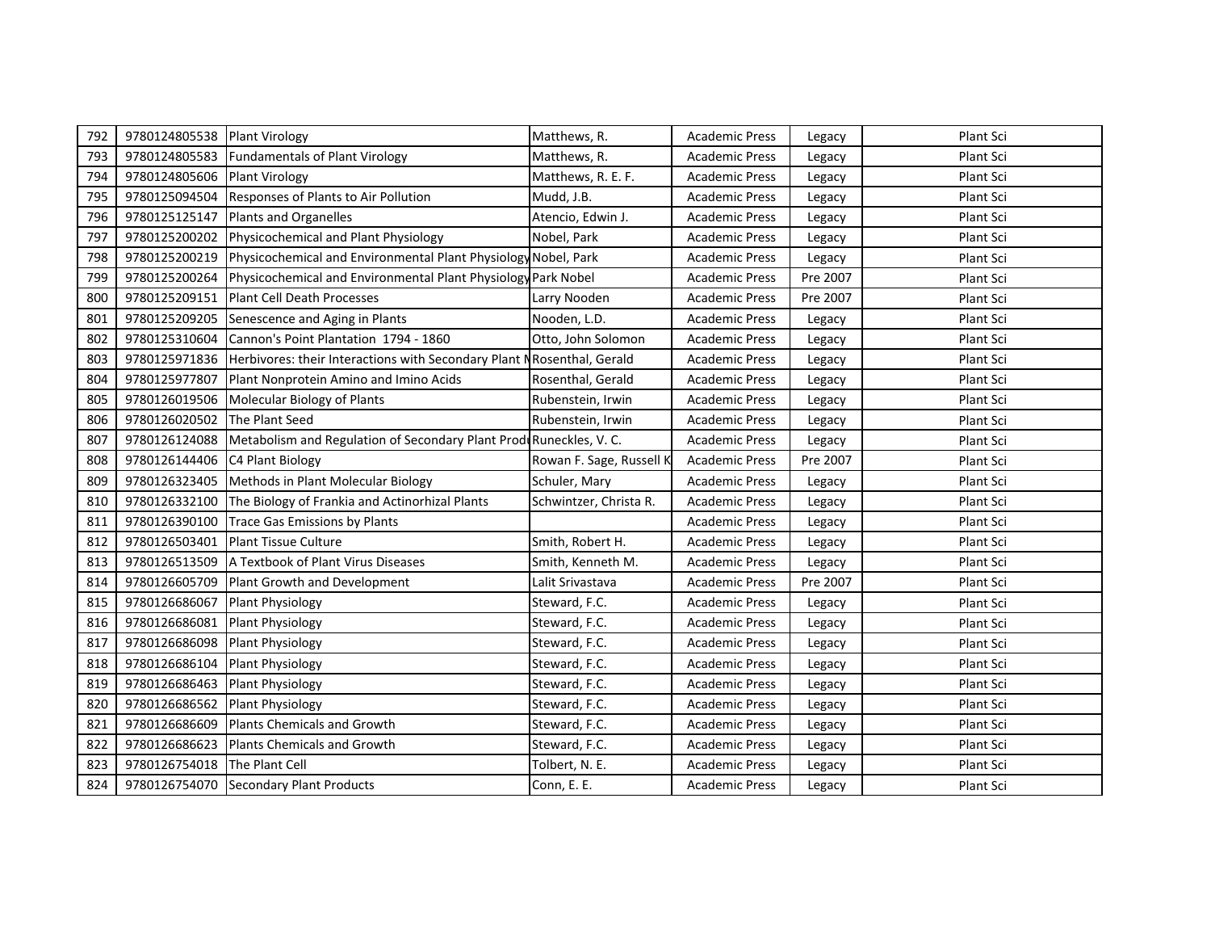| 792 | 9780124805538 | Plant Virology | Matthews, R. | Academic Press | Legacy | Plant Sci |
|---|---|---|---|---|---|---|
| 793 | 9780124805583 | Fundamentals of Plant Virology | Matthews, R. | Academic Press | Legacy | Plant Sci |
| 794 | 9780124805606 | Plant Virology | Matthews, R. E. F. | Academic Press | Legacy | Plant Sci |
| 795 | 9780125094504 | Responses of Plants to Air Pollution | Mudd, J.B. | Academic Press | Legacy | Plant Sci |
| 796 | 9780125125147 | Plants and Organelles | Atencio, Edwin J. | Academic Press | Legacy | Plant Sci |
| 797 | 9780125200202 | Physicochemical and Plant Physiology | Nobel, Park | Academic Press | Legacy | Plant Sci |
| 798 | 9780125200219 | Physicochemical and Environmental Plant Physiology | Nobel, Park | Academic Press | Legacy | Plant Sci |
| 799 | 9780125200264 | Physicochemical and Environmental Plant Physiology | Park Nobel | Academic Press | Pre 2007 | Plant Sci |
| 800 | 9780125209151 | Plant Cell Death Processes | Larry Nooden | Academic Press | Pre 2007 | Plant Sci |
| 801 | 9780125209205 | Senescence and Aging in Plants | Nooden, L.D. | Academic Press | Legacy | Plant Sci |
| 802 | 9780125310604 | Cannon's Point Plantation 1794 - 1860 | Otto, John Solomon | Academic Press | Legacy | Plant Sci |
| 803 | 9780125971836 | Herbivores: their Interactions with Secondary Plant M | Rosenthal, Gerald | Academic Press | Legacy | Plant Sci |
| 804 | 9780125977807 | Plant Nonprotein Amino and Imino Acids | Rosenthal, Gerald | Academic Press | Legacy | Plant Sci |
| 805 | 9780126019506 | Molecular Biology of Plants | Rubenstein, Irwin | Academic Press | Legacy | Plant Sci |
| 806 | 9780126020502 | The Plant Seed | Rubenstein, Irwin | Academic Press | Legacy | Plant Sci |
| 807 | 9780126124088 | Metabolism and Regulation of Secondary Plant Prod | Runeckles, V. C. | Academic Press | Legacy | Plant Sci |
| 808 | 9780126144406 | C4 Plant Biology | Rowan F. Sage, Russell K | Academic Press | Pre 2007 | Plant Sci |
| 809 | 9780126323405 | Methods in Plant Molecular Biology | Schuler, Mary | Academic Press | Legacy | Plant Sci |
| 810 | 9780126332100 | The Biology of Frankia and Actinorhizal Plants | Schwintzer, Christa R. | Academic Press | Legacy | Plant Sci |
| 811 | 9780126390100 | Trace Gas Emissions by Plants | | Academic Press | Legacy | Plant Sci |
| 812 | 9780126503401 | Plant Tissue Culture | Smith, Robert H. | Academic Press | Legacy | Plant Sci |
| 813 | 9780126513509 | A Textbook of Plant Virus Diseases | Smith, Kenneth M. | Academic Press | Legacy | Plant Sci |
| 814 | 9780126605709 | Plant Growth and Development | Lalit Srivastava | Academic Press | Pre 2007 | Plant Sci |
| 815 | 9780126686067 | Plant Physiology | Steward, F.C. | Academic Press | Legacy | Plant Sci |
| 816 | 9780126686081 | Plant Physiology | Steward, F.C. | Academic Press | Legacy | Plant Sci |
| 817 | 9780126686098 | Plant Physiology | Steward, F.C. | Academic Press | Legacy | Plant Sci |
| 818 | 9780126686104 | Plant Physiology | Steward, F.C. | Academic Press | Legacy | Plant Sci |
| 819 | 9780126686463 | Plant Physiology | Steward, F.C. | Academic Press | Legacy | Plant Sci |
| 820 | 9780126686562 | Plant Physiology | Steward, F.C. | Academic Press | Legacy | Plant Sci |
| 821 | 9780126686609 | Plants Chemicals and Growth | Steward, F.C. | Academic Press | Legacy | Plant Sci |
| 822 | 9780126686623 | Plants Chemicals and Growth | Steward, F.C. | Academic Press | Legacy | Plant Sci |
| 823 | 9780126754018 | The Plant Cell | Tolbert, N. E. | Academic Press | Legacy | Plant Sci |
| 824 | 9780126754070 | Secondary Plant Products | Conn, E. E. | Academic Press | Legacy | Plant Sci |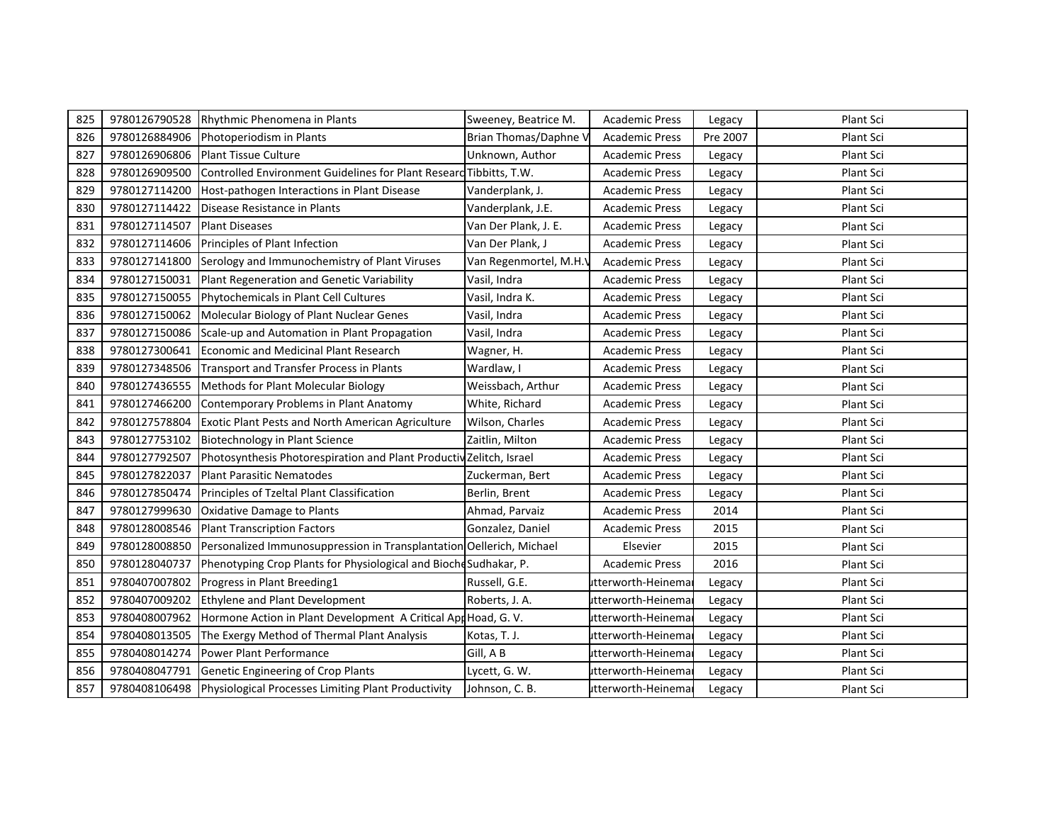| 825 | 9780126790528 | Rhythmic Phenomena in Plants | Sweeney, Beatrice M. | Academic Press | Legacy | Plant Sci |
|---|---|---|---|---|---|---|
| 826 | 9780126884906 | Photoperiodism in Plants | Brian Thomas/Daphne V | Academic Press | Pre 2007 | Plant Sci |
| 827 | 9780126906806 | Plant Tissue Culture | Unknown, Author | Academic Press | Legacy | Plant Sci |
| 828 | 9780126909500 | Controlled Environment Guidelines for Plant Researc | Tibbitts, T.W. | Academic Press | Legacy | Plant Sci |
| 829 | 9780127114200 | Host-pathogen Interactions in Plant Disease | Vanderplank, J. | Academic Press | Legacy | Plant Sci |
| 830 | 9780127114422 | Disease Resistance in Plants | Vanderplank, J.E. | Academic Press | Legacy | Plant Sci |
| 831 | 9780127114507 | Plant Diseases | Van Der Plank, J. E. | Academic Press | Legacy | Plant Sci |
| 832 | 9780127114606 | Principles of Plant Infection | Van Der Plank, J | Academic Press | Legacy | Plant Sci |
| 833 | 9780127141800 | Serology and Immunochemistry of Plant Viruses | Van Regenmortel, M.H.V | Academic Press | Legacy | Plant Sci |
| 834 | 9780127150031 | Plant Regeneration and Genetic Variability | Vasil, Indra | Academic Press | Legacy | Plant Sci |
| 835 | 9780127150055 | Phytochemicals in Plant Cell Cultures | Vasil, Indra K. | Academic Press | Legacy | Plant Sci |
| 836 | 9780127150062 | Molecular Biology of Plant Nuclear Genes | Vasil, Indra | Academic Press | Legacy | Plant Sci |
| 837 | 9780127150086 | Scale-up and Automation in Plant Propagation | Vasil, Indra | Academic Press | Legacy | Plant Sci |
| 838 | 9780127300641 | Economic and Medicinal Plant Research | Wagner, H. | Academic Press | Legacy | Plant Sci |
| 839 | 9780127348506 | Transport and Transfer Process in Plants | Wardlaw, I | Academic Press | Legacy | Plant Sci |
| 840 | 9780127436555 | Methods for Plant Molecular Biology | Weissbach, Arthur | Academic Press | Legacy | Plant Sci |
| 841 | 9780127466200 | Contemporary Problems in Plant Anatomy | White, Richard | Academic Press | Legacy | Plant Sci |
| 842 | 9780127578804 | Exotic Plant Pests and North American Agriculture | Wilson, Charles | Academic Press | Legacy | Plant Sci |
| 843 | 9780127753102 | Biotechnology in Plant Science | Zaitlin, Milton | Academic Press | Legacy | Plant Sci |
| 844 | 9780127792507 | Photosynthesis Photorespiration and Plant Productiv | Zelitch, Israel | Academic Press | Legacy | Plant Sci |
| 845 | 9780127822037 | Plant Parasitic Nematodes | Zuckerman, Bert | Academic Press | Legacy | Plant Sci |
| 846 | 9780127850474 | Principles of Tzeltal Plant Classification | Berlin, Brent | Academic Press | Legacy | Plant Sci |
| 847 | 9780127999630 | Oxidative Damage to Plants | Ahmad, Parvaiz | Academic Press | 2014 | Plant Sci |
| 848 | 9780128008546 | Plant Transcription Factors | Gonzalez, Daniel | Academic Press | 2015 | Plant Sci |
| 849 | 9780128008850 | Personalized Immunosuppression in Transplantation | Oellerich, Michael | Elsevier | 2015 | Plant Sci |
| 850 | 9780128040737 | Phenotyping Crop Plants for Physiological and Bioche | Sudhakar, P. | Academic Press | 2016 | Plant Sci |
| 851 | 9780407007802 | Progress in Plant Breeding1 | Russell, G.E. | utterworth-Heinema | Legacy | Plant Sci |
| 852 | 9780407009202 | Ethylene and Plant Development | Roberts, J. A. | utterworth-Heinema | Legacy | Plant Sci |
| 853 | 9780408007962 | Hormone Action in Plant Development A Critical App | Hoad, G. V. | utterworth-Heinema | Legacy | Plant Sci |
| 854 | 9780408013505 | The Exergy Method of Thermal Plant Analysis | Kotas, T. J. | utterworth-Heinema | Legacy | Plant Sci |
| 855 | 9780408014274 | Power Plant Performance | Gill, A B | utterworth-Heinema | Legacy | Plant Sci |
| 856 | 9780408047791 | Genetic Engineering of Crop Plants | Lycett, G. W. | utterworth-Heinema | Legacy | Plant Sci |
| 857 | 9780408106498 | Physiological Processes Limiting Plant Productivity | Johnson, C. B. | utterworth-Heinema | Legacy | Plant Sci |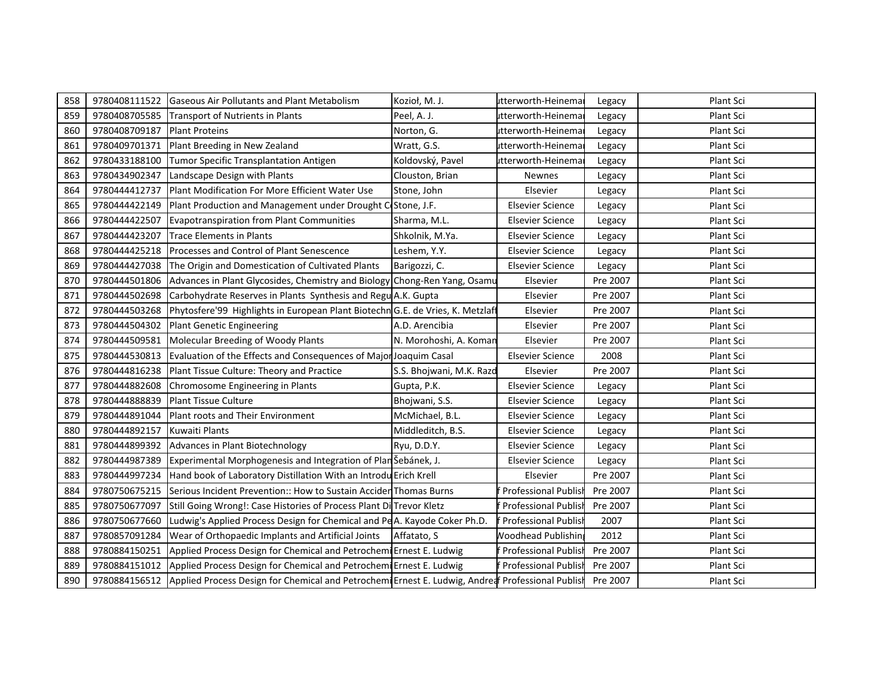| 858 | 9780408111522 | Gaseous Air Pollutants and Plant Metabolism | Kozioł, M. J. | itterworth-Heinemai | Legacy | Plant Sci |
|---|---|---|---|---|---|---|
| 859 | 9780408705585 | Transport of Nutrients in Plants | Peel, A. J. | itterworth-Heinemai | Legacy | Plant Sci |
| 860 | 9780408709187 | Plant Proteins | Norton, G. | itterworth-Heinemai | Legacy | Plant Sci |
| 861 | 9780409701371 | Plant Breeding in New Zealand | Wratt, G.S. | itterworth-Heinemai | Legacy | Plant Sci |
| 862 | 9780433188100 | Tumor Specific Transplantation Antigen | Koldovský, Pavel | itterworth-Heinemai | Legacy | Plant Sci |
| 863 | 9780434902347 | Landscape Design with Plants | Clouston, Brian | Newnes | Legacy | Plant Sci |
| 864 | 9780444412737 | Plant Modification For More Efficient Water Use | Stone, John | Elsevier | Legacy | Plant Sci |
| 865 | 9780444422149 | Plant Production and Management under Drought C | Stone, J.F. | Elsevier Science | Legacy | Plant Sci |
| 866 | 9780444422507 | Evapotranspiration from Plant Communities | Sharma, M.L. | Elsevier Science | Legacy | Plant Sci |
| 867 | 9780444423207 | Trace Elements in Plants | Shkolnik, M.Ya. | Elsevier Science | Legacy | Plant Sci |
| 868 | 9780444425218 | Processes and Control of Plant Senescence | Leshem, Y.Y. | Elsevier Science | Legacy | Plant Sci |
| 869 | 9780444427038 | The Origin and Domestication of Cultivated Plants | Barigozzi, C. | Elsevier Science | Legacy | Plant Sci |
| 870 | 9780444501806 | Advances in Plant Glycosides, Chemistry and Biology | Chong-Ren Yang, Osamu | Elsevier | Pre 2007 | Plant Sci |
| 871 | 9780444502698 | Carbohydrate Reserves in Plants Synthesis and Regu | A.K. Gupta | Elsevier | Pre 2007 | Plant Sci |
| 872 | 9780444503268 | Phytosfere'99 Highlights in European Plant Biotechn | G.E. de Vries, K. Metzlafl | Elsevier | Pre 2007 | Plant Sci |
| 873 | 9780444504302 | Plant Genetic Engineering | A.D. Arencibia | Elsevier | Pre 2007 | Plant Sci |
| 874 | 9780444509581 | Molecular Breeding of Woody Plants | N. Morohoshi, A. Koman | Elsevier | Pre 2007 | Plant Sci |
| 875 | 9780444530813 | Evaluation of the Effects and Consequences of Major | Joaquim Casal | Elsevier Science | 2008 | Plant Sci |
| 876 | 9780444816238 | Plant Tissue Culture: Theory and Practice | S.S. Bhojwani, M.K. Razd | Elsevier | Pre 2007 | Plant Sci |
| 877 | 9780444882608 | Chromosome Engineering in Plants | Gupta, P.K. | Elsevier Science | Legacy | Plant Sci |
| 878 | 9780444888839 | Plant Tissue Culture | Bhojwani, S.S. | Elsevier Science | Legacy | Plant Sci |
| 879 | 9780444891044 | Plant roots and Their Environment | McMichael, B.L. | Elsevier Science | Legacy | Plant Sci |
| 880 | 9780444892157 | Kuwaiti Plants | Middleditch, B.S. | Elsevier Science | Legacy | Plant Sci |
| 881 | 9780444899392 | Advances in Plant Biotechnology | Ryu, D.D.Y. | Elsevier Science | Legacy | Plant Sci |
| 882 | 9780444987389 | Experimental Morphogenesis and Integration of Plan | Šebánek, J. | Elsevier Science | Legacy | Plant Sci |
| 883 | 9780444997234 | Hand book of Laboratory Distillation With an Introdu | Erich Krell | Elsevier | Pre 2007 | Plant Sci |
| 884 | 9780750675215 | Serious Incident Prevention:: How to Sustain Accider | Thomas Burns | f Professional Publisl | Pre 2007 | Plant Sci |
| 885 | 9780750677097 | Still Going Wrong!: Case Histories of Process Plant Di | Trevor Kletz | f Professional Publisl | Pre 2007 | Plant Sci |
| 886 | 9780750677660 | Ludwig's Applied Process Design for Chemical and Pe | A. Kayode Coker Ph.D. | f Professional Publisl | 2007 | Plant Sci |
| 887 | 9780857091284 | Wear of Orthopaedic Implants and Artificial Joints | Affatato, S | Woodhead Publishing | 2012 | Plant Sci |
| 888 | 9780884150251 | Applied Process Design for Chemical and Petrochemi | Ernest E. Ludwig | f Professional Publisl | Pre 2007 | Plant Sci |
| 889 | 9780884151012 | Applied Process Design for Chemical and Petrochemi | Ernest E. Ludwig | f Professional Publisl | Pre 2007 | Plant Sci |
| 890 | 9780884156512 | Applied Process Design for Chemical and Petrochemi | Ernest E. Ludwig, Andrea | f Professional Publisl | Pre 2007 | Plant Sci |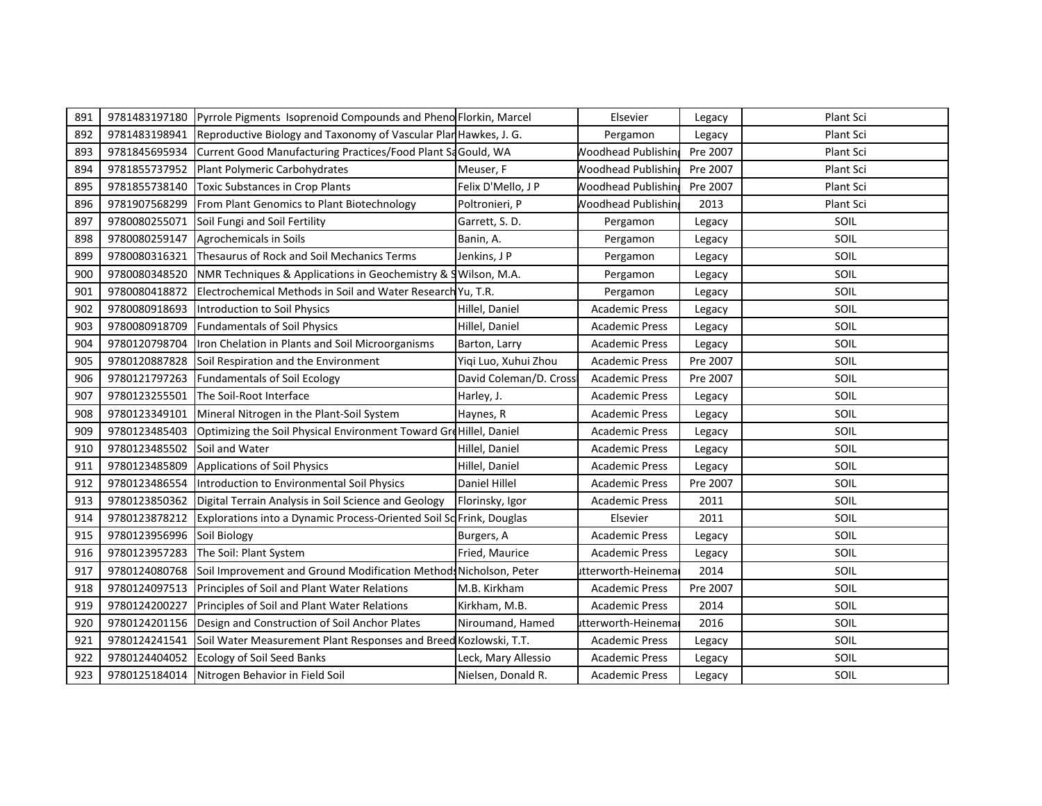| 891 | 9781483197180 | Pyrrole Pigments Isoprenoid Compounds and Pheno | Florkin, Marcel | Elsevier | Legacy | Plant Sci |
|---|---|---|---|---|---|---|
| 892 | 9781483198941 | Reproductive Biology and Taxonomy of Vascular Plar | Hawkes, J. G. | Pergamon | Legacy | Plant Sci |
| 893 | 9781845695934 | Current Good Manufacturing Practices/Food Plant Sa | Gould, WA | Woodhead Publishing | Pre 2007 | Plant Sci |
| 894 | 9781855737952 | Plant Polymeric Carbohydrates | Meuser, F | Woodhead Publishing | Pre 2007 | Plant Sci |
| 895 | 9781855738140 | Toxic Substances in Crop Plants | Felix D'Mello, J P | Woodhead Publishing | Pre 2007 | Plant Sci |
| 896 | 9781907568299 | From Plant Genomics to Plant Biotechnology | Poltronieri, P | Woodhead Publishing | 2013 | Plant Sci |
| 897 | 9780080255071 | Soil Fungi and Soil Fertility | Garrett, S. D. | Pergamon | Legacy | SOIL |
| 898 | 9780080259147 | Agrochemicals in Soils | Banin, A. | Pergamon | Legacy | SOIL |
| 899 | 9780080316321 | Thesaurus of Rock and Soil Mechanics Terms | Jenkins, J P | Pergamon | Legacy | SOIL |
| 900 | 9780080348520 | NMR Techniques & Applications in Geochemistry & S | Wilson, M.A. | Pergamon | Legacy | SOIL |
| 901 | 9780080418872 | Electrochemical Methods in Soil and Water Research | Yu, T.R. | Pergamon | Legacy | SOIL |
| 902 | 9780080918693 | Introduction to Soil Physics | Hillel, Daniel | Academic Press | Legacy | SOIL |
| 903 | 9780080918709 | Fundamentals of Soil Physics | Hillel, Daniel | Academic Press | Legacy | SOIL |
| 904 | 9780120798704 | Iron Chelation in Plants and Soil Microorganisms | Barton, Larry | Academic Press | Legacy | SOIL |
| 905 | 9780120887828 | Soil Respiration and the Environment | Yiqi Luo, Xuhui Zhou | Academic Press | Pre 2007 | SOIL |
| 906 | 9780121797263 | Fundamentals of Soil Ecology | David Coleman/D. Cross | Academic Press | Pre 2007 | SOIL |
| 907 | 9780123255501 | The Soil-Root Interface | Harley, J. | Academic Press | Legacy | SOIL |
| 908 | 9780123349101 | Mineral Nitrogen in the Plant-Soil System | Haynes, R | Academic Press | Legacy | SOIL |
| 909 | 9780123485403 | Optimizing the Soil Physical Environment Toward Gre | Hillel, Daniel | Academic Press | Legacy | SOIL |
| 910 | 9780123485502 | Soil and Water | Hillel, Daniel | Academic Press | Legacy | SOIL |
| 911 | 9780123485809 | Applications of Soil Physics | Hillel, Daniel | Academic Press | Legacy | SOIL |
| 912 | 9780123486554 | Introduction to Environmental Soil Physics | Daniel Hillel | Academic Press | Pre 2007 | SOIL |
| 913 | 9780123850362 | Digital Terrain Analysis in Soil Science and Geology | Florinsky, Igor | Academic Press | 2011 | SOIL |
| 914 | 9780123878212 | Explorations into a Dynamic Process-Oriented Soil Sc | Frink, Douglas | Elsevier | 2011 | SOIL |
| 915 | 9780123956996 | Soil Biology | Burgers, A | Academic Press | Legacy | SOIL |
| 916 | 9780123957283 | The Soil: Plant System | Fried, Maurice | Academic Press | Legacy | SOIL |
| 917 | 9780124080768 | Soil Improvement and Ground Modification Methods | Nicholson, Peter | utterworth-Heinemai | 2014 | SOIL |
| 918 | 9780124097513 | Principles of Soil and Plant Water Relations | M.B. Kirkham | Academic Press | Pre 2007 | SOIL |
| 919 | 9780124200227 | Principles of Soil and Plant Water Relations | Kirkham, M.B. | Academic Press | 2014 | SOIL |
| 920 | 9780124201156 | Design and Construction of Soil Anchor Plates | Niroumand, Hamed | utterworth-Heinemai | 2016 | SOIL |
| 921 | 9780124241541 | Soil Water Measurement Plant Responses and Breed | Kozlowski, T.T. | Academic Press | Legacy | SOIL |
| 922 | 9780124404052 | Ecology of Soil Seed Banks | Leck, Mary Allessio | Academic Press | Legacy | SOIL |
| 923 | 9780125184014 | Nitrogen Behavior in Field Soil | Nielsen, Donald R. | Academic Press | Legacy | SOIL |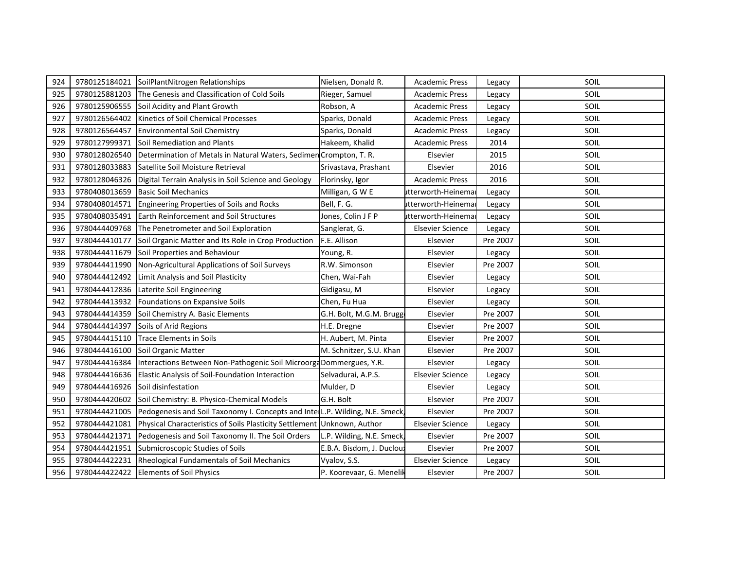| | | | | | | |
|---|---|---|---|---|---|---|
| 924 | 9780125184021 | SoilPlantNitrogen Relationships | Nielsen, Donald R. | Academic Press | Legacy | SOIL |
| 925 | 9780125881203 | The Genesis and Classification of Cold Soils | Rieger, Samuel | Academic Press | Legacy | SOIL |
| 926 | 9780125906555 | Soil Acidity and Plant Growth | Robson, A | Academic Press | Legacy | SOIL |
| 927 | 9780126564402 | Kinetics of Soil Chemical Processes | Sparks, Donald | Academic Press | Legacy | SOIL |
| 928 | 9780126564457 | Environmental Soil Chemistry | Sparks, Donald | Academic Press | Legacy | SOIL |
| 929 | 9780127999371 | Soil Remediation and Plants | Hakeem, Khalid | Academic Press | 2014 | SOIL |
| 930 | 9780128026540 | Determination of Metals in Natural Waters, Sedimen | Crompton, T. R. | Elsevier | 2015 | SOIL |
| 931 | 9780128033883 | Satellite Soil Moisture Retrieval | Srivastava, Prashant | Elsevier | 2016 | SOIL |
| 932 | 9780128046326 | Digital Terrain Analysis in Soil Science and Geology | Florinsky, Igor | Academic Press | 2016 | SOIL |
| 933 | 9780408013659 | Basic Soil Mechanics | Milligan, G W E | utterworth-Heinema | Legacy | SOIL |
| 934 | 9780408014571 | Engineering Properties of Soils and Rocks | Bell, F. G. | utterworth-Heinema | Legacy | SOIL |
| 935 | 9780408035491 | Earth Reinforcement and Soil Structures | Jones, Colin J F P | utterworth-Heinema | Legacy | SOIL |
| 936 | 9780444409768 | The Penetrometer and Soil Exploration | Sanglerat, G. | Elsevier Science | Legacy | SOIL |
| 937 | 9780444410177 | Soil Organic Matter and Its Role in Crop Production | F.E. Allison | Elsevier | Pre 2007 | SOIL |
| 938 | 9780444411679 | Soil Properties and Behaviour | Young, R. | Elsevier | Legacy | SOIL |
| 939 | 9780444411990 | Non-Agricultural Applications of Soil Surveys | R.W. Simonson | Elsevier | Pre 2007 | SOIL |
| 940 | 9780444412492 | Limit Analysis and Soil Plasticity | Chen, Wai-Fah | Elsevier | Legacy | SOIL |
| 941 | 9780444412836 | Laterite Soil Engineering | Gidigasu, M | Elsevier | Legacy | SOIL |
| 942 | 9780444413932 | Foundations on Expansive Soils | Chen, Fu Hua | Elsevier | Legacy | SOIL |
| 943 | 9780444414359 | Soil Chemistry A. Basic Elements | G.H. Bolt, M.G.M. Brugg | Elsevier | Pre 2007 | SOIL |
| 944 | 9780444414397 | Soils of Arid Regions | H.E. Dregne | Elsevier | Pre 2007 | SOIL |
| 945 | 9780444415110 | Trace Elements in Soils | H. Aubert, M. Pinta | Elsevier | Pre 2007 | SOIL |
| 946 | 9780444416100 | Soil Organic Matter | M. Schnitzer, S.U. Khan | Elsevier | Pre 2007 | SOIL |
| 947 | 9780444416384 | Interactions Between Non-Pathogenic Soil Microorga | Dommergues, Y.R. | Elsevier | Legacy | SOIL |
| 948 | 9780444416636 | Elastic Analysis of Soil-Foundation Interaction | Selvadurai, A.P.S. | Elsevier Science | Legacy | SOIL |
| 949 | 9780444416926 | Soil disinfestation | Mulder, D | Elsevier | Legacy | SOIL |
| 950 | 9780444420602 | Soil Chemistry: B. Physico-Chemical Models | G.H. Bolt | Elsevier | Pre 2007 | SOIL |
| 951 | 9780444421005 | Pedogenesis and Soil Taxonomy I. Concepts and Inte | L.P. Wilding, N.E. Smeck, | Elsevier | Pre 2007 | SOIL |
| 952 | 9780444421081 | Physical Characteristics of Soils Plasticity Settlement | Unknown, Author | Elsevier Science | Legacy | SOIL |
| 953 | 9780444421371 | Pedogenesis and Soil Taxonomy II. The Soil Orders | L.P. Wilding, N.E. Smeck, | Elsevier | Pre 2007 | SOIL |
| 954 | 9780444421951 | Submicroscopic Studies of Soils | E.B.A. Bisdom, J. Duclou | Elsevier | Pre 2007 | SOIL |
| 955 | 9780444422231 | Rheological Fundamentals of Soil Mechanics | Vyalov, S.S. | Elsevier Science | Legacy | SOIL |
| 956 | 9780444422422 | Elements of Soil Physics | P. Koorevaar, G. Menelik | Elsevier | Pre 2007 | SOIL |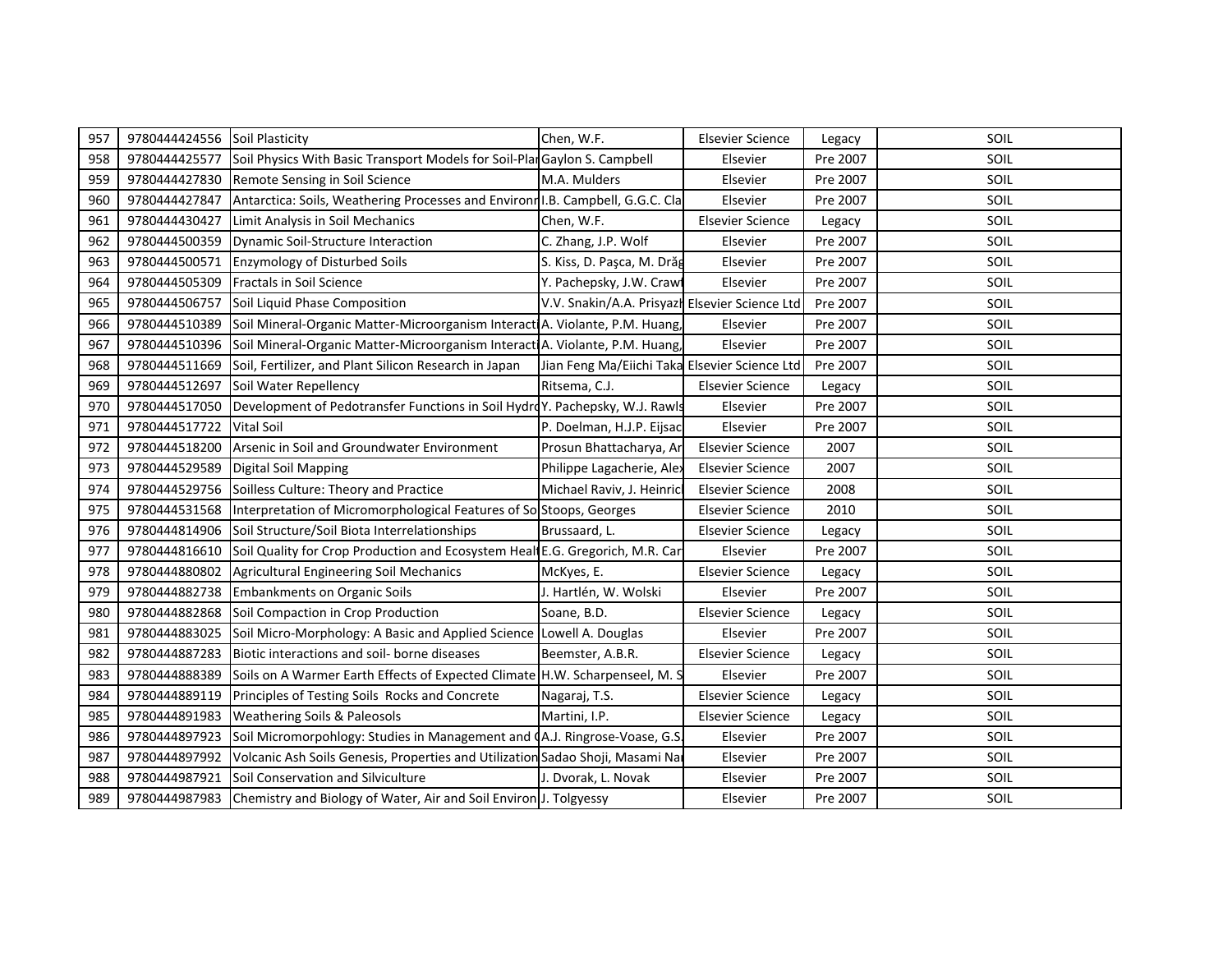| 957 | 9780444424556 | Soil Plasticity | Chen, W.F. | Elsevier Science | Legacy | SOIL |
|---|---|---|---|---|---|---|
| 958 | 9780444425577 | Soil Physics With Basic Transport Models for Soil-Plar | Gaylon S. Campbell | Elsevier | Pre 2007 | SOIL |
| 959 | 9780444427830 | Remote Sensing in Soil Science | M.A. Mulders | Elsevier | Pre 2007 | SOIL |
| 960 | 9780444427847 | Antarctica: Soils, Weathering Processes and Environr | I.B. Campbell, G.G.C. Cla | Elsevier | Pre 2007 | SOIL |
| 961 | 9780444430427 | Limit Analysis in Soil Mechanics | Chen, W.F. | Elsevier Science | Legacy | SOIL |
| 962 | 9780444500359 | Dynamic Soil-Structure Interaction | C. Zhang, J.P. Wolf | Elsevier | Pre 2007 | SOIL |
| 963 | 9780444500571 | Enzymology of Disturbed Soils | S. Kiss, D. Paşca, M. Drăg | Elsevier | Pre 2007 | SOIL |
| 964 | 9780444505309 | Fractals in Soil Science | Y. Pachepsky, J.W. Crawf | Elsevier | Pre 2007 | SOIL |
| 965 | 9780444506757 | Soil Liquid Phase Composition | V.V. Snakin/A.A. Prisyazh | Elsevier Science Ltd | Pre 2007 | SOIL |
| 966 | 9780444510389 | Soil Mineral-Organic Matter-Microorganism Interacti | A. Violante, P.M. Huang, | Elsevier | Pre 2007 | SOIL |
| 967 | 9780444510396 | Soil Mineral-Organic Matter-Microorganism Interacti | A. Violante, P.M. Huang, | Elsevier | Pre 2007 | SOIL |
| 968 | 9780444511669 | Soil, Fertilizer, and Plant Silicon Research in Japan | Jian Feng Ma/Eiichi Taka | Elsevier Science Ltd | Pre 2007 | SOIL |
| 969 | 9780444512697 | Soil Water Repellency | Ritsema, C.J. | Elsevier Science | Legacy | SOIL |
| 970 | 9780444517050 | Development of Pedotransfer Functions in Soil Hydro | Y. Pachepsky, W.J. Rawls | Elsevier | Pre 2007 | SOIL |
| 971 | 9780444517722 | Vital Soil | P. Doelman, H.J.P. Eijsac | Elsevier | Pre 2007 | SOIL |
| 972 | 9780444518200 | Arsenic in Soil and Groundwater Environment | Prosun Bhattacharya, Ar | Elsevier Science | 2007 | SOIL |
| 973 | 9780444529589 | Digital Soil Mapping | Philippe Lagacherie, Alex | Elsevier Science | 2007 | SOIL |
| 974 | 9780444529756 | Soilless Culture: Theory and Practice | Michael Raviv, J. Heinricl | Elsevier Science | 2008 | SOIL |
| 975 | 9780444531568 | Interpretation of Micromorphological Features of So | Stoops, Georges | Elsevier Science | 2010 | SOIL |
| 976 | 9780444814906 | Soil Structure/Soil Biota Interrelationships | Brussaard, L. | Elsevier Science | Legacy | SOIL |
| 977 | 9780444816610 | Soil Quality for Crop Production and Ecosystem Healt | E.G. Gregorich, M.R. Car | Elsevier | Pre 2007 | SOIL |
| 978 | 9780444880802 | Agricultural Engineering Soil Mechanics | McKyes, E. | Elsevier Science | Legacy | SOIL |
| 979 | 9780444882738 | Embankments on Organic Soils | J. Hartlén, W. Wolski | Elsevier | Pre 2007 | SOIL |
| 980 | 9780444882868 | Soil Compaction in Crop Production | Soane, B.D. | Elsevier Science | Legacy | SOIL |
| 981 | 9780444883025 | Soil Micro-Morphology: A Basic and Applied Science | Lowell A. Douglas | Elsevier | Pre 2007 | SOIL |
| 982 | 9780444887283 | Biotic interactions and soil- borne diseases | Beemster, A.B.R. | Elsevier Science | Legacy | SOIL |
| 983 | 9780444888389 | Soils on A Warmer Earth Effects of Expected Climate | H.W. Scharpenseel, M. S | Elsevier | Pre 2007 | SOIL |
| 984 | 9780444889119 | Principles of Testing Soils Rocks and Concrete | Nagaraj, T.S. | Elsevier Science | Legacy | SOIL |
| 985 | 9780444891983 | Weathering Soils & Paleosols | Martini, I.P. | Elsevier Science | Legacy | SOIL |
| 986 | 9780444897923 | Soil Micromorpohlogy: Studies in Management and ( | A.J. Ringrose-Voase, G.S. | Elsevier | Pre 2007 | SOIL |
| 987 | 9780444897992 | Volcanic Ash Soils Genesis, Properties and Utilization | Sadao Shoji, Masami Na | Elsevier | Pre 2007 | SOIL |
| 988 | 9780444987921 | Soil Conservation and Silviculture | J. Dvorak, L. Novak | Elsevier | Pre 2007 | SOIL |
| 989 | 9780444987983 | Chemistry and Biology of Water, Air and Soil Environ | J. Tolgyessy | Elsevier | Pre 2007 | SOIL |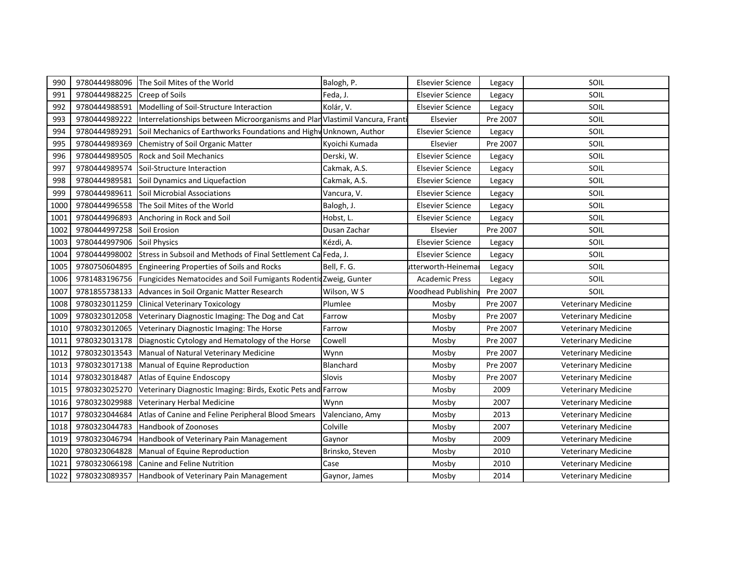| | | | | | | |
|---|---|---|---|---|---|---|
| 990 | 9780444988096 | The Soil Mites of the World | Balogh, P. | Elsevier Science | Legacy | SOIL |
| 991 | 9780444988225 | Creep of Soils | Feda, J. | Elsevier Science | Legacy | SOIL |
| 992 | 9780444988591 | Modelling of Soil-Structure Interaction | Kolár, V. | Elsevier Science | Legacy | SOIL |
| 993 | 9780444989222 | Interrelationships between Microorganisms and Plan | Vlastimil Vancura, Franti | Elsevier | Pre 2007 | SOIL |
| 994 | 9780444989291 | Soil Mechanics of Earthworks Foundations and Highw | Unknown, Author | Elsevier Science | Legacy | SOIL |
| 995 | 9780444989369 | Chemistry of Soil Organic Matter | Kyoichi Kumada | Elsevier | Pre 2007 | SOIL |
| 996 | 9780444989505 | Rock and Soil Mechanics | Derski, W. | Elsevier Science | Legacy | SOIL |
| 997 | 9780444989574 | Soil-Structure Interaction | Cakmak, A.S. | Elsevier Science | Legacy | SOIL |
| 998 | 9780444989581 | Soil Dynamics and Liquefaction | Cakmak, A.S. | Elsevier Science | Legacy | SOIL |
| 999 | 9780444989611 | Soil Microbial Associations | Vancura, V. | Elsevier Science | Legacy | SOIL |
| 1000 | 9780444996558 | The Soil Mites of the World | Balogh, J. | Elsevier Science | Legacy | SOIL |
| 1001 | 9780444996893 | Anchoring in Rock and Soil | Hobst, L. | Elsevier Science | Legacy | SOIL |
| 1002 | 9780444997258 | Soil Erosion | Dusan Zachar | Elsevier | Pre 2007 | SOIL |
| 1003 | 9780444997906 | Soil Physics | Kézdi, A. | Elsevier Science | Legacy | SOIL |
| 1004 | 9780444998002 | Stress in Subsoil and Methods of Final Settlement Ca | Feda, J. | Elsevier Science | Legacy | SOIL |
| 1005 | 9780750604895 | Engineering Properties of Soils and Rocks | Bell, F. G. | utterworth-Heinema | Legacy | SOIL |
| 1006 | 9781483196756 | Fungicides Nematocides and Soil Fumigants Rodentic | Zweig, Gunter | Academic Press | Legacy | SOIL |
| 1007 | 9781855738133 | Advances in Soil Organic Matter Research | Wilson, W S | Woodhead Publishing | Pre 2007 | SOIL |
| 1008 | 9780323011259 | Clinical Veterinary Toxicology | Plumlee | Mosby | Pre 2007 | Veterinary Medicine |
| 1009 | 9780323012058 | Veterinary Diagnostic Imaging: The Dog and Cat | Farrow | Mosby | Pre 2007 | Veterinary Medicine |
| 1010 | 9780323012065 | Veterinary Diagnostic Imaging: The Horse | Farrow | Mosby | Pre 2007 | Veterinary Medicine |
| 1011 | 9780323013178 | Diagnostic Cytology and Hematology of the Horse | Cowell | Mosby | Pre 2007 | Veterinary Medicine |
| 1012 | 9780323013543 | Manual of Natural Veterinary Medicine | Wynn | Mosby | Pre 2007 | Veterinary Medicine |
| 1013 | 9780323017138 | Manual of Equine Reproduction | Blanchard | Mosby | Pre 2007 | Veterinary Medicine |
| 1014 | 9780323018487 | Atlas of Equine Endoscopy | Slovis | Mosby | Pre 2007 | Veterinary Medicine |
| 1015 | 9780323025270 | Veterinary Diagnostic Imaging: Birds, Exotic Pets and | Farrow | Mosby | 2009 | Veterinary Medicine |
| 1016 | 9780323029988 | Veterinary Herbal Medicine | Wynn | Mosby | 2007 | Veterinary Medicine |
| 1017 | 9780323044684 | Atlas of Canine and Feline Peripheral Blood Smears | Valenciano, Amy | Mosby | 2013 | Veterinary Medicine |
| 1018 | 9780323044783 | Handbook of Zoonoses | Colville | Mosby | 2007 | Veterinary Medicine |
| 1019 | 9780323046794 | Handbook of Veterinary Pain Management | Gaynor | Mosby | 2009 | Veterinary Medicine |
| 1020 | 9780323064828 | Manual of Equine Reproduction | Brinsko, Steven | Mosby | 2010 | Veterinary Medicine |
| 1021 | 9780323066198 | Canine and Feline Nutrition | Case | Mosby | 2010 | Veterinary Medicine |
| 1022 | 9780323089357 | Handbook of Veterinary Pain Management | Gaynor, James | Mosby | 2014 | Veterinary Medicine |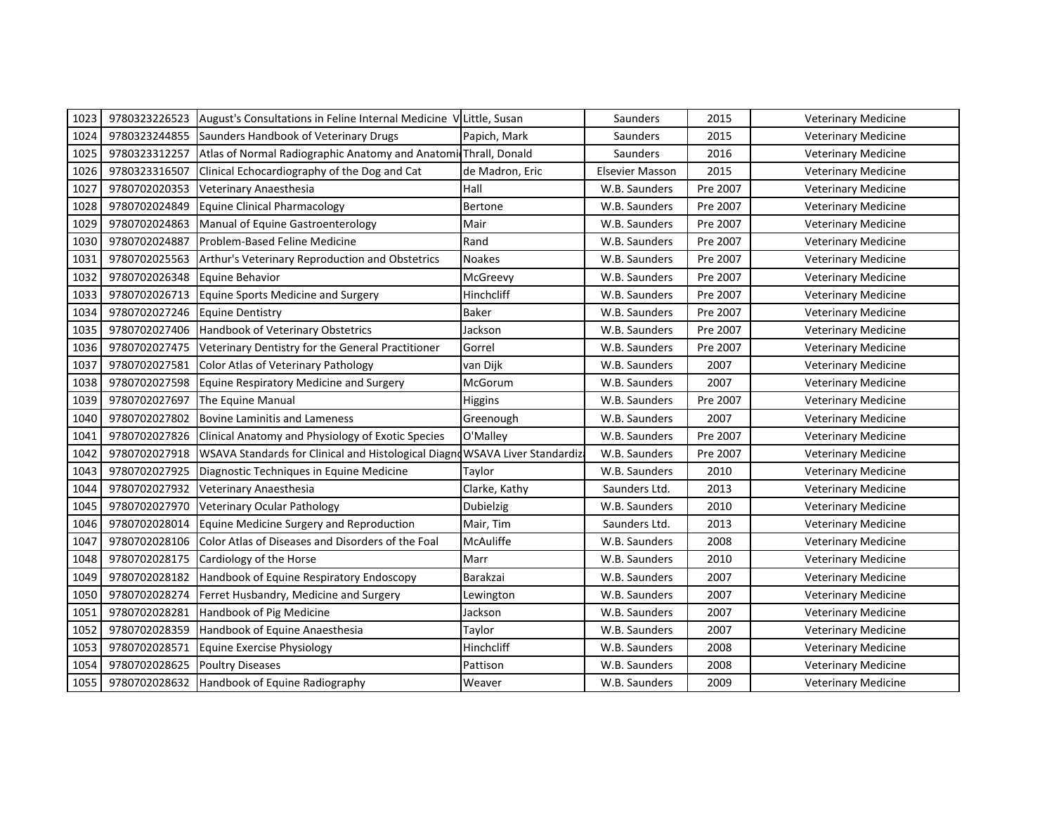| 1023 | 9780323226523 | August's Consultations in Feline Internal Medicine V | Little, Susan | Saunders | 2015 | Veterinary Medicine |
|---|---|---|---|---|---|---|
| 1024 | 9780323244855 | Saunders Handbook of Veterinary Drugs | Papich, Mark | Saunders | 2015 | Veterinary Medicine |
| 1025 | 9780323312257 | Atlas of Normal Radiographic Anatomy and Anatomic | Thrall, Donald | Saunders | 2016 | Veterinary Medicine |
| 1026 | 9780323316507 | Clinical Echocardiography of the Dog and Cat | de Madron, Eric | Elsevier Masson | 2015 | Veterinary Medicine |
| 1027 | 9780702020353 | Veterinary Anaesthesia | Hall | W.B. Saunders | Pre 2007 | Veterinary Medicine |
| 1028 | 9780702024849 | Equine Clinical Pharmacology | Bertone | W.B. Saunders | Pre 2007 | Veterinary Medicine |
| 1029 | 9780702024863 | Manual of Equine Gastroenterology | Mair | W.B. Saunders | Pre 2007 | Veterinary Medicine |
| 1030 | 9780702024887 | Problem-Based Feline Medicine | Rand | W.B. Saunders | Pre 2007 | Veterinary Medicine |
| 1031 | 9780702025563 | Arthur's Veterinary Reproduction and Obstetrics | Noakes | W.B. Saunders | Pre 2007 | Veterinary Medicine |
| 1032 | 9780702026348 | Equine Behavior | McGreevy | W.B. Saunders | Pre 2007 | Veterinary Medicine |
| 1033 | 9780702026713 | Equine Sports Medicine and Surgery | Hinchcliff | W.B. Saunders | Pre 2007 | Veterinary Medicine |
| 1034 | 9780702027246 | Equine Dentistry | Baker | W.B. Saunders | Pre 2007 | Veterinary Medicine |
| 1035 | 9780702027406 | Handbook of Veterinary Obstetrics | Jackson | W.B. Saunders | Pre 2007 | Veterinary Medicine |
| 1036 | 9780702027475 | Veterinary Dentistry for the General Practitioner | Gorrel | W.B. Saunders | Pre 2007 | Veterinary Medicine |
| 1037 | 9780702027581 | Color Atlas of Veterinary Pathology | van Dijk | W.B. Saunders | 2007 | Veterinary Medicine |
| 1038 | 9780702027598 | Equine Respiratory Medicine and Surgery | McGorum | W.B. Saunders | 2007 | Veterinary Medicine |
| 1039 | 9780702027697 | The Equine Manual | Higgins | W.B. Saunders | Pre 2007 | Veterinary Medicine |
| 1040 | 9780702027802 | Bovine Laminitis and Lameness | Greenough | W.B. Saunders | 2007 | Veterinary Medicine |
| 1041 | 9780702027826 | Clinical Anatomy and Physiology of Exotic Species | O'Malley | W.B. Saunders | Pre 2007 | Veterinary Medicine |
| 1042 | 9780702027918 | WSAVA Standards for Clinical and Histological Diagno | WSAVA Liver Standardiz | W.B. Saunders | Pre 2007 | Veterinary Medicine |
| 1043 | 9780702027925 | Diagnostic Techniques in Equine Medicine | Taylor | W.B. Saunders | 2010 | Veterinary Medicine |
| 1044 | 9780702027932 | Veterinary Anaesthesia | Clarke, Kathy | Saunders Ltd. | 2013 | Veterinary Medicine |
| 1045 | 9780702027970 | Veterinary Ocular Pathology | Dubielzig | W.B. Saunders | 2010 | Veterinary Medicine |
| 1046 | 9780702028014 | Equine Medicine Surgery and Reproduction | Mair, Tim | Saunders Ltd. | 2013 | Veterinary Medicine |
| 1047 | 9780702028106 | Color Atlas of Diseases and Disorders of the Foal | McAuliffe | W.B. Saunders | 2008 | Veterinary Medicine |
| 1048 | 9780702028175 | Cardiology of the Horse | Marr | W.B. Saunders | 2010 | Veterinary Medicine |
| 1049 | 9780702028182 | Handbook of Equine Respiratory Endoscopy | Barakzai | W.B. Saunders | 2007 | Veterinary Medicine |
| 1050 | 9780702028274 | Ferret Husbandry, Medicine and Surgery | Lewington | W.B. Saunders | 2007 | Veterinary Medicine |
| 1051 | 9780702028281 | Handbook of Pig Medicine | Jackson | W.B. Saunders | 2007 | Veterinary Medicine |
| 1052 | 9780702028359 | Handbook of Equine Anaesthesia | Taylor | W.B. Saunders | 2007 | Veterinary Medicine |
| 1053 | 9780702028571 | Equine Exercise Physiology | Hinchcliff | W.B. Saunders | 2008 | Veterinary Medicine |
| 1054 | 9780702028625 | Poultry Diseases | Pattison | W.B. Saunders | 2008 | Veterinary Medicine |
| 1055 | 9780702028632 | Handbook of Equine Radiography | Weaver | W.B. Saunders | 2009 | Veterinary Medicine |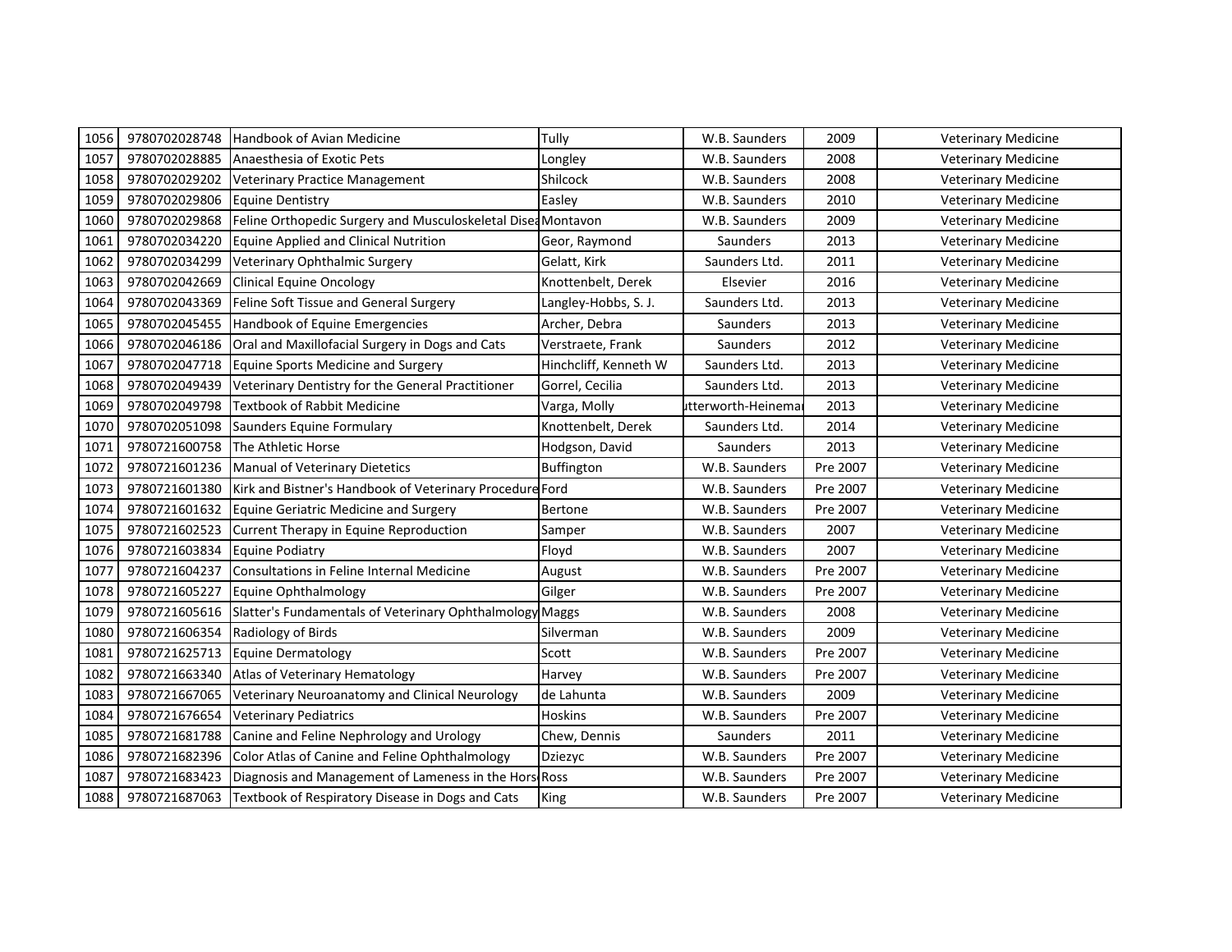| 1056 | 9780702028748 | Handbook of Avian Medicine | Tully | W.B. Saunders | 2009 | Veterinary Medicine |
|---|---|---|---|---|---|---|
| 1057 | 9780702028885 | Anaesthesia of Exotic Pets | Longley | W.B. Saunders | 2008 | Veterinary Medicine |
| 1058 | 9780702029202 | Veterinary Practice Management | Shilcock | W.B. Saunders | 2008 | Veterinary Medicine |
| 1059 | 9780702029806 | Equine Dentistry | Easley | W.B. Saunders | 2010 | Veterinary Medicine |
| 1060 | 9780702029868 | Feline Orthopedic Surgery and Musculoskeletal Disea | Montavon | W.B. Saunders | 2009 | Veterinary Medicine |
| 1061 | 9780702034220 | Equine Applied and Clinical Nutrition | Geor, Raymond | Saunders | 2013 | Veterinary Medicine |
| 1062 | 9780702034299 | Veterinary Ophthalmic Surgery | Gelatt, Kirk | Saunders Ltd. | 2011 | Veterinary Medicine |
| 1063 | 9780702042669 | Clinical Equine Oncology | Knottenbelt, Derek | Elsevier | 2016 | Veterinary Medicine |
| 1064 | 9780702043369 | Feline Soft Tissue and General Surgery | Langley-Hobbs, S. J. | Saunders Ltd. | 2013 | Veterinary Medicine |
| 1065 | 9780702045455 | Handbook of Equine Emergencies | Archer, Debra | Saunders | 2013 | Veterinary Medicine |
| 1066 | 9780702046186 | Oral and Maxillofacial Surgery in Dogs and Cats | Verstraete, Frank | Saunders | 2012 | Veterinary Medicine |
| 1067 | 9780702047718 | Equine Sports Medicine and Surgery | Hinchcliff, Kenneth W | Saunders Ltd. | 2013 | Veterinary Medicine |
| 1068 | 9780702049439 | Veterinary Dentistry for the General Practitioner | Gorrel, Cecilia | Saunders Ltd. | 2013 | Veterinary Medicine |
| 1069 | 9780702049798 | Textbook of Rabbit Medicine | Varga, Molly | utterworth-Heineman | 2013 | Veterinary Medicine |
| 1070 | 9780702051098 | Saunders Equine Formulary | Knottenbelt, Derek | Saunders Ltd. | 2014 | Veterinary Medicine |
| 1071 | 9780721600758 | The Athletic Horse | Hodgson, David | Saunders | 2013 | Veterinary Medicine |
| 1072 | 9780721601236 | Manual of Veterinary Dietetics | Buffington | W.B. Saunders | Pre 2007 | Veterinary Medicine |
| 1073 | 9780721601380 | Kirk and Bistner's Handbook of Veterinary Procedure | Ford | W.B. Saunders | Pre 2007 | Veterinary Medicine |
| 1074 | 9780721601632 | Equine Geriatric Medicine and Surgery | Bertone | W.B. Saunders | Pre 2007 | Veterinary Medicine |
| 1075 | 9780721602523 | Current Therapy in Equine Reproduction | Samper | W.B. Saunders | 2007 | Veterinary Medicine |
| 1076 | 9780721603834 | Equine Podiatry | Floyd | W.B. Saunders | 2007 | Veterinary Medicine |
| 1077 | 9780721604237 | Consultations in Feline Internal Medicine | August | W.B. Saunders | Pre 2007 | Veterinary Medicine |
| 1078 | 9780721605227 | Equine Ophthalmology | Gilger | W.B. Saunders | Pre 2007 | Veterinary Medicine |
| 1079 | 9780721605616 | Slatter's Fundamentals of Veterinary Ophthalmology | Maggs | W.B. Saunders | 2008 | Veterinary Medicine |
| 1080 | 9780721606354 | Radiology of Birds | Silverman | W.B. Saunders | 2009 | Veterinary Medicine |
| 1081 | 9780721625713 | Equine Dermatology | Scott | W.B. Saunders | Pre 2007 | Veterinary Medicine |
| 1082 | 9780721663340 | Atlas of Veterinary Hematology | Harvey | W.B. Saunders | Pre 2007 | Veterinary Medicine |
| 1083 | 9780721667065 | Veterinary Neuroanatomy and Clinical Neurology | de Lahunta | W.B. Saunders | 2009 | Veterinary Medicine |
| 1084 | 9780721676654 | Veterinary Pediatrics | Hoskins | W.B. Saunders | Pre 2007 | Veterinary Medicine |
| 1085 | 9780721681788 | Canine and Feline Nephrology and Urology | Chew, Dennis | Saunders | 2011 | Veterinary Medicine |
| 1086 | 9780721682396 | Color Atlas of Canine and Feline Ophthalmology | Dziezyc | W.B. Saunders | Pre 2007 | Veterinary Medicine |
| 1087 | 9780721683423 | Diagnosis and Management of Lameness in the Hors | Ross | W.B. Saunders | Pre 2007 | Veterinary Medicine |
| 1088 | 9780721687063 | Textbook of Respiratory Disease in Dogs and Cats | King | W.B. Saunders | Pre 2007 | Veterinary Medicine |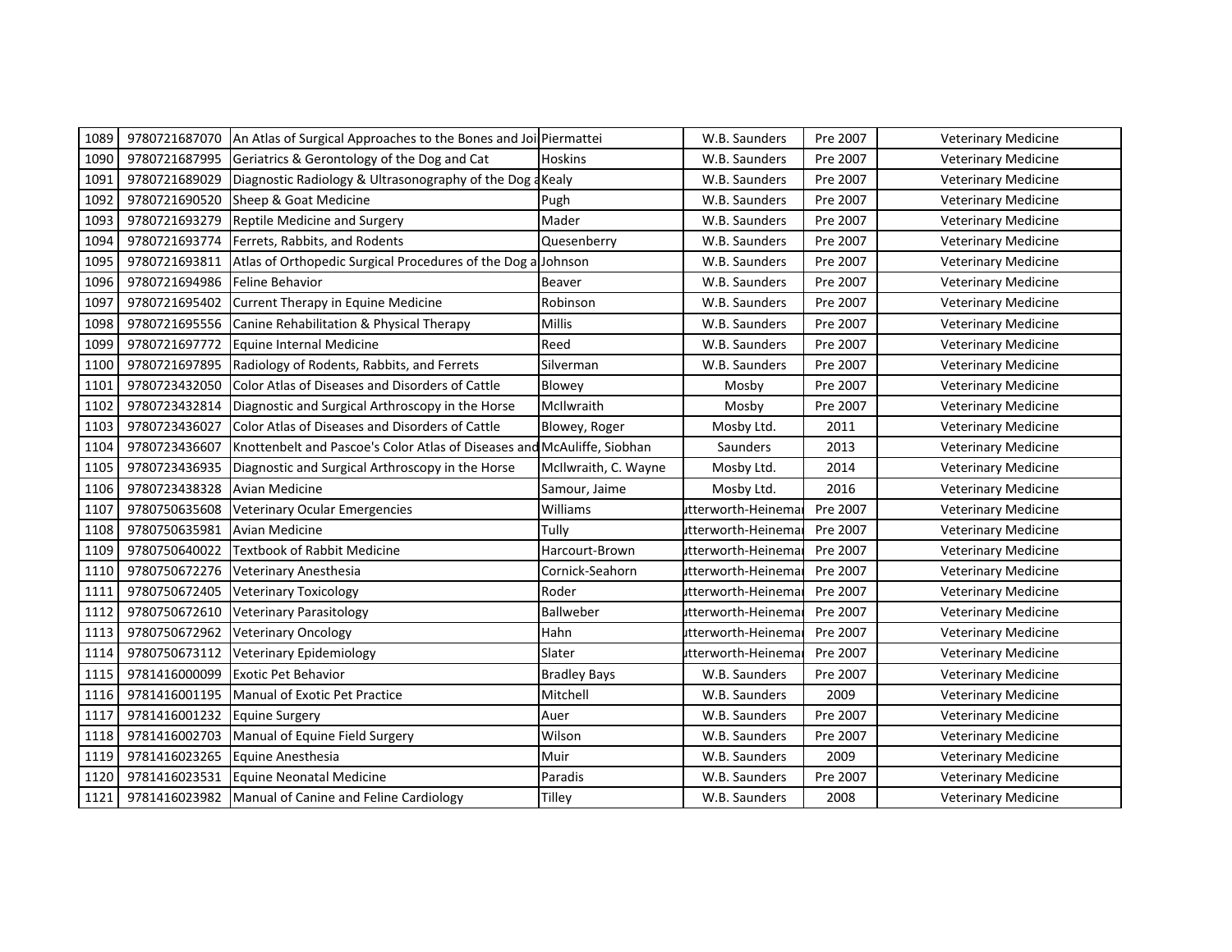| 1089 | 9780721687070 | An Atlas of Surgical Approaches to the Bones and Joi | Piermattei | W.B. Saunders | Pre 2007 | Veterinary Medicine |
|---|---|---|---|---|---|---|
| 1090 | 9780721687995 | Geriatrics & Gerontology of the Dog and Cat | Hoskins | W.B. Saunders | Pre 2007 | Veterinary Medicine |
| 1091 | 9780721689029 | Diagnostic Radiology & Ultrasonography of the Dog a | Kealy | W.B. Saunders | Pre 2007 | Veterinary Medicine |
| 1092 | 9780721690520 | Sheep & Goat Medicine | Pugh | W.B. Saunders | Pre 2007 | Veterinary Medicine |
| 1093 | 9780721693279 | Reptile Medicine and Surgery | Mader | W.B. Saunders | Pre 2007 | Veterinary Medicine |
| 1094 | 9780721693774 | Ferrets, Rabbits, and Rodents | Quesenberry | W.B. Saunders | Pre 2007 | Veterinary Medicine |
| 1095 | 9780721693811 | Atlas of Orthopedic Surgical Procedures of the Dog a | Johnson | W.B. Saunders | Pre 2007 | Veterinary Medicine |
| 1096 | 9780721694986 | Feline Behavior | Beaver | W.B. Saunders | Pre 2007 | Veterinary Medicine |
| 1097 | 9780721695402 | Current Therapy in Equine Medicine | Robinson | W.B. Saunders | Pre 2007 | Veterinary Medicine |
| 1098 | 9780721695556 | Canine Rehabilitation & Physical Therapy | Millis | W.B. Saunders | Pre 2007 | Veterinary Medicine |
| 1099 | 9780721697772 | Equine Internal Medicine | Reed | W.B. Saunders | Pre 2007 | Veterinary Medicine |
| 1100 | 9780721697895 | Radiology of Rodents, Rabbits, and Ferrets | Silverman | W.B. Saunders | Pre 2007 | Veterinary Medicine |
| 1101 | 9780723432050 | Color Atlas of Diseases and Disorders of Cattle | Blowey | Mosby | Pre 2007 | Veterinary Medicine |
| 1102 | 9780723432814 | Diagnostic and Surgical Arthroscopy in the Horse | McIlwraith | Mosby | Pre 2007 | Veterinary Medicine |
| 1103 | 9780723436027 | Color Atlas of Diseases and Disorders of Cattle | Blowey, Roger | Mosby Ltd. | 2011 | Veterinary Medicine |
| 1104 | 9780723436607 | Knottenbelt and Pascoe's Color Atlas of Diseases and | McAuliffe, Siobhan | Saunders | 2013 | Veterinary Medicine |
| 1105 | 9780723436935 | Diagnostic and Surgical Arthroscopy in the Horse | McIlwraith, C. Wayne | Mosby Ltd. | 2014 | Veterinary Medicine |
| 1106 | 9780723438328 | Avian Medicine | Samour, Jaime | Mosby Ltd. | 2016 | Veterinary Medicine |
| 1107 | 9780750635608 | Veterinary Ocular Emergencies | Williams | utterworth-Heinemar | Pre 2007 | Veterinary Medicine |
| 1108 | 9780750635981 | Avian Medicine | Tully | utterworth-Heinemar | Pre 2007 | Veterinary Medicine |
| 1109 | 9780750640022 | Textbook of Rabbit Medicine | Harcourt-Brown | utterworth-Heinemar | Pre 2007 | Veterinary Medicine |
| 1110 | 9780750672276 | Veterinary Anesthesia | Cornick-Seahorn | utterworth-Heinemar | Pre 2007 | Veterinary Medicine |
| 1111 | 9780750672405 | Veterinary Toxicology | Roder | utterworth-Heinemar | Pre 2007 | Veterinary Medicine |
| 1112 | 9780750672610 | Veterinary Parasitology | Ballweber | utterworth-Heinemar | Pre 2007 | Veterinary Medicine |
| 1113 | 9780750672962 | Veterinary Oncology | Hahn | utterworth-Heinemar | Pre 2007 | Veterinary Medicine |
| 1114 | 9780750673112 | Veterinary Epidemiology | Slater | utterworth-Heinemar | Pre 2007 | Veterinary Medicine |
| 1115 | 9781416000099 | Exotic Pet Behavior | Bradley Bays | W.B. Saunders | Pre 2007 | Veterinary Medicine |
| 1116 | 9781416001195 | Manual of Exotic Pet Practice | Mitchell | W.B. Saunders | 2009 | Veterinary Medicine |
| 1117 | 9781416001232 | Equine Surgery | Auer | W.B. Saunders | Pre 2007 | Veterinary Medicine |
| 1118 | 9781416002703 | Manual of Equine Field Surgery | Wilson | W.B. Saunders | Pre 2007 | Veterinary Medicine |
| 1119 | 9781416023265 | Equine Anesthesia | Muir | W.B. Saunders | 2009 | Veterinary Medicine |
| 1120 | 9781416023531 | Equine Neonatal Medicine | Paradis | W.B. Saunders | Pre 2007 | Veterinary Medicine |
| 1121 | 9781416023982 | Manual of Canine and Feline Cardiology | Tilley | W.B. Saunders | 2008 | Veterinary Medicine |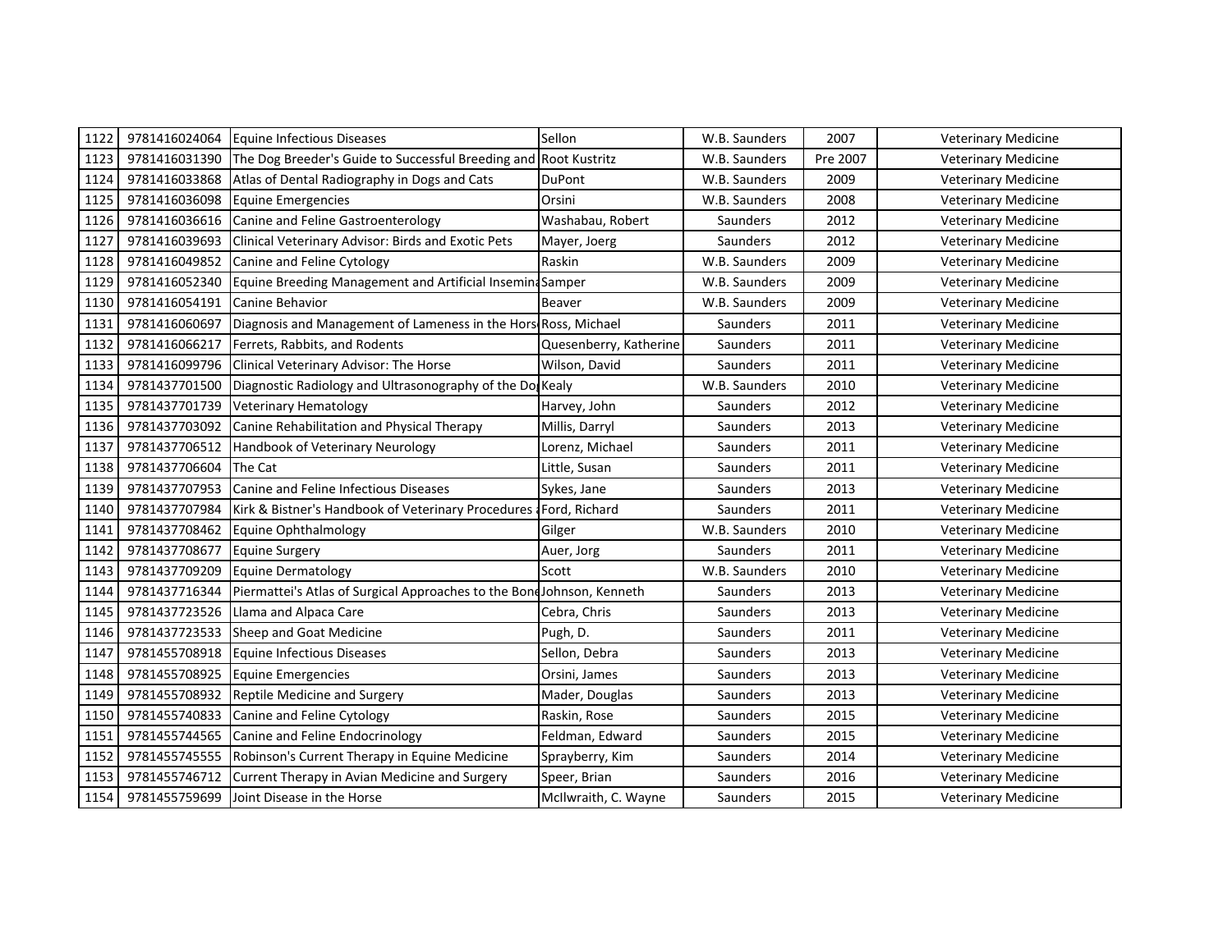| 1122 | 9781416024064 | Equine Infectious Diseases | Sellon | W.B. Saunders | 2007 | Veterinary Medicine |
|---|---|---|---|---|---|---|
| 1123 | 9781416031390 | The Dog Breeder's Guide to Successful Breeding and | Root Kustritz | W.B. Saunders | Pre 2007 | Veterinary Medicine |
| 1124 | 9781416033868 | Atlas of Dental Radiography in Dogs and Cats | DuPont | W.B. Saunders | 2009 | Veterinary Medicine |
| 1125 | 9781416036098 | Equine Emergencies | Orsini | W.B. Saunders | 2008 | Veterinary Medicine |
| 1126 | 9781416036616 | Canine and Feline Gastroenterology | Washabau, Robert | Saunders | 2012 | Veterinary Medicine |
| 1127 | 9781416039693 | Clinical Veterinary Advisor: Birds and Exotic Pets | Mayer, Joerg | Saunders | 2012 | Veterinary Medicine |
| 1128 | 9781416049852 | Canine and Feline Cytology | Raskin | W.B. Saunders | 2009 | Veterinary Medicine |
| 1129 | 9781416052340 | Equine Breeding Management and Artificial Insemina | Samper | W.B. Saunders | 2009 | Veterinary Medicine |
| 1130 | 9781416054191 | Canine Behavior | Beaver | W.B. Saunders | 2009 | Veterinary Medicine |
| 1131 | 9781416060697 | Diagnosis and Management of Lameness in the Hors | Ross, Michael | Saunders | 2011 | Veterinary Medicine |
| 1132 | 9781416066217 | Ferrets, Rabbits, and Rodents | Quesenberry, Katherine | Saunders | 2011 | Veterinary Medicine |
| 1133 | 9781416099796 | Clinical Veterinary Advisor: The Horse | Wilson, David | Saunders | 2011 | Veterinary Medicine |
| 1134 | 9781437701500 | Diagnostic Radiology and Ultrasonography of the Do | Kealy | W.B. Saunders | 2010 | Veterinary Medicine |
| 1135 | 9781437701739 | Veterinary Hematology | Harvey, John | Saunders | 2012 | Veterinary Medicine |
| 1136 | 9781437703092 | Canine Rehabilitation and Physical Therapy | Millis, Darryl | Saunders | 2013 | Veterinary Medicine |
| 1137 | 9781437706512 | Handbook of Veterinary Neurology | Lorenz, Michael | Saunders | 2011 | Veterinary Medicine |
| 1138 | 9781437706604 | The Cat | Little, Susan | Saunders | 2011 | Veterinary Medicine |
| 1139 | 9781437707953 | Canine and Feline Infectious Diseases | Sykes, Jane | Saunders | 2013 | Veterinary Medicine |
| 1140 | 9781437707984 | Kirk & Bistner's Handbook of Veterinary Procedures | Ford, Richard | Saunders | 2011 | Veterinary Medicine |
| 1141 | 9781437708462 | Equine Ophthalmology | Gilger | W.B. Saunders | 2010 | Veterinary Medicine |
| 1142 | 9781437708677 | Equine Surgery | Auer, Jorg | Saunders | 2011 | Veterinary Medicine |
| 1143 | 9781437709209 | Equine Dermatology | Scott | W.B. Saunders | 2010 | Veterinary Medicine |
| 1144 | 9781437716344 | Piermattei's Atlas of Surgical Approaches to the Bon | Johnson, Kenneth | Saunders | 2013 | Veterinary Medicine |
| 1145 | 9781437723526 | Llama and Alpaca Care | Cebra, Chris | Saunders | 2013 | Veterinary Medicine |
| 1146 | 9781437723533 | Sheep and Goat Medicine | Pugh, D. | Saunders | 2011 | Veterinary Medicine |
| 1147 | 9781455708918 | Equine Infectious Diseases | Sellon, Debra | Saunders | 2013 | Veterinary Medicine |
| 1148 | 9781455708925 | Equine Emergencies | Orsini, James | Saunders | 2013 | Veterinary Medicine |
| 1149 | 9781455708932 | Reptile Medicine and Surgery | Mader, Douglas | Saunders | 2013 | Veterinary Medicine |
| 1150 | 9781455740833 | Canine and Feline Cytology | Raskin, Rose | Saunders | 2015 | Veterinary Medicine |
| 1151 | 9781455744565 | Canine and Feline Endocrinology | Feldman, Edward | Saunders | 2015 | Veterinary Medicine |
| 1152 | 9781455745555 | Robinson's Current Therapy in Equine Medicine | Sprayberry, Kim | Saunders | 2014 | Veterinary Medicine |
| 1153 | 9781455746712 | Current Therapy in Avian Medicine and Surgery | Speer, Brian | Saunders | 2016 | Veterinary Medicine |
| 1154 | 9781455759699 | Joint Disease in the Horse | McIlwraith, C. Wayne | Saunders | 2015 | Veterinary Medicine |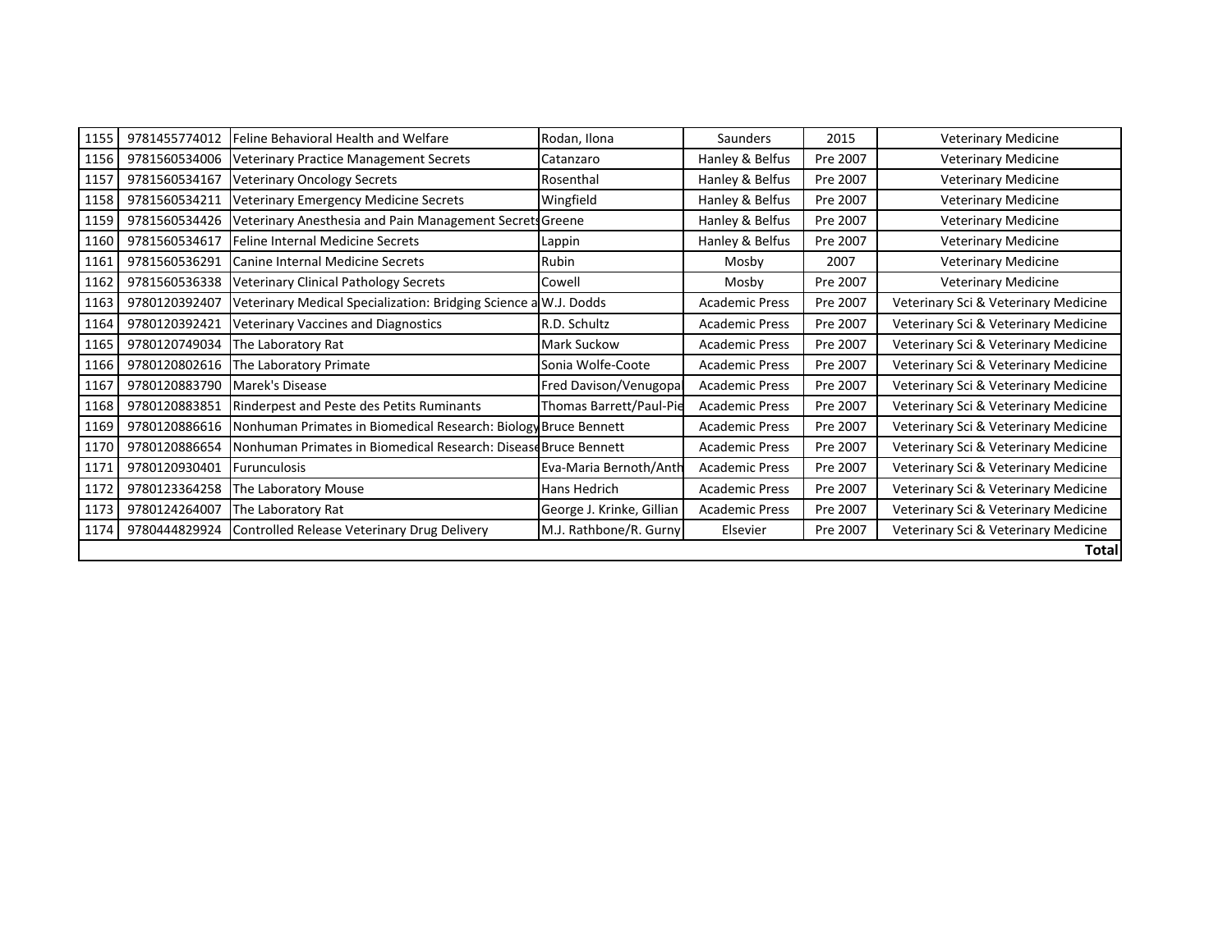| | | | | | | |
|---|---|---|---|---|---|---|
| 1155 | 9781455774012 | Feline Behavioral Health and Welfare | Rodan, Ilona | Saunders | 2015 | Veterinary Medicine |
| 1156 | 9781560534006 | Veterinary Practice Management Secrets | Catanzaro | Hanley & Belfus | Pre 2007 | Veterinary Medicine |
| 1157 | 9781560534167 | Veterinary Oncology Secrets | Rosenthal | Hanley & Belfus | Pre 2007 | Veterinary Medicine |
| 1158 | 9781560534211 | Veterinary Emergency Medicine Secrets | Wingfield | Hanley & Belfus | Pre 2007 | Veterinary Medicine |
| 1159 | 9781560534426 | Veterinary Anesthesia and Pain Management Secrets | Greene | Hanley & Belfus | Pre 2007 | Veterinary Medicine |
| 1160 | 9781560534617 | Feline Internal Medicine Secrets | Lappin | Hanley & Belfus | Pre 2007 | Veterinary Medicine |
| 1161 | 9781560536291 | Canine Internal Medicine Secrets | Rubin | Mosby | 2007 | Veterinary Medicine |
| 1162 | 9781560536338 | Veterinary Clinical Pathology Secrets | Cowell | Mosby | Pre 2007 | Veterinary Medicine |
| 1163 | 9780120392407 | Veterinary Medical Specialization: Bridging Science a | W.J. Dodds | Academic Press | Pre 2007 | Veterinary Sci & Veterinary Medicine |
| 1164 | 9780120392421 | Veterinary Vaccines and Diagnostics | R.D. Schultz | Academic Press | Pre 2007 | Veterinary Sci & Veterinary Medicine |
| 1165 | 9780120749034 | The Laboratory Rat | Mark Suckow | Academic Press | Pre 2007 | Veterinary Sci & Veterinary Medicine |
| 1166 | 9780120802616 | The Laboratory Primate | Sonia Wolfe-Coote | Academic Press | Pre 2007 | Veterinary Sci & Veterinary Medicine |
| 1167 | 9780120883790 | Marek's Disease | Fred Davison/Venugopa | Academic Press | Pre 2007 | Veterinary Sci & Veterinary Medicine |
| 1168 | 9780120883851 | Rinderpest and Peste des Petits Ruminants | Thomas Barrett/Paul-Pie | Academic Press | Pre 2007 | Veterinary Sci & Veterinary Medicine |
| 1169 | 9780120886616 | Nonhuman Primates in Biomedical Research: Biology | Bruce Bennett | Academic Press | Pre 2007 | Veterinary Sci & Veterinary Medicine |
| 1170 | 9780120886654 | Nonhuman Primates in Biomedical Research: Disease | Bruce Bennett | Academic Press | Pre 2007 | Veterinary Sci & Veterinary Medicine |
| 1171 | 9780120930401 | Furunculosis | Eva-Maria Bernoth/Anth | Academic Press | Pre 2007 | Veterinary Sci & Veterinary Medicine |
| 1172 | 9780123364258 | The Laboratory Mouse | Hans Hedrich | Academic Press | Pre 2007 | Veterinary Sci & Veterinary Medicine |
| 1173 | 9780124264007 | The Laboratory Rat | George J. Krinke, Gillian | Academic Press | Pre 2007 | Veterinary Sci & Veterinary Medicine |
| 1174 | 9780444829924 | Controlled Release Veterinary Drug Delivery | M.J. Rathbone/R. Gurny | Elsevier | Pre 2007 | Veterinary Sci & Veterinary Medicine |
| | | | | | | **Total** |